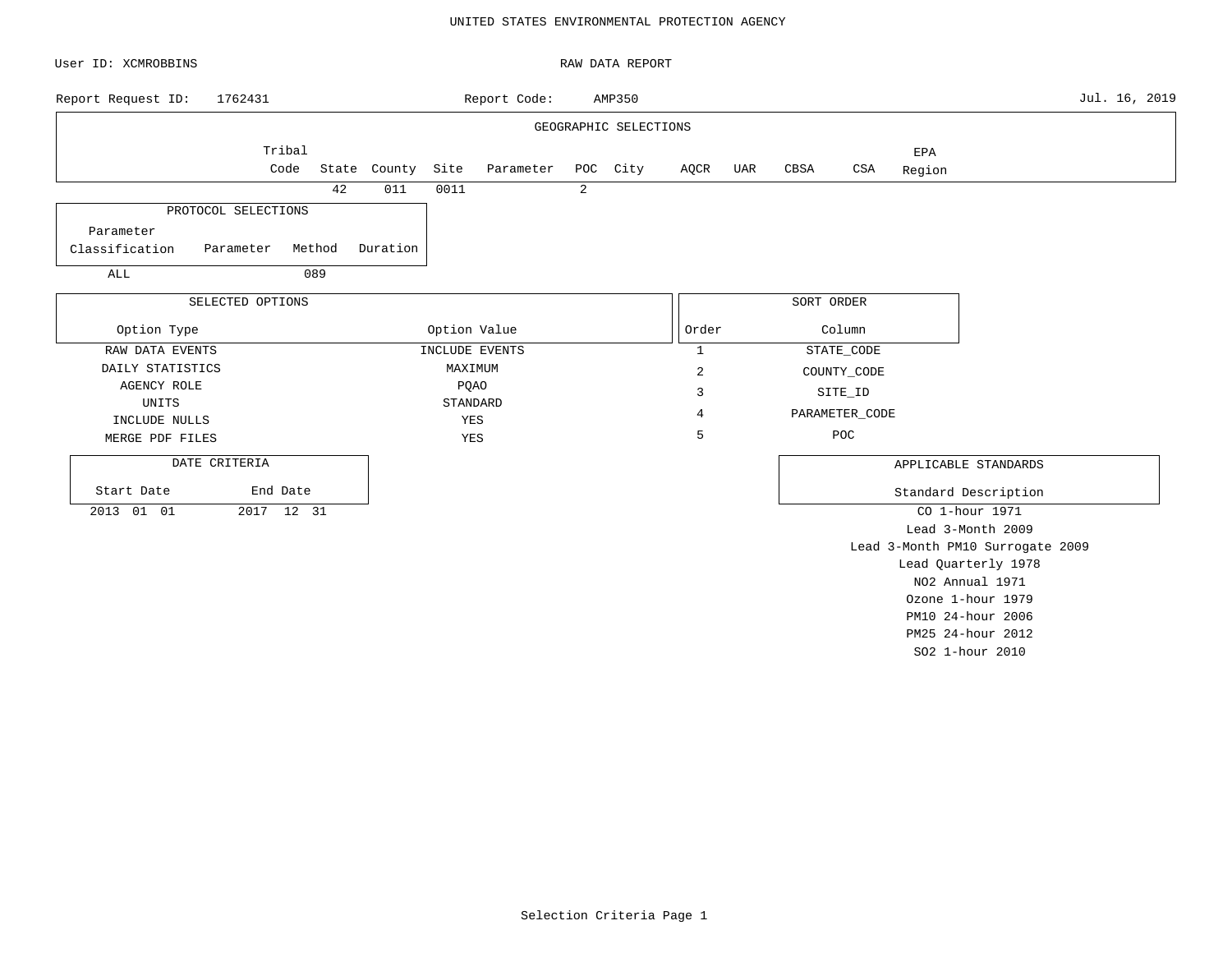UNITED STATES ENVIRONMENTAL PROTECTION AGENCY

User ID: XCMROBBINS

RAW DATA REPORT

Report Request ID: 1762431

Report Code: AMP350

Jul. 16, 2019

## GEOGRAPHIC SELECTIONS

| Tribal Code | State | County | Site | Parameter | POC | City | AQCR | UAR | CBSA | CSA | EPA Region |
|---|---|---|---|---|---|---|---|---|---|---|---|
| | 42 | 011 | 0011 | | 2 | | | | | | |

## PROTOCOL SELECTIONS

| Parameter Classification | Parameter | Method | Duration |
|---|---|---|---|
| ALL | | 089 | |

## SELECTED OPTIONS

| Option Type | Option Value |
|---|---|
| RAW DATA EVENTS | INCLUDE EVENTS |
| DAILY STATISTICS | MAXIMUM |
| AGENCY ROLE | PQAO |
| UNITS | STANDARD |
| INCLUDE NULLS | YES |
| MERGE PDF FILES | YES |

## SORT ORDER

| Order | Column |
|---|---|
| 1 | STATE_CODE |
| 2 | COUNTY_CODE |
| 3 | SITE_ID |
| 4 | PARAMETER_CODE |
| 5 | POC |

## DATE CRITERIA

| Start Date | End Date |
|---|---|
| 2013 01 01 | 2017 12 31 |

## APPLICABLE STANDARDS

| Standard Description |
|---|
| CO 1-hour 1971 |
| Lead 3-Month 2009 |
| Lead 3-Month PM10 Surrogate 2009 |
| Lead Quarterly 1978 |
| NO2 Annual 1971 |
| Ozone 1-hour 1979 |
| PM10 24-hour 2006 |
| PM25 24-hour 2012 |
| SO2 1-hour 2010 |

Selection Criteria Page 1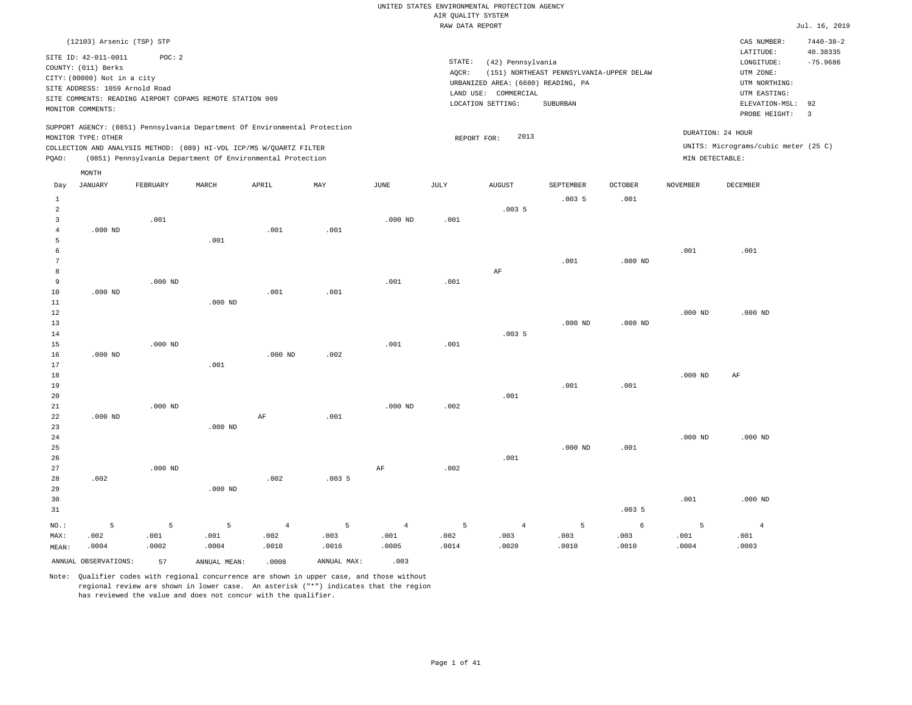UNITED STATES ENVIRONMENTAL PROTECTION AGENCY
AIR QUALITY SYSTEM
RAW DATA REPORT

Jul. 16, 2019

(12103) Arsenic (TSP) STP

SITE ID: 42-011-0011 POC: 2
COUNTY: (011) Berks
CITY: (00000) Not in a city
SITE ADDRESS: 1059 Arnold Road
SITE COMMENTS: READING AIRPORT COPAMS REMOTE STATION 009
MONITOR COMMENTS:

STATE: (42) Pennsylvania
AQCR: (151) NORTHEAST PENNSYLVANIA-UPPER DELAW
URBANIZED AREA: (6680) READING, PA
LAND USE: COMMERCIAL
LOCATION SETTING: SUBURBAN

CAS NUMBER: 7440-38-2
LATITUDE: 40.38335
LONGITUDE: -75.9686
UTM ZONE:
UTM NORTHING:
UTM EASTING:
ELEVATION-MSL: 92
PROBE HEIGHT: 3

SUPPORT AGENCY: (0851) Pennsylvania Department Of Environmental Protection
MONITOR TYPE: OTHER
COLLECTION AND ANALYSIS METHOD: (089) HI-VOL ICP/MS W/QUARTZ FILTER
PQAO: (0851) Pennsylvania Department Of Environmental Protection

REPORT FOR: 2013

DURATION: 24 HOUR
UNITS: Micrograms/cubic meter (25 C)
MIN DETECTABLE:

| Day | JANUARY | FEBRUARY | MARCH | APRIL | MAY | JUNE | JULY | AUGUST | SEPTEMBER | OCTOBER | NOVEMBER | DECEMBER |
|---|---|---|---|---|---|---|---|---|---|---|---|---|
| 1 | | | | | | | | | .003 5 | .001 | | |
| 2 | | | | | | | | .003 5 | | | | |
| 3 | | .001 | | | | .000 ND | .001 | | | | | |
| 4 | .000 ND | | | .001 | .001 | | | | | | | |
| 5 | | | .001 | | | | | | | | | |
| 6 | | | | | | | | | | | .001 | .001 |
| 7 | | | | | | | | | .001 | .000 ND | | |
| 8 | | | | | | | | AF | | | | |
| 9 | | .000 ND | | | | .001 | .001 | | | | | |
| 10 | .000 ND | | | .001 | .001 | | | | | | | |
| 11 | | | .000 ND | | | | | | | | | |
| 12 | | | | | | | | | | | .000 ND | .000 ND |
| 13 | | | | | | | | | .000 ND | .000 ND | | |
| 14 | | | | | | | | .003 5 | | | | |
| 15 | | .000 ND | | | | .001 | .001 | | | | | |
| 16 | .000 ND | | | .000 ND | .002 | | | | | | | |
| 17 | | | .001 | | | | | | | | | |
| 18 | | | | | | | | | | | .000 ND | AF |
| 19 | | | | | | | | | .001 | .001 | | |
| 20 | | | | | | | | .001 | | | | |
| 21 | | .000 ND | | | | .000 ND | .002 | | | | | |
| 22 | .000 ND | | | AF | .001 | | | | | | | |
| 23 | | | .000 ND | | | | | | | | | |
| 24 | | | | | | | | | | | .000 ND | .000 ND |
| 25 | | | | | | | | | .000 ND | .001 | | |
| 26 | | | | | | | | .001 | | | | |
| 27 | | .000 ND | | | | AF | .002 | | | | | |
| 28 | .002 | | | .002 | .003 5 | | | | | | | |
| 29 | | | .000 ND | | | | | | | | | |
| 30 | | | | | | | | | | | .001 | .000 ND |
| 31 | | | | | | | | | | .003 5 | | |
| NO.: | 5 | 5 | 5 | 4 | 5 | 4 | 5 | 4 | 5 | 6 | 5 | 4 |
| MAX: | .002 | .001 | .001 | .002 | .003 | .001 | .002 | .003 | .003 | .003 | .001 | .001 |
| MEAN: | .0004 | .0002 | .0004 | .0010 | .0016 | .0005 | .0014 | .0020 | .0010 | .0010 | .0004 | .0003 |

ANNUAL OBSERVATIONS: 57 ANNUAL MEAN: .0008 ANNUAL MAX: .003

Note: Qualifier codes with regional concurrence are shown in upper case, and those without regional review are shown in lower case. An asterisk ("*") indicates that the region has reviewed the value and does not concur with the qualifier.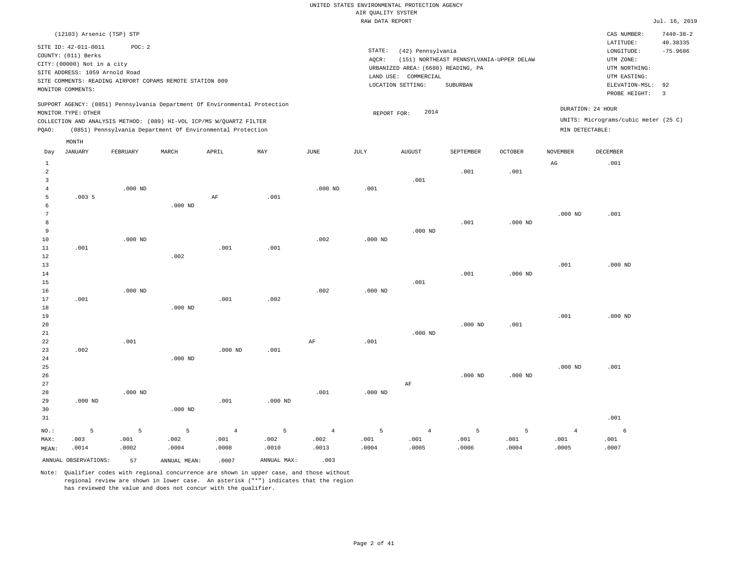UNITED STATES ENVIRONMENTAL PROTECTION AGENCY
AIR QUALITY SYSTEM
RAW DATA REPORT

Jul. 16, 2019

(12103) Arsenic (TSP) STP

SITE ID: 42-011-0011 POC: 2
COUNTY: (011) Berks
CITY: (00000) Not in a city
SITE ADDRESS: 1059 Arnold Road
SITE COMMENTS: READING AIRPORT COPAMS REMOTE STATION 009
MONITOR COMMENTS:

STATE: (42) Pennsylvania
AQCR: (151) NORTHEAST PENNSYLVANIA-UPPER DELAW
URBANIZED AREA: (6680) READING, PA
LAND USE: COMMERCIAL
LOCATION SETTING: SUBURBAN

CAS NUMBER: 7440-38-2
LATITUDE: 40.38335
LONGITUDE: -75.9686
UTM ZONE:
UTM NORTHING:
UTM EASTING:
ELEVATION-MSL: 92
PROBE HEIGHT: 3

SUPPORT AGENCY: (0851) Pennsylvania Department Of Environmental Protection
MONITOR TYPE: OTHER
COLLECTION AND ANALYSIS METHOD: (089) HI-VOL ICP/MS W/QUARTZ FILTER
PQAO: (0851) Pennsylvania Department Of Environmental Protection

REPORT FOR: 2014

DURATION: 24 HOUR
UNITS: Micrograms/cubic meter (25 C)
MIN DETECTABLE:

| Day | JANUARY | FEBRUARY | MARCH | APRIL | MAY | JUNE | JULY | AUGUST | SEPTEMBER | OCTOBER | NOVEMBER | DECEMBER |
|---|---|---|---|---|---|---|---|---|---|---|---|---|
| 1 | | | | | | | | | | | AG | .001 |
| 2 | | | | | | | | | .001 | .001 | | |
| 3 | | | | | | | | .001 | | | | |
| 4 | | .000 ND | | | | .000 ND | .001 | | | | | |
| 5 | .003 5 | | | AF | .001 | | | | | | | |
| 6 | | | .000 ND | | | | | | | | | |
| 7 | | | | | | | | | | | .000 ND | .001 |
| 8 | | | | | | | | | .001 | .000 ND | | |
| 9 | | | | | | | | .000 ND | | | | |
| 10 | | .000 ND | | | | .002 | .000 ND | | | | | |
| 11 | .001 | | | .001 | .001 | | | | | | | |
| 12 | | | .002 | | | | | | | | | |
| 13 | | | | | | | | | | | .001 | .000 ND |
| 14 | | | | | | | | | .001 | .000 ND | | |
| 15 | | | | | | | | .001 | | | | |
| 16 | | .000 ND | | | | .002 | .000 ND | | | | | |
| 17 | .001 | | | .001 | .002 | | | | | | | |
| 18 | | | .000 ND | | | | | | | | | |
| 19 | | | | | | | | | | | .001 | .000 ND |
| 20 | | | | | | | | | .000 ND | .001 | | |
| 21 | | | | | | | | .000 ND | | | | |
| 22 | | .001 | | | | AF | .001 | | | | | |
| 23 | .002 | | | .000 ND | .001 | | | | | | | |
| 24 | | | .000 ND | | | | | | | | | |
| 25 | | | | | | | | | | | .000 ND | .001 |
| 26 | | | | | | | | | .000 ND | .000 ND | | |
| 27 | | | | | | | | AF | | | | |
| 28 | | .000 ND | | | | .001 | .000 ND | | | | | |
| 29 | .000 ND | | | .001 | .000 ND | | | | | | | |
| 30 | | | .000 ND | | | | | | | | | |
| 31 | | | | | | | | | | | | .001 |
| NO.: | 5 | 5 | 5 | 4 | 5 | 4 | 5 | 4 | 5 | 5 | 4 | 6 |
| MAX: | .003 | .001 | .002 | .001 | .002 | .002 | .001 | .001 | .001 | .001 | .001 | .001 |
| MEAN: | .0014 | .0002 | .0004 | .0008 | .0010 | .0013 | .0004 | .0005 | .0006 | .0004 | .0005 | .0007 |

ANNUAL OBSERVATIONS: 57 ANNUAL MEAN: .0007 ANNUAL MAX: .003

Note: Qualifier codes with regional concurrence are shown in upper case, and those without regional review are shown in lower case. An asterisk ("*") indicates that the region has reviewed the value and does not concur with the qualifier.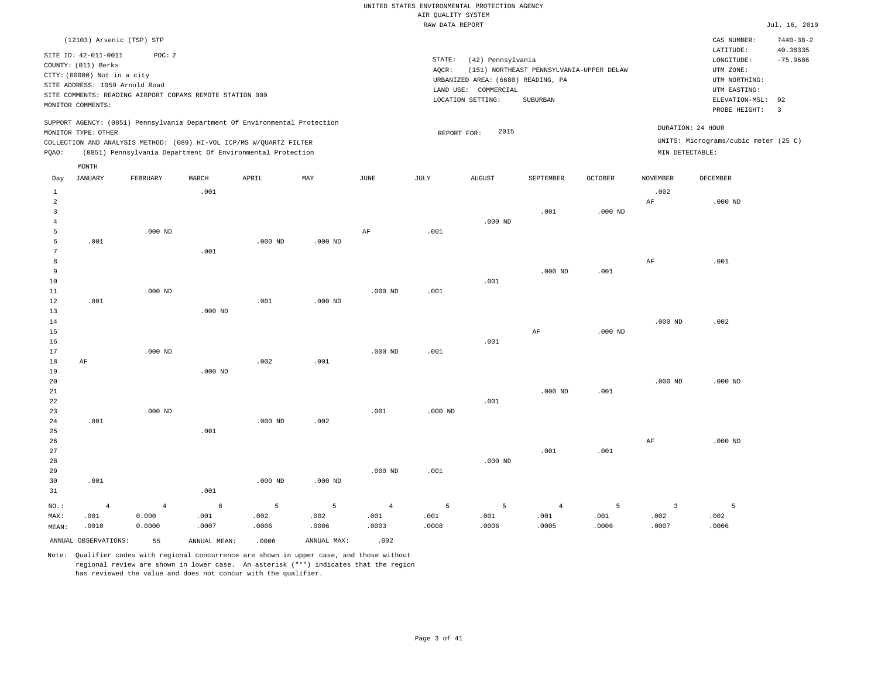UNITED STATES ENVIRONMENTAL PROTECTION AGENCY
AIR QUALITY SYSTEM
RAW DATA REPORT

Jul. 16, 2019

(12103) Arsenic (TSP) STP

SITE ID: 42-011-0011 POC: 2
COUNTY: (011) Berks
CITY: (00000) Not in a city
SITE ADDRESS: 1059 Arnold Road
SITE COMMENTS: READING AIRPORT COPAMS REMOTE STATION 009
MONITOR COMMENTS:

STATE: (42) Pennsylvania
AQCR: (151) NORTHEAST PENNSYLVANIA-UPPER DELAW
URBANIZED AREA: (6680) READING, PA
LAND USE: COMMERCIAL
LOCATION SETTING: SUBURBAN

CAS NUMBER: 7440-38-2
LATITUDE: 40.38335
LONGITUDE: -75.9686
UTM ZONE:
UTM NORTHING:
UTM EASTING:
ELEVATION-MSL: 92
PROBE HEIGHT: 3

SUPPORT AGENCY: (0851) Pennsylvania Department Of Environmental Protection
MONITOR TYPE: OTHER
COLLECTION AND ANALYSIS METHOD: (089) HI-VOL ICP/MS W/QUARTZ FILTER
PQAO: (0851) Pennsylvania Department Of Environmental Protection

REPORT FOR: 2015

DURATION: 24 HOUR
UNITS: Micrograms/cubic meter (25 C)
MIN DETECTABLE:

| Day | JANUARY | FEBRUARY | MARCH | APRIL | MAY | JUNE | JULY | AUGUST | SEPTEMBER | OCTOBER | NOVEMBER | DECEMBER |
|---|---|---|---|---|---|---|---|---|---|---|---|---|
| 1 | | | .001 | | | | | | | | .002 | |
| 2 | | | | | | | | | | | AF | .000 ND |
| 3 | | | | | | | | | .001 | .000 ND | | |
| 4 | | | | | | | | .000 ND | | | | |
| 5 | | .000 ND | | | | AF | .001 | | | | | |
| 6 | .001 | | | .000 ND | .000 ND | | | | | | | |
| 7 | | | .001 | | | | | | | | | |
| 8 | | | | | | | | | | | AF | .001 |
| 9 | | | | | | | | | .000 ND | .001 | | |
| 10 | | | | | | | | .001 | | | | |
| 11 | | .000 ND | | | | .000 ND | .001 | | | | | |
| 12 | .001 | | | .001 | .000 ND | | | | | | | |
| 13 | | | .000 ND | | | | | | | | | |
| 14 | | | | | | | | | | | .000 ND | .002 |
| 15 | | | | | | | | | AF | .000 ND | | |
| 16 | | | | | | | | .001 | | | | |
| 17 | | .000 ND | | | | .000 ND | .001 | | | | | |
| 18 | AF | | | .002 | .001 | | | | | | | |
| 19 | | | .000 ND | | | | | | | | | |
| 20 | | | | | | | | | | | .000 ND | .000 ND |
| 21 | | | | | | | | | .000 ND | .001 | | |
| 22 | | | | | | | | .001 | | | | |
| 23 | | .000 ND | | | | .001 | .000 ND | | | | | |
| 24 | .001 | | | .000 ND | .002 | | | | | | | |
| 25 | | | .001 | | | | | | | | | |
| 26 | | | | | | | | | | | AF | .000 ND |
| 27 | | | | | | | | | .001 | .001 | | |
| 28 | | | | | | | | .000 ND | | | | |
| 29 | | | | | | .000 ND | .001 | | | | | |
| 30 | .001 | | | .000 ND | .000 ND | | | | | | | |
| 31 | | | .001 | | | | | | | | | |
| NO.: | 4 | 4 | 6 | 5 | 5 | 4 | 5 | 5 | 4 | 5 | 3 | 5 |
| MAX: | .001 | 0.000 | .001 | .002 | .002 | .001 | .001 | .001 | .001 | .001 | .002 | .002 |
| MEAN: | .0010 | 0.0000 | .0007 | .0006 | .0006 | .0003 | .0008 | .0006 | .0005 | .0006 | .0007 | .0006 |

ANNUAL OBSERVATIONS: 55 ANNUAL MEAN: .0006 ANNUAL MAX: .002

Note: Qualifier codes with regional concurrence are shown in upper case, and those without regional review are shown in lower case. An asterisk ("*") indicates that the region has reviewed the value and does not concur with the qualifier.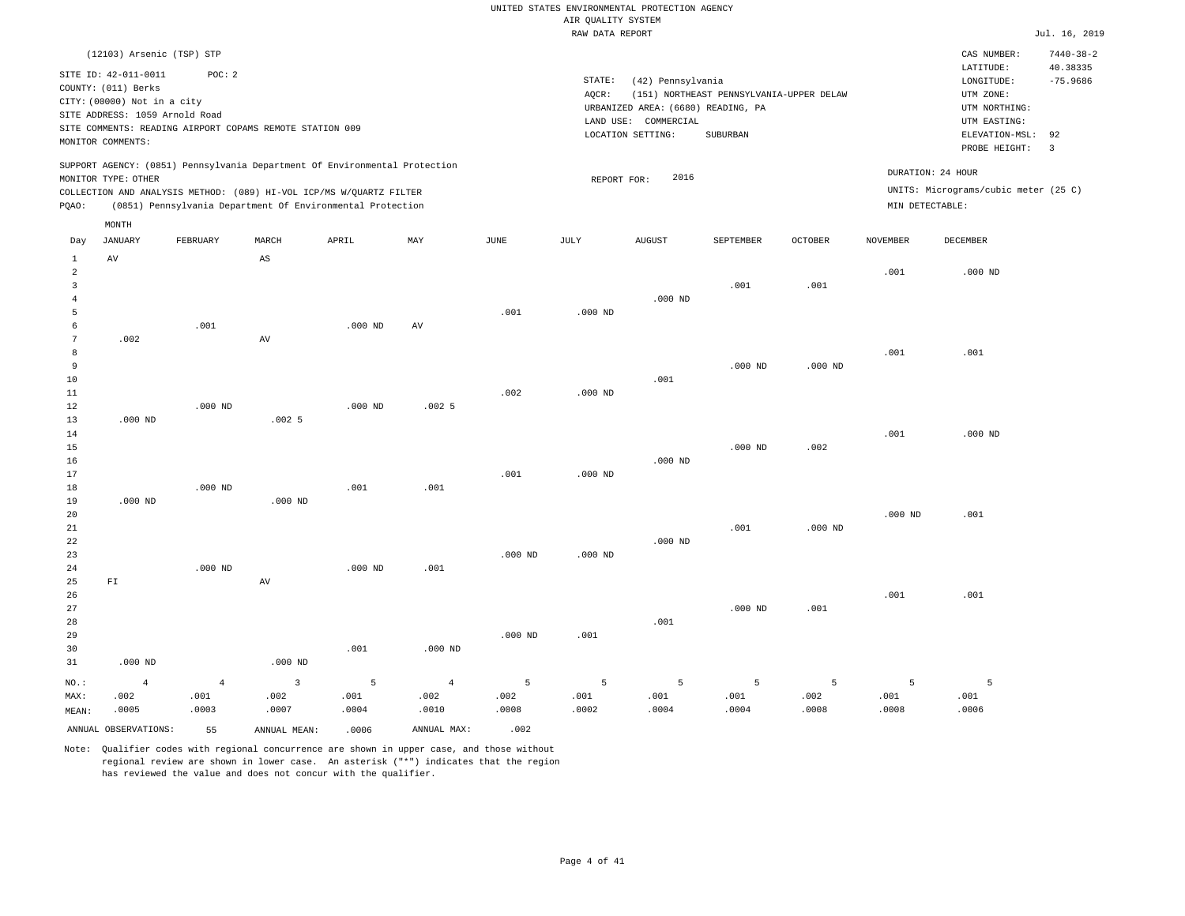UNITED STATES ENVIRONMENTAL PROTECTION AGENCY
AIR QUALITY SYSTEM
RAW DATA REPORT

Jul. 16, 2019

(12103) Arsenic (TSP) STP

SITE ID: 42-011-0011 POC: 2
COUNTY: (011) Berks
CITY: (00000) Not in a city
SITE ADDRESS: 1059 Arnold Road
SITE COMMENTS: READING AIRPORT COPAMS REMOTE STATION 009
MONITOR COMMENTS:

STATE: (42) Pennsylvania
AQCR: (151) NORTHEAST PENNSYLVANIA-UPPER DELAW
URBANIZED AREA: (6680) READING, PA
LAND USE: COMMERCIAL
LOCATION SETTING: SUBURBAN

CAS NUMBER: 7440-38-2
LATITUDE: 40.38335
LONGITUDE: -75.9686
UTM ZONE:
UTM NORTHING:
UTM EASTING:
ELEVATION-MSL: 92
PROBE HEIGHT: 3

SUPPORT AGENCY: (0851) Pennsylvania Department Of Environmental Protection
MONITOR TYPE: OTHER
COLLECTION AND ANALYSIS METHOD: (089) HI-VOL ICP/MS W/QUARTZ FILTER
PQAO: (0851) Pennsylvania Department Of Environmental Protection

REPORT FOR: 2016

DURATION: 24 HOUR
UNITS: Micrograms/cubic meter (25 C)
MIN DETECTABLE:

| Day | JANUARY | FEBRUARY | MARCH | APRIL | MAY | JUNE | JULY | AUGUST | SEPTEMBER | OCTOBER | NOVEMBER | DECEMBER |
|---|---|---|---|---|---|---|---|---|---|---|---|---|
| 1 | AV | | AS | | | | | | | | | |
| 2 | | | | | | | | | | | .001 | .000 ND |
| 3 | | | | | | | | | .001 | .001 | | |
| 4 | | | | | | | | .000 ND | | | | |
| 5 | | | | | | .001 | .000 ND | | | | | |
| 6 | | .001 | | .000 ND | AV | | | | | | | |
| 7 | .002 | | AV | | | | | | | | | |
| 8 | | | | | | | | | | | .001 | .001 |
| 9 | | | | | | | | | .000 ND | .000 ND | | |
| 10 | | | | | | | | .001 | | | | |
| 11 | | | | | | .002 | .000 ND | | | | | |
| 12 | | .000 ND | | .000 ND | .002 5 | | | | | | | |
| 13 | .000 ND | | .002 5 | | | | | | | | | |
| 14 | | | | | | | | | | | .001 | .000 ND |
| 15 | | | | | | | | | .000 ND | .002 | | |
| 16 | | | | | | | | .000 ND | | | | |
| 17 | | | | | | .001 | .000 ND | | | | | |
| 18 | | .000 ND | | .001 | .001 | | | | | | | |
| 19 | .000 ND | | .000 ND | | | | | | | | | |
| 20 | | | | | | | | | | | .000 ND | .001 |
| 21 | | | | | | | | | .001 | .000 ND | | |
| 22 | | | | | | | | .000 ND | | | | |
| 23 | | | | | | .000 ND | .000 ND | | | | | |
| 24 | | .000 ND | | .000 ND | .001 | | | | | | | |
| 25 | FI | | AV | | | | | | | | | |
| 26 | | | | | | | | | | | .001 | .001 |
| 27 | | | | | | | | | .000 ND | .001 | | |
| 28 | | | | | | | | .001 | | | | |
| 29 | | | | | | .000 ND | .001 | | | | | |
| 30 | | | | .001 | .000 ND | | | | | | | |
| 31 | .000 ND | | .000 ND | | | | | | | | | |
| NO.: | 4 | 4 | 3 | 5 | 4 | 5 | 5 | 5 | 5 | 5 | 5 | 5 |
| MAX: | .002 | .001 | .002 | .001 | .002 | .002 | .001 | .001 | .001 | .002 | .001 | .001 |
| MEAN: | .0005 | .0003 | .0007 | .0004 | .0010 | .0008 | .0002 | .0004 | .0004 | .0008 | .0008 | .0006 |

ANNUAL OBSERVATIONS: 55 ANNUAL MEAN: .0006 ANNUAL MAX: .002

Note: Qualifier codes with regional concurrence are shown in upper case, and those without regional review are shown in lower case. An asterisk ("*") indicates that the region has reviewed the value and does not concur with the qualifier.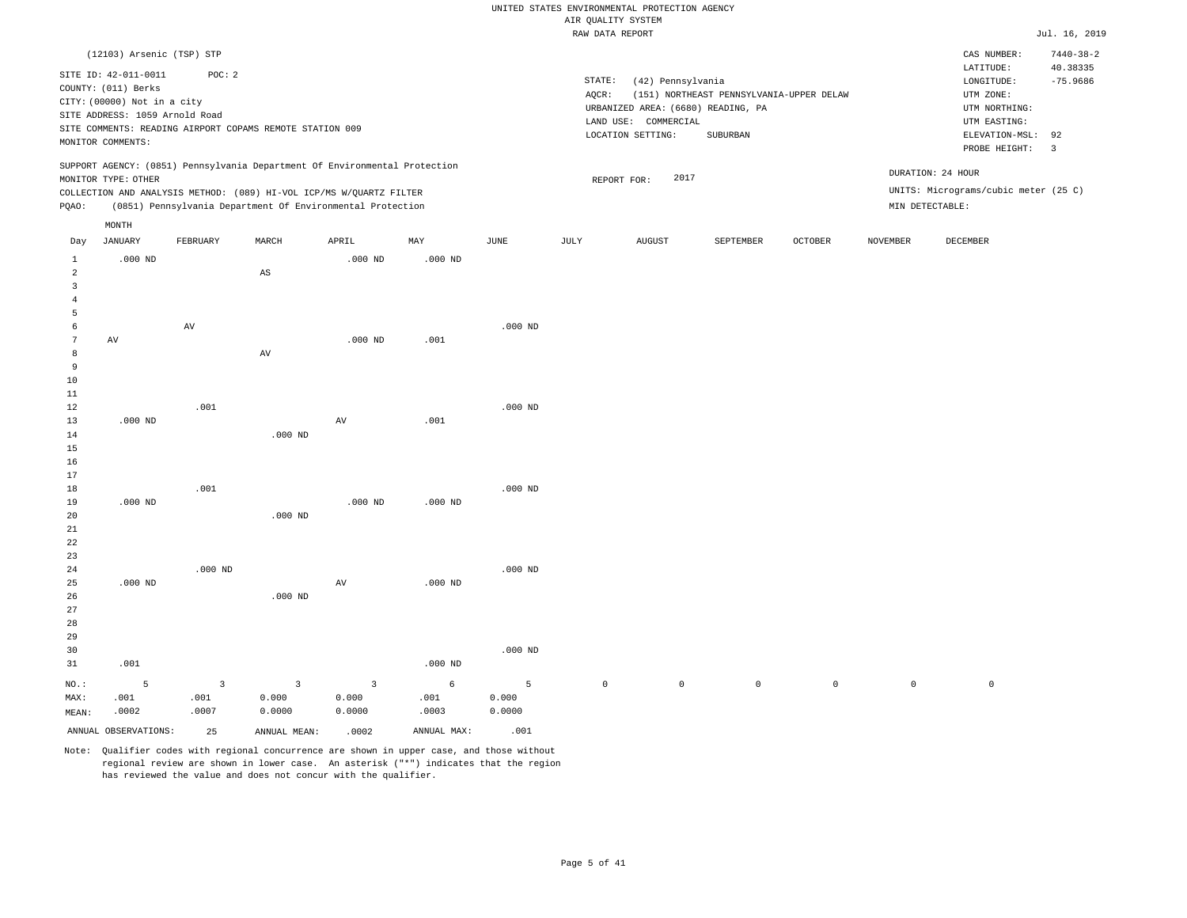UNITED STATES ENVIRONMENTAL PROTECTION AGENCY
AIR QUALITY SYSTEM
RAW DATA REPORT

Jul. 16, 2019

(12103) Arsenic (TSP) STP

SITE ID: 42-011-0011 POC: 2
COUNTY: (011) Berks
CITY: (00000) Not in a city
SITE ADDRESS: 1059 Arnold Road
SITE COMMENTS: READING AIRPORT COPAMS REMOTE STATION 009
MONITOR COMMENTS:

STATE: (42) Pennsylvania
AQCR: (151) NORTHEAST PENNSYLVANIA-UPPER DELAW
URBANIZED AREA: (6680) READING, PA
LAND USE: COMMERCIAL
LOCATION SETTING: SUBURBAN

CAS NUMBER: 7440-38-2
LATITUDE: 40.38335
LONGITUDE: -75.9686
UTM ZONE:
UTM NORTHING:
UTM EASTING:
ELEVATION-MSL: 92
PROBE HEIGHT: 3

SUPPORT AGENCY: (0851) Pennsylvania Department Of Environmental Protection
MONITOR TYPE: OTHER
COLLECTION AND ANALYSIS METHOD: (089) HI-VOL ICP/MS W/QUARTZ FILTER
PQAO: (0851) Pennsylvania Department Of Environmental Protection

REPORT FOR: 2017

DURATION: 24 HOUR
UNITS: Micrograms/cubic meter (25 C)
MIN DETECTABLE:

| Day | JANUARY | FEBRUARY | MARCH | APRIL | MAY | JUNE | JULY | AUGUST | SEPTEMBER | OCTOBER | NOVEMBER | DECEMBER |
|---|---|---|---|---|---|---|---|---|---|---|---|---|
| 1 | .000 ND | | | .000 ND | .000 ND | | | | | | | |
| 2 | | | AS | | | | | | | | | |
| 3 | | | | | | | | | | | | |
| 4 | | | | | | | | | | | | |
| 5 | | | | | | | | | | | | |
| 6 | | AV | | | | .000 ND | | | | | | |
| 7 | AV | | | .000 ND | .001 | | | | | | | |
| 8 | | | AV | | | | | | | | | |
| 9 | | | | | | | | | | | | |
| 10 | | | | | | | | | | | | |
| 11 | | | | | | | | | | | | |
| 12 | | .001 | | | | .000 ND | | | | | | |
| 13 | .000 ND | | | AV | .001 | | | | | | | |
| 14 | | | .000 ND | | | | | | | | | |
| 15 | | | | | | | | | | | | |
| 16 | | | | | | | | | | | | |
| 17 | | | | | | | | | | | | |
| 18 | | .001 | | | | .000 ND | | | | | | |
| 19 | .000 ND | | | .000 ND | .000 ND | | | | | | | |
| 20 | | | .000 ND | | | | | | | | | |
| 21 | | | | | | | | | | | | |
| 22 | | | | | | | | | | | | |
| 23 | | | | | | | | | | | | |
| 24 | | .000 ND | | | | .000 ND | | | | | | |
| 25 | .000 ND | | | AV | .000 ND | | | | | | | |
| 26 | | | .000 ND | | | | | | | | | |
| 27 | | | | | | | | | | | | |
| 28 | | | | | | | | | | | | |
| 29 | | | | | | | | | | | | |
| 30 | | | | | | .000 ND | | | | | | |
| 31 | .001 | | | | .000 ND | | | | | | | |
| NO.: | 5 | 3 | 3 | 3 | 6 | 5 | 0 | 0 | 0 | 0 | 0 | 0 |
| MAX: | .001 | .001 | 0.000 | 0.000 | .001 | 0.000 | | | | | | |
| MEAN: | .0002 | .0007 | 0.0000 | 0.0000 | .0003 | 0.0000 | | | | | | |

ANNUAL OBSERVATIONS: 25 ANNUAL MEAN: .0002 ANNUAL MAX: .001

Note: Qualifier codes with regional concurrence are shown in upper case, and those without regional review are shown in lower case. An asterisk ("*") indicates that the region has reviewed the value and does not concur with the qualifier.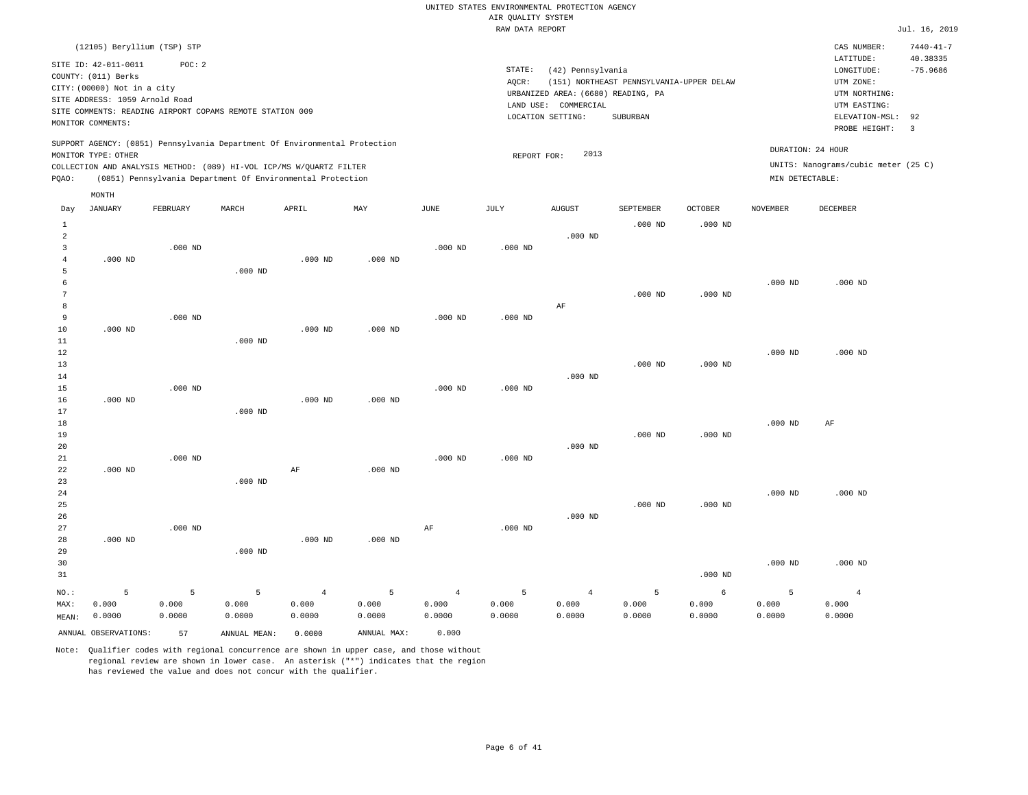UNITED STATES ENVIRONMENTAL PROTECTION AGENCY
AIR QUALITY SYSTEM
RAW DATA REPORT

Jul. 16, 2019

(12105) Beryllium (TSP) STP

SITE ID: 42-011-0011 POC: 2
COUNTY: (011) Berks
CITY: (00000) Not in a city
SITE ADDRESS: 1059 Arnold Road
SITE COMMENTS: READING AIRPORT COPAMS REMOTE STATION 009
MONITOR COMMENTS:

STATE: (42) Pennsylvania
AQCR: (151) NORTHEAST PENNSYLVANIA-UPPER DELAW
URBANIZED AREA: (6680) READING, PA
LAND USE: COMMERCIAL
LOCATION SETTING: SUBURBAN

CAS NUMBER: 7440-41-7
LATITUDE: 40.38335
LONGITUDE: -75.9686
UTM ZONE:
UTM NORTHING:
UTM EASTING:
ELEVATION-MSL: 92
PROBE HEIGHT: 3

SUPPORT AGENCY: (0851) Pennsylvania Department Of Environmental Protection
MONITOR TYPE: OTHER
COLLECTION AND ANALYSIS METHOD: (089) HI-VOL ICP/MS W/QUARTZ FILTER
PQAO: (0851) Pennsylvania Department Of Environmental Protection

REPORT FOR: 2013

DURATION: 24 HOUR
UNITS: Nanograms/cubic meter (25 C)
MIN DETECTABLE:

| Day | JANUARY | FEBRUARY | MARCH | APRIL | MAY | JUNE | JULY | AUGUST | SEPTEMBER | OCTOBER | NOVEMBER | DECEMBER |
|---|---|---|---|---|---|---|---|---|---|---|---|---|
| 1 | | | | | | | | | .000 ND | .000 ND | | |
| 2 | | | | | | | | .000 ND | | | | |
| 3 | | .000 ND | | | | .000 ND | .000 ND | | | | | |
| 4 | .000 ND | | | .000 ND | .000 ND | | | | | | | |
| 5 | | | .000 ND | | | | | | | | | |
| 6 | | | | | | | | | | | .000 ND | .000 ND |
| 7 | | | | | | | | | .000 ND | .000 ND | | |
| 8 | | | | | | | | AF | | | | |
| 9 | | .000 ND | | | | .000 ND | .000 ND | | | | | |
| 10 | .000 ND | | | .000 ND | .000 ND | | | | | | | |
| 11 | | | .000 ND | | | | | | | | | |
| 12 | | | | | | | | | | | .000 ND | .000 ND |
| 13 | | | | | | | | | .000 ND | .000 ND | | |
| 14 | | | | | | | | .000 ND | | | | |
| 15 | | .000 ND | | | | .000 ND | .000 ND | | | | | |
| 16 | .000 ND | | | .000 ND | .000 ND | | | | | | | |
| 17 | | | .000 ND | | | | | | | | | |
| 18 | | | | | | | | | | | .000 ND | AF |
| 19 | | | | | | | | | .000 ND | .000 ND | | |
| 20 | | | | | | | | .000 ND | | | | |
| 21 | | .000 ND | | | | .000 ND | .000 ND | | | | | |
| 22 | .000 ND | | | AF | .000 ND | | | | | | | |
| 23 | | | .000 ND | | | | | | | | | |
| 24 | | | | | | | | | | | .000 ND | .000 ND |
| 25 | | | | | | | | | .000 ND | .000 ND | | |
| 26 | | | | | | | | .000 ND | | | | |
| 27 | | .000 ND | | | | AF | .000 ND | | | | | |
| 28 | .000 ND | | | .000 ND | .000 ND | | | | | | | |
| 29 | | | .000 ND | | | | | | | | | |
| 30 | | | | | | | | | | | .000 ND | .000 ND |
| 31 | | | | | | | | | | .000 ND | | |
| NO.: | 5 | 5 | 5 | 4 | 5 | 4 | 5 | 4 | 5 | 6 | 5 | 4 |
| MAX: | 0.000 | 0.000 | 0.000 | 0.000 | 0.000 | 0.000 | 0.000 | 0.000 | 0.000 | 0.000 | 0.000 | 0.000 |
| MEAN: | 0.0000 | 0.0000 | 0.0000 | 0.0000 | 0.0000 | 0.0000 | 0.0000 | 0.0000 | 0.0000 | 0.0000 | 0.0000 | 0.0000 |

ANNUAL OBSERVATIONS: 57 ANNUAL MEAN: 0.0000 ANNUAL MAX: 0.000

Note: Qualifier codes with regional concurrence are shown in upper case, and those without regional review are shown in lower case. An asterisk ("*") indicates that the region has reviewed the value and does not concur with the qualifier.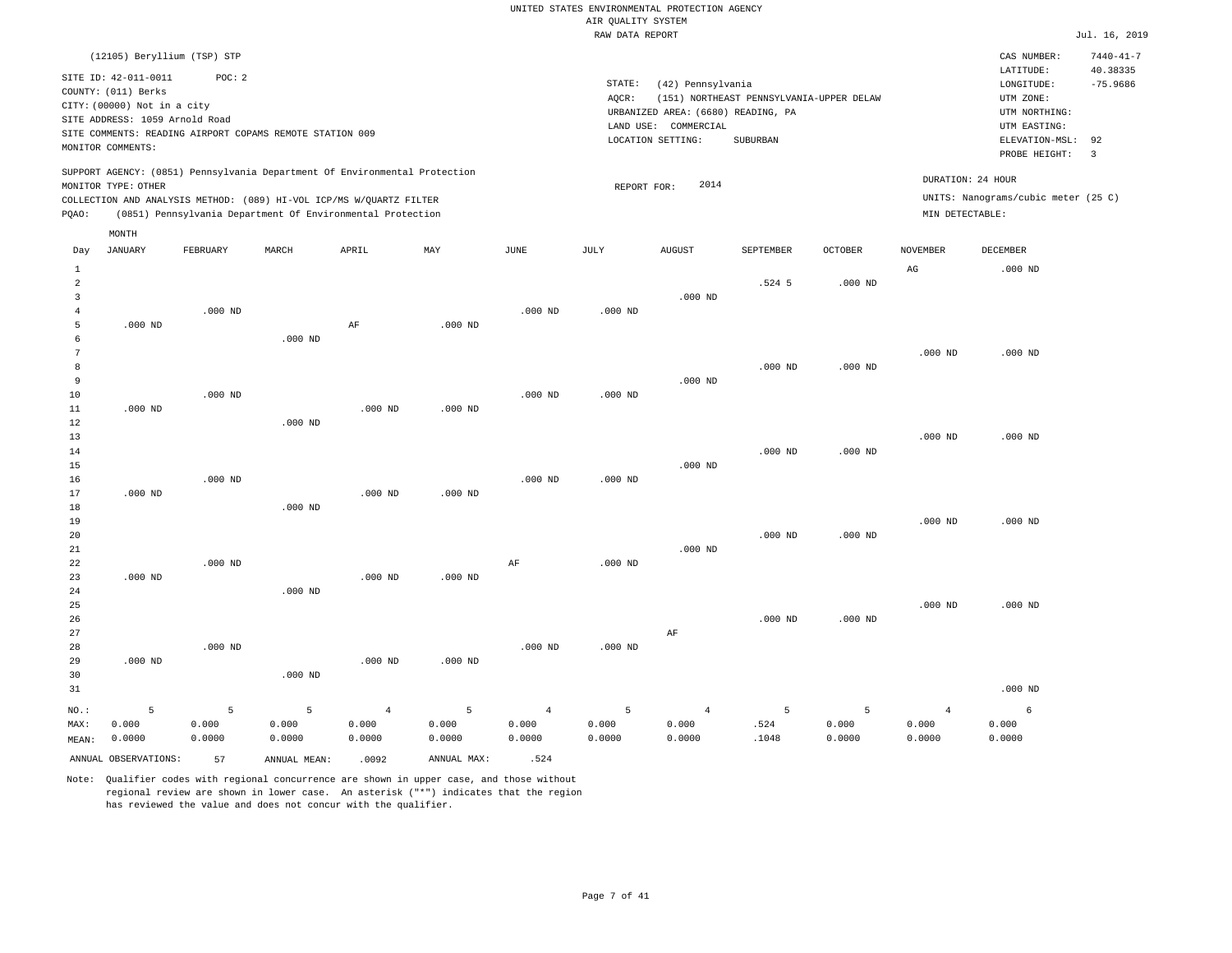UNITED STATES ENVIRONMENTAL PROTECTION AGENCY
AIR QUALITY SYSTEM
RAW DATA REPORT

Jul. 16, 2019

(12105) Beryllium (TSP) STP

SITE ID: 42-011-0011 POC: 2
COUNTY: (011) Berks
CITY: (00000) Not in a city
SITE ADDRESS: 1059 Arnold Road
SITE COMMENTS: READING AIRPORT COPAMS REMOTE STATION 009
MONITOR COMMENTS:

STATE: (42) Pennsylvania
AQCR: (151) NORTHEAST PENNSYLVANIA-UPPER DELAW
URBANIZED AREA: (6680) READING, PA
LAND USE: COMMERCIAL
LOCATION SETTING: SUBURBAN

CAS NUMBER: 7440-41-7
LATITUDE: 40.38335
LONGITUDE: -75.9686
UTM ZONE:
UTM NORTHING:
UTM EASTING:
ELEVATION-MSL: 92
PROBE HEIGHT: 3

SUPPORT AGENCY: (0851) Pennsylvania Department Of Environmental Protection
MONITOR TYPE: OTHER
COLLECTION AND ANALYSIS METHOD: (089) HI-VOL ICP/MS W/QUARTZ FILTER
PQAO: (0851) Pennsylvania Department Of Environmental Protection

REPORT FOR: 2014

DURATION: 24 HOUR
UNITS: Nanograms/cubic meter (25 C)
MIN DETECTABLE:

| Day | JANUARY | FEBRUARY | MARCH | APRIL | MAY | JUNE | JULY | AUGUST | SEPTEMBER | OCTOBER | NOVEMBER | DECEMBER |
|---|---|---|---|---|---|---|---|---|---|---|---|---|
| 1 | | | | | | | | | | | AG | .000 ND |
| 2 | | | | | | | | | .524 5 | .000 ND | | |
| 3 | | | | | | | | .000 ND | | | | |
| 4 | | .000 ND | | | | .000 ND | .000 ND | | | | | |
| 5 | .000 ND | | | AF | .000 ND | | | | | | | |
| 6 | | | .000 ND | | | | | | | | | |
| 7 | | | | | | | | | | | .000 ND | .000 ND |
| 8 | | | | | | | | | .000 ND | .000 ND | | |
| 9 | | | | | | | | .000 ND | | | | |
| 10 | | .000 ND | | | | .000 ND | .000 ND | | | | | |
| 11 | .000 ND | | | .000 ND | .000 ND | | | | | | | |
| 12 | | | .000 ND | | | | | | | | | |
| 13 | | | | | | | | | | | .000 ND | .000 ND |
| 14 | | | | | | | | | .000 ND | .000 ND | | |
| 15 | | | | | | | | .000 ND | | | | |
| 16 | | .000 ND | | | | .000 ND | .000 ND | | | | | |
| 17 | .000 ND | | | .000 ND | .000 ND | | | | | | | |
| 18 | | | .000 ND | | | | | | | | | |
| 19 | | | | | | | | | | | .000 ND | .000 ND |
| 20 | | | | | | | | | .000 ND | .000 ND | | |
| 21 | | | | | | | | .000 ND | | | | |
| 22 | | .000 ND | | | | AF | .000 ND | | | | | |
| 23 | .000 ND | | | .000 ND | .000 ND | | | | | | | |
| 24 | | | .000 ND | | | | | | | | | |
| 25 | | | | | | | | | | | .000 ND | .000 ND |
| 26 | | | | | | | | | .000 ND | .000 ND | | |
| 27 | | | | | | | | AF | | | | |
| 28 | | .000 ND | | | | .000 ND | .000 ND | | | | | |
| 29 | .000 ND | | | .000 ND | .000 ND | | | | | | | |
| 30 | | | .000 ND | | | | | | | | | |
| 31 | | | | | | | | | | | | .000 ND |
| NO.: | 5 | 5 | 5 | 4 | 5 | 4 | 5 | 4 | 5 | 5 | 4 | 6 |
| MAX: | 0.000 | 0.000 | 0.000 | 0.000 | 0.000 | 0.000 | 0.000 | 0.000 | .524 | 0.000 | 0.000 | 0.000 |
| MEAN: | 0.0000 | 0.0000 | 0.0000 | 0.0000 | 0.0000 | 0.0000 | 0.0000 | 0.0000 | .1048 | 0.0000 | 0.0000 | 0.0000 |

ANNUAL OBSERVATIONS: 57 ANNUAL MEAN: .0092 ANNUAL MAX: .524

Note: Qualifier codes with regional concurrence are shown in upper case, and those without regional review are shown in lower case. An asterisk ("*") indicates that the region has reviewed the value and does not concur with the qualifier.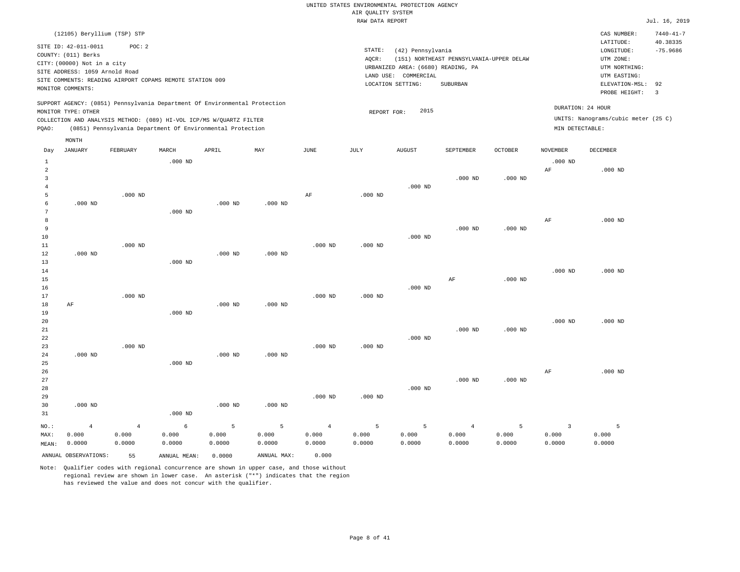UNITED STATES ENVIRONMENTAL PROTECTION AGENCY
AIR QUALITY SYSTEM
RAW DATA REPORT

Jul. 16, 2019

(12105) Beryllium (TSP) STP

SITE ID: 42-011-0011  POC: 2
COUNTY: (011) Berks
CITY: (00000) Not in a city
SITE ADDRESS: 1059 Arnold Road
SITE COMMENTS: READING AIRPORT COPAMS REMOTE STATION 009
MONITOR COMMENTS:

STATE: (42) Pennsylvania
AQCR: (151) NORTHEAST PENNSYLVANIA-UPPER DELAW
URBANIZED AREA: (6680) READING, PA
LAND USE: COMMERCIAL
LOCATION SETTING: SUBURBAN

CAS NUMBER: 7440-41-7
LATITUDE: 40.38335
LONGITUDE: -75.9686
UTM ZONE:
UTM NORTHING:
UTM EASTING:
ELEVATION-MSL: 92
PROBE HEIGHT: 3

SUPPORT AGENCY: (0851) Pennsylvania Department Of Environmental Protection
MONITOR TYPE: OTHER
COLLECTION AND ANALYSIS METHOD: (089) HI-VOL ICP/MS W/QUARTZ FILTER
PQAO: (0851) Pennsylvania Department Of Environmental Protection

REPORT FOR: 2015

DURATION: 24 HOUR
UNITS: Nanograms/cubic meter (25 C)
MIN DETECTABLE:

| Day | JANUARY | FEBRUARY | MARCH | APRIL | MAY | JUNE | JULY | AUGUST | SEPTEMBER | OCTOBER | NOVEMBER | DECEMBER |
|---|---|---|---|---|---|---|---|---|---|---|---|---|
| 1 | | | .000 ND | | | | | | | | .000 ND | |
| 2 | | | | | | | | | | | AF | .000 ND |
| 3 | | | | | | | | | .000 ND | .000 ND | | |
| 4 | | | | | | | | .000 ND | | | | |
| 5 | | .000 ND | | | | AF | .000 ND | | | | | |
| 6 | .000 ND | | | .000 ND | .000 ND | | | | | | | |
| 7 | | | .000 ND | | | | | | | | | |
| 8 | | | | | | | | | | | AF | .000 ND |
| 9 | | | | | | | | | .000 ND | .000 ND | | |
| 10 | | | | | | | | .000 ND | | | | |
| 11 | | .000 ND | | | | .000 ND | .000 ND | | | | | |
| 12 | .000 ND | | | .000 ND | .000 ND | | | | | | | |
| 13 | | | .000 ND | | | | | | | | | |
| 14 | | | | | | | | | | | .000 ND | .000 ND |
| 15 | | | | | | | | | AF | .000 ND | | |
| 16 | | | | | | | | .000 ND | | | | |
| 17 | | .000 ND | | | | .000 ND | .000 ND | | | | | |
| 18 | AF | | | .000 ND | .000 ND | | | | | | | |
| 19 | | | .000 ND | | | | | | | | | |
| 20 | | | | | | | | | | | .000 ND | .000 ND |
| 21 | | | | | | | | | .000 ND | .000 ND | | |
| 22 | | | | | | | | .000 ND | | | | |
| 23 | | .000 ND | | | | .000 ND | .000 ND | | | | | |
| 24 | .000 ND | | | .000 ND | .000 ND | | | | | | | |
| 25 | | | .000 ND | | | | | | | | | |
| 26 | | | | | | | | | | | AF | .000 ND |
| 27 | | | | | | | | | .000 ND | .000 ND | | |
| 28 | | | | | | | | .000 ND | | | | |
| 29 | | | | | | .000 ND | .000 ND | | | | | |
| 30 | .000 ND | | | .000 ND | .000 ND | | | | | | | |
| 31 | | | .000 ND | | | | | | | | | |
| NO.: | 4 | 4 | 6 | 5 | 5 | 4 | 5 | 5 | 4 | 5 | 3 | 5 |
| MAX: | 0.000 | 0.000 | 0.000 | 0.000 | 0.000 | 0.000 | 0.000 | 0.000 | 0.000 | 0.000 | 0.000 | 0.000 |
| MEAN: | 0.0000 | 0.0000 | 0.0000 | 0.0000 | 0.0000 | 0.0000 | 0.0000 | 0.0000 | 0.0000 | 0.0000 | 0.0000 | 0.0000 |

ANNUAL OBSERVATIONS: 55  ANNUAL MEAN: 0.0000  ANNUAL MAX: 0.000

Note: Qualifier codes with regional concurrence are shown in upper case, and those without regional review are shown in lower case. An asterisk ("*") indicates that the region has reviewed the value and does not concur with the qualifier.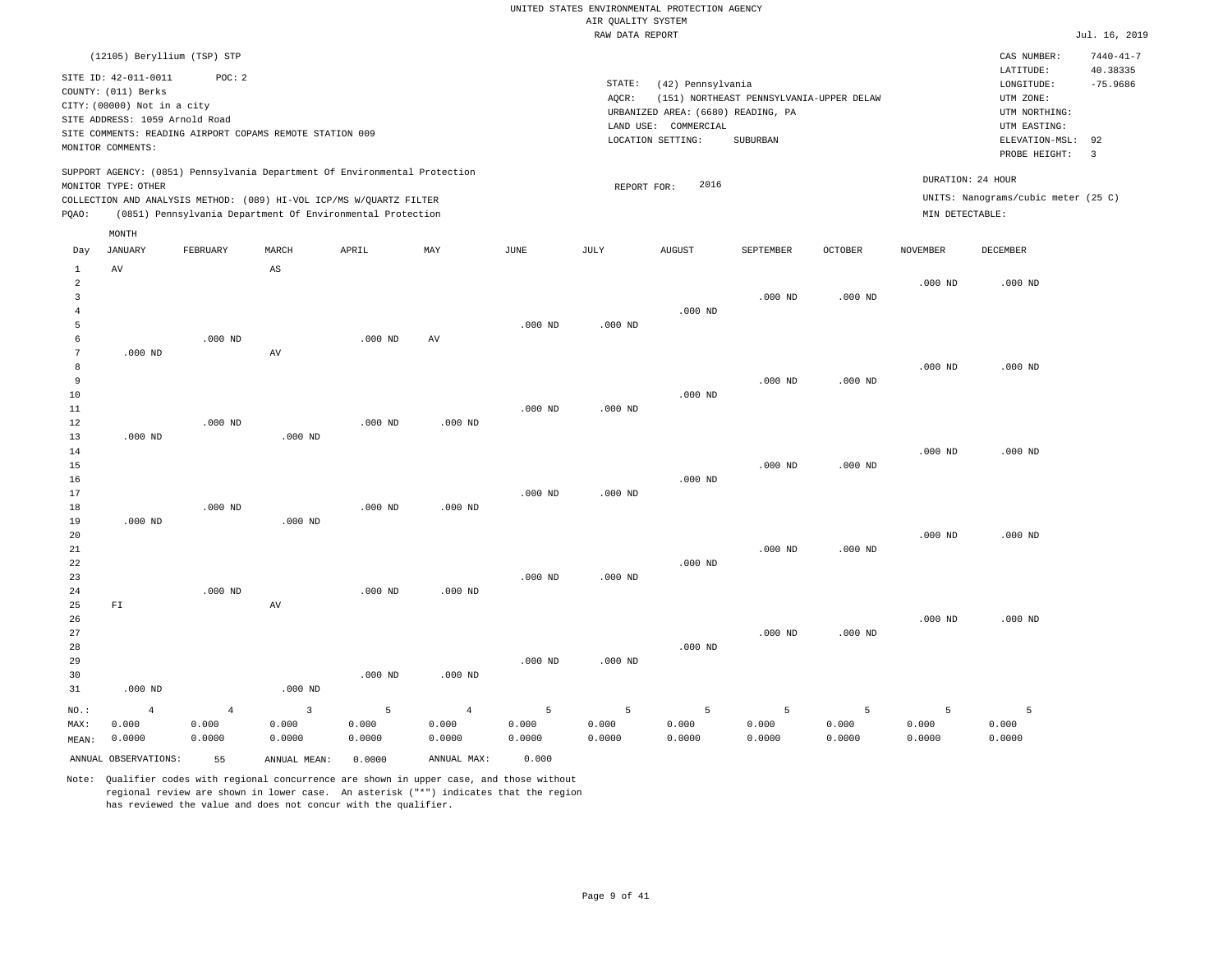UNITED STATES ENVIRONMENTAL PROTECTION AGENCY
AIR QUALITY SYSTEM
RAW DATA REPORT

Jul. 16, 2019

(12105) Beryllium (TSP) STP

SITE ID: 42-011-0011 POC: 2
COUNTY: (011) Berks
CITY: (00000) Not in a city
SITE ADDRESS: 1059 Arnold Road
SITE COMMENTS: READING AIRPORT COPAMS REMOTE STATION 009
MONITOR COMMENTS:

STATE: (42) Pennsylvania
AQCR: (151) NORTHEAST PENNSYLVANIA-UPPER DELAW
URBANIZED AREA: (6680) READING, PA
LAND USE: COMMERCIAL
LOCATION SETTING: SUBURBAN

CAS NUMBER: 7440-41-7
LATITUDE: 40.38335
LONGITUDE: -75.9686
UTM ZONE:
UTM NORTHING:
UTM EASTING:
ELEVATION-MSL: 92
PROBE HEIGHT: 3

SUPPORT AGENCY: (0851) Pennsylvania Department Of Environmental Protection
MONITOR TYPE: OTHER
COLLECTION AND ANALYSIS METHOD: (089) HI-VOL ICP/MS W/QUARTZ FILTER
PQAO: (0851) Pennsylvania Department Of Environmental Protection

REPORT FOR: 2016

DURATION: 24 HOUR
UNITS: Nanograms/cubic meter (25 C)
MIN DETECTABLE:

| Day | JANUARY | FEBRUARY | MARCH | APRIL | MAY | JUNE | JULY | AUGUST | SEPTEMBER | OCTOBER | NOVEMBER | DECEMBER |
|---|---|---|---|---|---|---|---|---|---|---|---|---|
| 1 | AV | | AS | | | | | | | | | |
| 2 | | | | | | | | | | | .000 ND | .000 ND |
| 3 | | | | | | | | | .000 ND | .000 ND | | |
| 4 | | | | | | | | .000 ND | | | | |
| 5 | | | | | | .000 ND | .000 ND | | | | | |
| 6 | | .000 ND | | .000 ND | AV | | | | | | | |
| 7 | .000 ND | | AV | | | | | | | | | |
| 8 | | | | | | | | | | | .000 ND | .000 ND |
| 9 | | | | | | | | | .000 ND | .000 ND | | |
| 10 | | | | | | | | .000 ND | | | | |
| 11 | | | | | | .000 ND | .000 ND | | | | | |
| 12 | | .000 ND | | .000 ND | .000 ND | | | | | | | |
| 13 | .000 ND | | .000 ND | | | | | | | | | |
| 14 | | | | | | | | | | | .000 ND | .000 ND |
| 15 | | | | | | | | | .000 ND | .000 ND | | |
| 16 | | | | | | | | .000 ND | | | | |
| 17 | | | | | | .000 ND | .000 ND | | | | | |
| 18 | | .000 ND | | .000 ND | .000 ND | | | | | | | |
| 19 | .000 ND | | .000 ND | | | | | | | | | |
| 20 | | | | | | | | | | | .000 ND | .000 ND |
| 21 | | | | | | | | | .000 ND | .000 ND | | |
| 22 | | | | | | | | .000 ND | | | | |
| 23 | | | | | | .000 ND | .000 ND | | | | | |
| 24 | | .000 ND | | .000 ND | .000 ND | | | | | | | |
| 25 | FI | | AV | | | | | | | | | |
| 26 | | | | | | | | | | | .000 ND | .000 ND |
| 27 | | | | | | | | | .000 ND | .000 ND | | |
| 28 | | | | | | | | .000 ND | | | | |
| 29 | | | | | | .000 ND | .000 ND | | | | | |
| 30 | | | | .000 ND | .000 ND | | | | | | | |
| 31 | .000 ND | | .000 ND | | | | | | | | | |
| NO.: | 4 | 4 | 3 | 5 | 4 | 5 | 5 | 5 | 5 | 5 | 5 | 5 |
| MAX: | 0.000 | 0.000 | 0.000 | 0.000 | 0.000 | 0.000 | 0.000 | 0.000 | 0.000 | 0.000 | 0.000 | 0.000 |
| MEAN: | 0.0000 | 0.0000 | 0.0000 | 0.0000 | 0.0000 | 0.0000 | 0.0000 | 0.0000 | 0.0000 | 0.0000 | 0.0000 | 0.0000 |

ANNUAL OBSERVATIONS: 55 ANNUAL MEAN: 0.0000 ANNUAL MAX: 0.000

Note: Qualifier codes with regional concurrence are shown in upper case, and those without regional review are shown in lower case. An asterisk ("*") indicates that the region has reviewed the value and does not concur with the qualifier.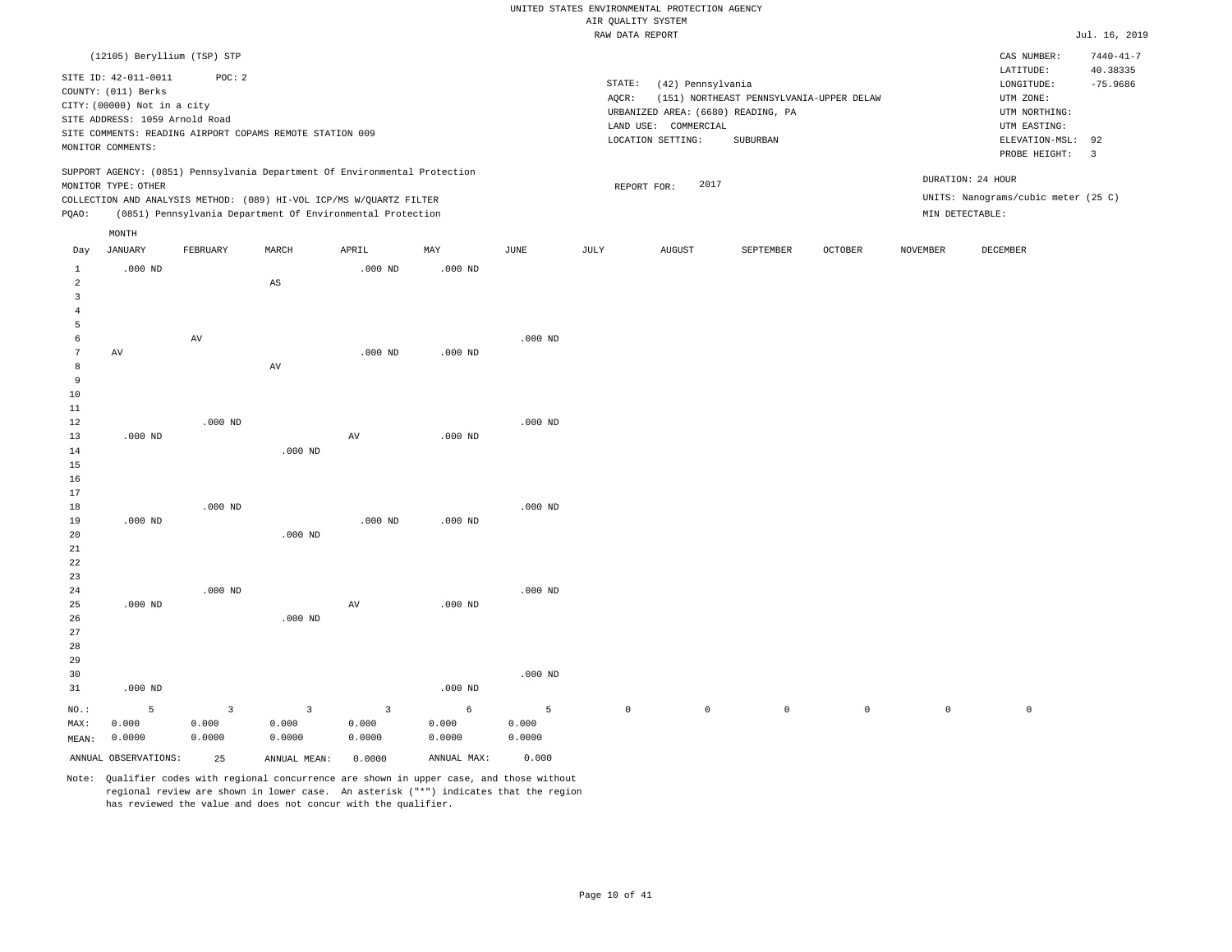UNITED STATES ENVIRONMENTAL PROTECTION AGENCY
AIR QUALITY SYSTEM
RAW DATA REPORT

Jul. 16, 2019

(12105) Beryllium (TSP) STP

SITE ID: 42-011-0011 POC: 2
COUNTY: (011) Berks
CITY: (00000) Not in a city
SITE ADDRESS: 1059 Arnold Road
SITE COMMENTS: READING AIRPORT COPAMS REMOTE STATION 009
MONITOR COMMENTS:

STATE: (42) Pennsylvania
AQCR: (151) NORTHEAST PENNSYLVANIA-UPPER DELAW
URBANIZED AREA: (6680) READING, PA
LAND USE: COMMERCIAL
LOCATION SETTING: SUBURBAN

CAS NUMBER: 7440-41-7
LATITUDE: 40.38335
LONGITUDE: -75.9686
UTM ZONE:
UTM NORTHING:
UTM EASTING:
ELEVATION-MSL: 92
PROBE HEIGHT: 3

SUPPORT AGENCY: (0851) Pennsylvania Department Of Environmental Protection
MONITOR TYPE: OTHER
COLLECTION AND ANALYSIS METHOD: (089) HI-VOL ICP/MS W/QUARTZ FILTER
PQAO: (0851) Pennsylvania Department Of Environmental Protection

REPORT FOR: 2017

DURATION: 24 HOUR
UNITS: Nanograms/cubic meter (25 C)
MIN DETECTABLE:

| Day | JANUARY | FEBRUARY | MARCH | APRIL | MAY | JUNE | JULY | AUGUST | SEPTEMBER | OCTOBER | NOVEMBER | DECEMBER |
|---|---|---|---|---|---|---|---|---|---|---|---|---|
| 1 | .000 ND | | | .000 ND | .000 ND | | | | | | | |
| 2 | | | AS | | | | | | | | | |
| 3 | | | | | | | | | | | | |
| 4 | | | | | | | | | | | | |
| 5 | | | | | | | | | | | | |
| 6 | | AV | | | | .000 ND | | | | | | |
| 7 | AV | | | .000 ND | .000 ND | | | | | | | |
| 8 | | | AV | | | | | | | | | |
| 9 | | | | | | | | | | | | |
| 10 | | | | | | | | | | | | |
| 11 | | | | | | | | | | | | |
| 12 | | .000 ND | | | | .000 ND | | | | | | |
| 13 | .000 ND | | | AV | .000 ND | | | | | | | |
| 14 | | | .000 ND | | | | | | | | | |
| 15 | | | | | | | | | | | | |
| 16 | | | | | | | | | | | | |
| 17 | | | | | | | | | | | | |
| 18 | | .000 ND | | | | .000 ND | | | | | | |
| 19 | .000 ND | | | .000 ND | .000 ND | | | | | | | |
| 20 | | | .000 ND | | | | | | | | | |
| 21 | | | | | | | | | | | | |
| 22 | | | | | | | | | | | | |
| 23 | | | | | | | | | | | | |
| 24 | | .000 ND | | | | .000 ND | | | | | | |
| 25 | .000 ND | | | AV | .000 ND | | | | | | | |
| 26 | | | .000 ND | | | | | | | | | |
| 27 | | | | | | | | | | | | |
| 28 | | | | | | | | | | | | |
| 29 | | | | | | | | | | | | |
| 30 | | | | | | .000 ND | | | | | | |
| 31 | .000 ND | | | | .000 ND | | | | | | | |
| NO.: | 5 | 3 | 3 | 3 | 6 | 5 | 0 | 0 | 0 | 0 | 0 | 0 |
| MAX: | 0.000 | 0.000 | 0.000 | 0.000 | 0.000 | 0.000 | | | | | | |
| MEAN: | 0.0000 | 0.0000 | 0.0000 | 0.0000 | 0.0000 | 0.0000 | | | | | | |

ANNUAL OBSERVATIONS: 25 ANNUAL MEAN: 0.0000 ANNUAL MAX: 0.000

Note: Qualifier codes with regional concurrence are shown in upper case, and those without regional review are shown in lower case. An asterisk ("*") indicates that the region has reviewed the value and does not concur with the qualifier.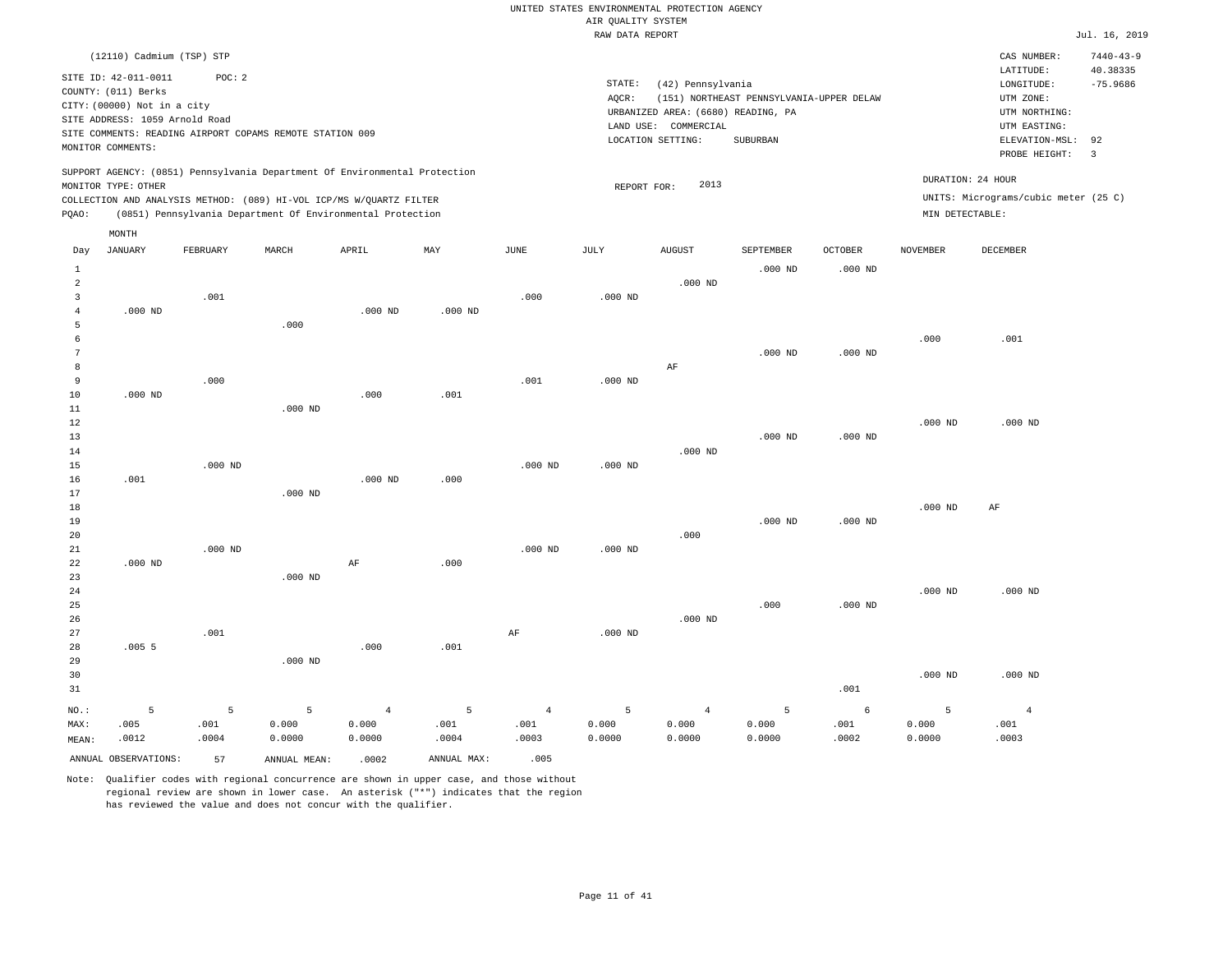UNITED STATES ENVIRONMENTAL PROTECTION AGENCY
AIR QUALITY SYSTEM
RAW DATA REPORT

Jul. 16, 2019

(12110) Cadmium (TSP) STP

SITE ID: 42-011-0011 POC: 2
COUNTY: (011) Berks
CITY: (00000) Not in a city
SITE ADDRESS: 1059 Arnold Road
SITE COMMENTS: READING AIRPORT COPAMS REMOTE STATION 009
MONITOR COMMENTS:

STATE: (42) Pennsylvania
AQCR: (151) NORTHEAST PENNSYLVANIA-UPPER DELAW
URBANIZED AREA: (6680) READING, PA
LAND USE: COMMERCIAL
LOCATION SETTING: SUBURBAN

CAS NUMBER: 7440-43-9
LATITUDE: 40.38335
LONGITUDE: -75.9686
UTM ZONE:
UTM NORTHING:
UTM EASTING:
ELEVATION-MSL: 92
PROBE HEIGHT: 3

SUPPORT AGENCY: (0851) Pennsylvania Department Of Environmental Protection
MONITOR TYPE: OTHER
COLLECTION AND ANALYSIS METHOD: (089) HI-VOL ICP/MS W/QUARTZ FILTER
PQAO: (0851) Pennsylvania Department Of Environmental Protection

REPORT FOR: 2013

DURATION: 24 HOUR
UNITS: Micrograms/cubic meter (25 C)
MIN DETECTABLE:

| Day | JANUARY | FEBRUARY | MARCH | APRIL | MAY | JUNE | JULY | AUGUST | SEPTEMBER | OCTOBER | NOVEMBER | DECEMBER |
|---|---|---|---|---|---|---|---|---|---|---|---|---|
| 1 | | | | | | | | | .000 ND | .000 ND | | |
| 2 | | | | | | | | .000 ND | | | | |
| 3 | | .001 | | | | .000 | .000 ND | | | | | |
| 4 | .000 ND | | | .000 ND | .000 ND | | | | | | | |
| 5 | | | .000 | | | | | | | | | |
| 6 | | | | | | | | | | | .000 | .001 |
| 7 | | | | | | | | | .000 ND | .000 ND | | |
| 8 | | | | | | | | AF | | | | |
| 9 | | .000 | | | | .001 | .000 ND | | | | | |
| 10 | .000 ND | | | .000 | .001 | | | | | | | |
| 11 | | | .000 ND | | | | | | | | | |
| 12 | | | | | | | | | | | .000 ND | .000 ND |
| 13 | | | | | | | | | .000 ND | .000 ND | | |
| 14 | | | | | | | | .000 ND | | | | |
| 15 | | .000 ND | | | | .000 ND | .000 ND | | | | | |
| 16 | .001 | | | .000 ND | .000 | | | | | | | |
| 17 | | | .000 ND | | | | | | | | | |
| 18 | | | | | | | | | | | .000 ND | AF |
| 19 | | | | | | | | | .000 ND | .000 ND | | |
| 20 | | | | | | | | .000 | | | | |
| 21 | | .000 ND | | | | .000 ND | .000 ND | | | | | |
| 22 | .000 ND | | | AF | .000 | | | | | | | |
| 23 | | | .000 ND | | | | | | | | | |
| 24 | | | | | | | | | | | .000 ND | .000 ND |
| 25 | | | | | | | | | .000 | .000 ND | | |
| 26 | | | | | | | | .000 ND | | | | |
| 27 | | .001 | | | | AF | .000 ND | | | | | |
| 28 | .005 5 | | | .000 | .001 | | | | | | | |
| 29 | | | .000 ND | | | | | | | | | |
| 30 | | | | | | | | | | | .000 ND | .000 ND |
| 31 | | | | | | | | | | .001 | | |
| NO.: | 5 | 5 | 5 | 4 | 5 | 4 | 5 | 4 | 5 | 6 | 5 | 4 |
| MAX: | .005 | .001 | 0.000 | 0.000 | .001 | .001 | 0.000 | 0.000 | 0.000 | .001 | 0.000 | .001 |
| MEAN: | .0012 | .0004 | 0.0000 | 0.0000 | .0004 | .0003 | 0.0000 | 0.0000 | 0.0000 | .0002 | 0.0000 | .0003 |

ANNUAL OBSERVATIONS: 57 ANNUAL MEAN: .0002 ANNUAL MAX: .005

Note: Qualifier codes with regional concurrence are shown in upper case, and those without regional review are shown in lower case. An asterisk ("*") indicates that the region has reviewed the value and does not concur with the qualifier.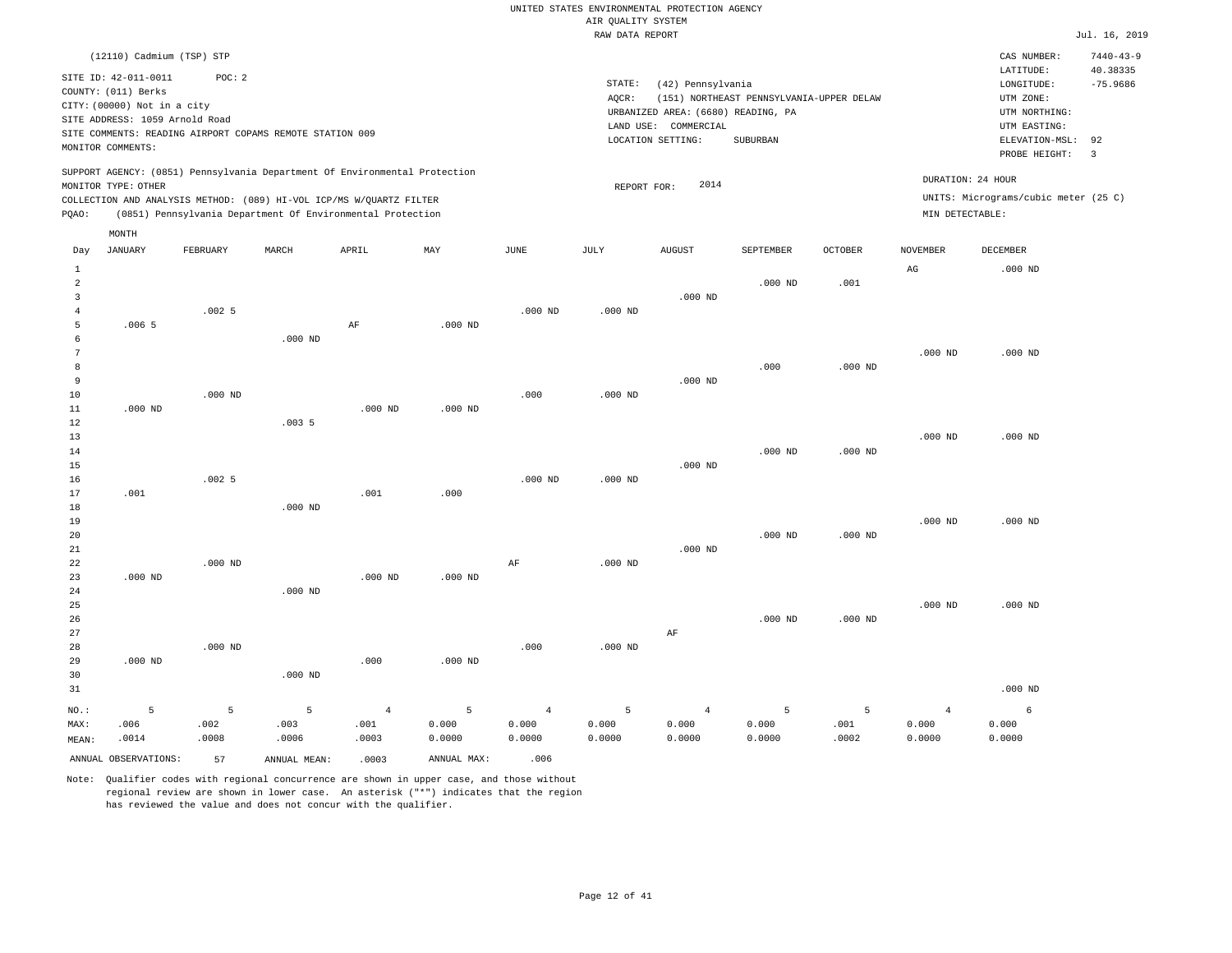UNITED STATES ENVIRONMENTAL PROTECTION AGENCY
AIR QUALITY SYSTEM
RAW DATA REPORT

Jul. 16, 2019

(12110) Cadmium (TSP) STP

SITE ID: 42-011-0011 POC: 2
COUNTY: (011) Berks
CITY: (00000) Not in a city
SITE ADDRESS: 1059 Arnold Road
SITE COMMENTS: READING AIRPORT COPAMS REMOTE STATION 009
MONITOR COMMENTS:

STATE: (42) Pennsylvania
AQCR: (151) NORTHEAST PENNSYLVANIA-UPPER DELAW
URBANIZED AREA: (6680) READING, PA
LAND USE: COMMERCIAL
LOCATION SETTING: SUBURBAN

CAS NUMBER: 7440-43-9
LATITUDE: 40.38335
LONGITUDE: -75.9686
UTM ZONE:
UTM NORTHING:
UTM EASTING:
ELEVATION-MSL: 92
PROBE HEIGHT: 3

SUPPORT AGENCY: (0851) Pennsylvania Department Of Environmental Protection
MONITOR TYPE: OTHER
COLLECTION AND ANALYSIS METHOD: (089) HI-VOL ICP/MS W/QUARTZ FILTER
PQAO: (0851) Pennsylvania Department Of Environmental Protection

REPORT FOR: 2014

DURATION: 24 HOUR
UNITS: Micrograms/cubic meter (25 C)
MIN DETECTABLE:

| Day | JANUARY | FEBRUARY | MARCH | APRIL | MAY | JUNE | JULY | AUGUST | SEPTEMBER | OCTOBER | NOVEMBER | DECEMBER |
|---|---|---|---|---|---|---|---|---|---|---|---|---|
| 1 | | | | | | | | | | | AG | .000 ND |
| 2 | | | | | | | | | .000 ND | .001 | | |
| 3 | | | | | | | | .000 ND | | | | |
| 4 | | .002 5 | | | | .000 ND | .000 ND | | | | | |
| 5 | .006 5 | | | AF | .000 ND | | | | | | | |
| 6 | | | .000 ND | | | | | | | | | |
| 7 | | | | | | | | | | | .000 ND | .000 ND |
| 8 | | | | | | | | | .000 | .000 ND | | |
| 9 | | | | | | | | .000 ND | | | | |
| 10 | | .000 ND | | | | .000 | .000 ND | | | | | |
| 11 | .000 ND | | | .000 ND | .000 ND | | | | | | | |
| 12 | | | .003 5 | | | | | | | | | |
| 13 | | | | | | | | | | | .000 ND | .000 ND |
| 14 | | | | | | | | | .000 ND | .000 ND | | |
| 15 | | | | | | | | .000 ND | | | | |
| 16 | | .002 5 | | | | .000 ND | .000 ND | | | | | |
| 17 | .001 | | | .001 | .000 | | | | | | | |
| 18 | | | .000 ND | | | | | | | | | |
| 19 | | | | | | | | | | | .000 ND | .000 ND |
| 20 | | | | | | | | | .000 ND | .000 ND | | |
| 21 | | | | | | | | .000 ND | | | | |
| 22 | | .000 ND | | | | AF | .000 ND | | | | | |
| 23 | .000 ND | | | .000 ND | .000 ND | | | | | | | |
| 24 | | | .000 ND | | | | | | | | | |
| 25 | | | | | | | | | | | .000 ND | .000 ND |
| 26 | | | | | | | | | .000 ND | .000 ND | | |
| 27 | | | | | | | | AF | | | | |
| 28 | | .000 ND | | | | .000 | .000 ND | | | | | |
| 29 | .000 ND | | | .000 | .000 ND | | | | | | | |
| 30 | | | .000 ND | | | | | | | | | |
| 31 | | | | | | | | | | | | .000 ND |
| NO.: | 5 | 5 | 5 | 4 | 5 | 4 | 5 | 4 | 5 | 5 | 4 | 6 |
| MAX: | .006 | .002 | .003 | .001 | 0.000 | 0.000 | 0.000 | 0.000 | 0.000 | .001 | 0.000 | 0.000 |
| MEAN: | .0014 | .0008 | .0006 | .0003 | 0.0000 | 0.0000 | 0.0000 | 0.0000 | 0.0000 | .0002 | 0.0000 | 0.0000 |

ANNUAL OBSERVATIONS: 57 ANNUAL MEAN: .0003 ANNUAL MAX: .006

Note: Qualifier codes with regional concurrence are shown in upper case, and those without regional review are shown in lower case. An asterisk ("*") indicates that the region has reviewed the value and does not concur with the qualifier.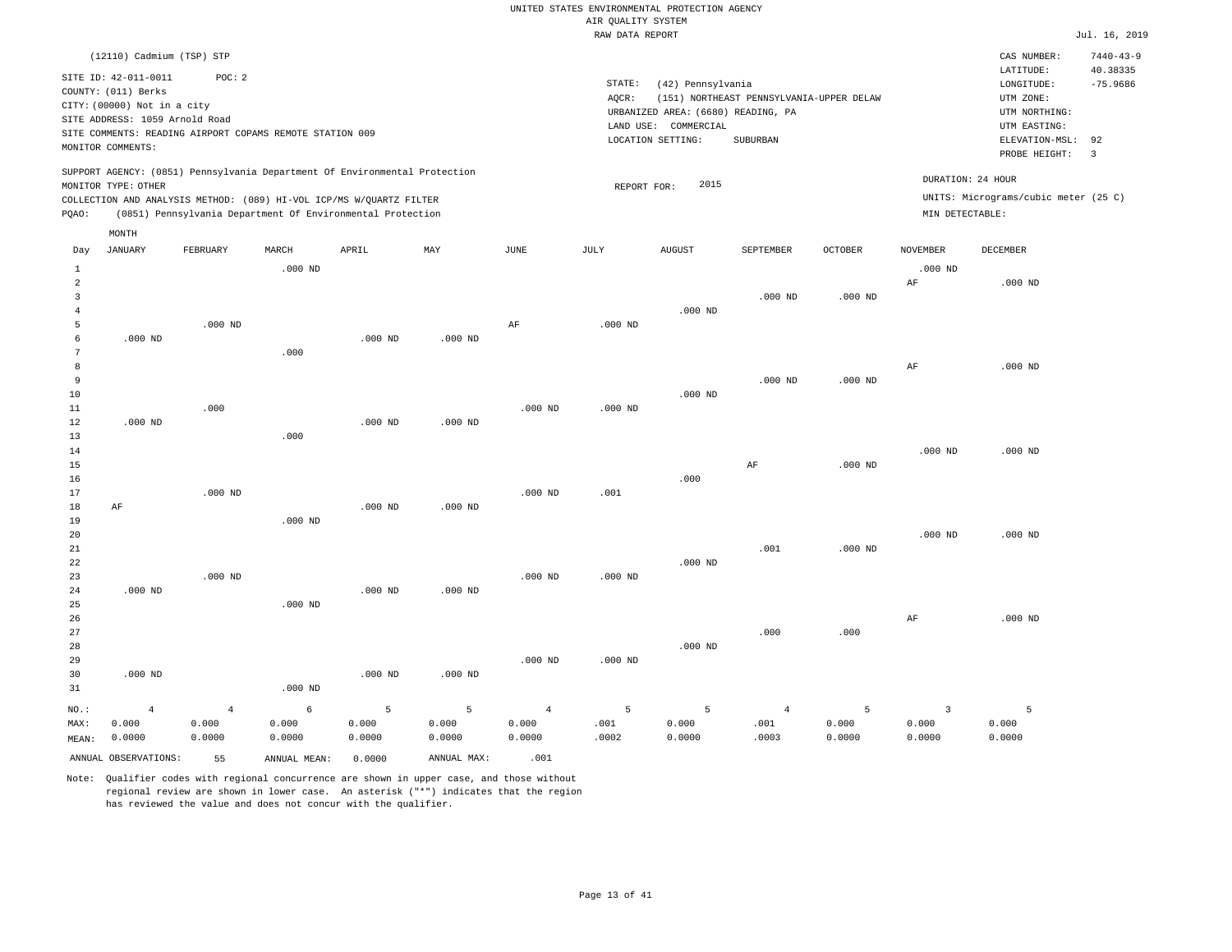UNITED STATES ENVIRONMENTAL PROTECTION AGENCY
AIR QUALITY SYSTEM
RAW DATA REPORT

Jul. 16, 2019

(12110) Cadmium (TSP) STP

SITE ID: 42-011-0011 POC: 2
COUNTY: (011) Berks
CITY: (00000) Not in a city
SITE ADDRESS: 1059 Arnold Road
SITE COMMENTS: READING AIRPORT COPAMS REMOTE STATION 009
MONITOR COMMENTS:

STATE: (42) Pennsylvania
AQCR: (151) NORTHEAST PENNSYLVANIA-UPPER DELAW
URBANIZED AREA: (6680) READING, PA
LAND USE: COMMERCIAL
LOCATION SETTING: SUBURBAN

CAS NUMBER: 7440-43-9
LATITUDE: 40.38335
LONGITUDE: -75.9686
UTM ZONE:
UTM NORTHING:
UTM EASTING:
ELEVATION-MSL: 92
PROBE HEIGHT: 3

SUPPORT AGENCY: (0851) Pennsylvania Department Of Environmental Protection
MONITOR TYPE: OTHER
COLLECTION AND ANALYSIS METHOD: (089) HI-VOL ICP/MS W/QUARTZ FILTER
PQAO: (0851) Pennsylvania Department Of Environmental Protection

REPORT FOR: 2015

DURATION: 24 HOUR
UNITS: Micrograms/cubic meter (25 C)
MIN DETECTABLE:

| Day | JANUARY | FEBRUARY | MARCH | APRIL | MAY | JUNE | JULY | AUGUST | SEPTEMBER | OCTOBER | NOVEMBER | DECEMBER |
|---|---|---|---|---|---|---|---|---|---|---|---|---|
| 1 | | | .000 ND | | | | | | | | .000 ND | |
| 2 | | | | | | | | | | | AF | .000 ND |
| 3 | | | | | | | | | .000 ND | .000 ND | | |
| 4 | | | | | | | | .000 ND | | | | |
| 5 | | .000 ND | | | | AF | .000 ND | | | | | |
| 6 | .000 ND | | | .000 ND | .000 ND | | | | | | | |
| 7 | | | .000 | | | | | | | | | |
| 8 | | | | | | | | | | | AF | .000 ND |
| 9 | | | | | | | | | .000 ND | .000 ND | | |
| 10 | | | | | | | | .000 ND | | | | |
| 11 | | .000 | | | | .000 ND | .000 ND | | | | | |
| 12 | .000 ND | | | .000 ND | .000 ND | | | | | | | |
| 13 | | | .000 | | | | | | | | | |
| 14 | | | | | | | | | | | .000 ND | .000 ND |
| 15 | | | | | | | | | AF | .000 ND | | |
| 16 | | | | | | | | .000 | | | | |
| 17 | | .000 ND | | | | .000 ND | .001 | | | | | |
| 18 | AF | | | .000 ND | .000 ND | | | | | | | |
| 19 | | | .000 ND | | | | | | | | | |
| 20 | | | | | | | | | | | .000 ND | .000 ND |
| 21 | | | | | | | | | .001 | .000 ND | | |
| 22 | | | | | | | | .000 ND | | | | |
| 23 | | .000 ND | | | | .000 ND | .000 ND | | | | | |
| 24 | .000 ND | | | .000 ND | .000 ND | | | | | | | |
| 25 | | | .000 ND | | | | | | | | | |
| 26 | | | | | | | | | | | AF | .000 ND |
| 27 | | | | | | | | | .000 | .000 | | |
| 28 | | | | | | | | .000 ND | | | | |
| 29 | | | | | | .000 ND | .000 ND | | | | | |
| 30 | .000 ND | | | .000 ND | .000 ND | | | | | | | |
| 31 | | | .000 ND | | | | | | | | | |
| NO.: | 4 | 4 | 6 | 5 | 5 | 4 | 5 | 5 | 4 | 5 | 3 | 5 |
| MAX: | 0.000 | 0.000 | 0.000 | 0.000 | 0.000 | 0.000 | .001 | 0.000 | .001 | 0.000 | 0.000 | 0.000 |
| MEAN: | 0.0000 | 0.0000 | 0.0000 | 0.0000 | 0.0000 | 0.0000 | .0002 | 0.0000 | .0003 | 0.0000 | 0.0000 | 0.0000 |

ANNUAL OBSERVATIONS: 55 ANNUAL MEAN: 0.0000 ANNUAL MAX: .001

Note: Qualifier codes with regional concurrence are shown in upper case, and those without regional review are shown in lower case. An asterisk ("*") indicates that the region has reviewed the value and does not concur with the qualifier.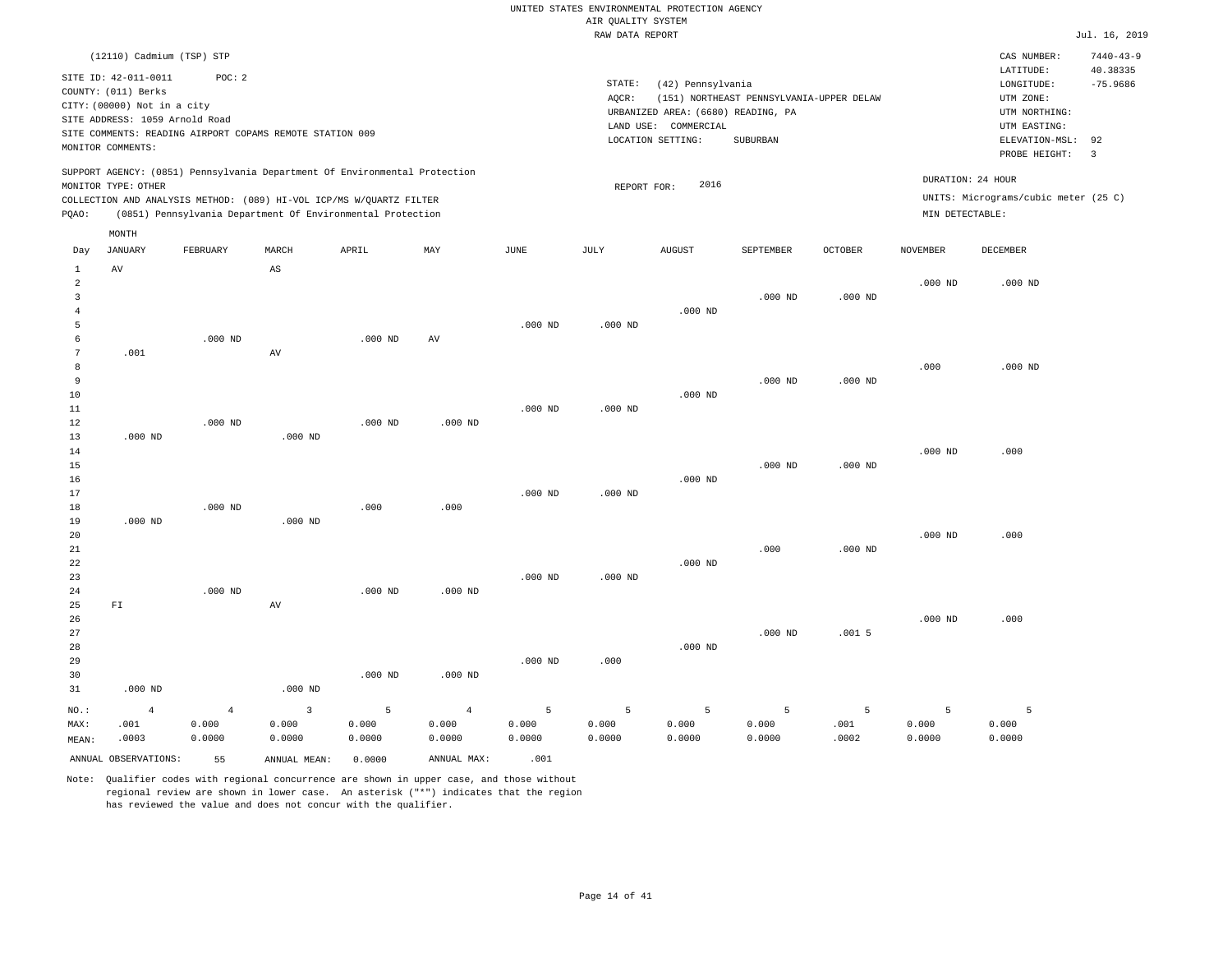UNITED STATES ENVIRONMENTAL PROTECTION AGENCY
AIR QUALITY SYSTEM
RAW DATA REPORT

Jul. 16, 2019

(12110) Cadmium (TSP) STP

SITE ID: 42-011-0011 POC: 2
COUNTY: (011) Berks
CITY: (00000) Not in a city
SITE ADDRESS: 1059 Arnold Road
SITE COMMENTS: READING AIRPORT COPAMS REMOTE STATION 009
MONITOR COMMENTS:

STATE: (42) Pennsylvania
AQCR: (151) NORTHEAST PENNSYLVANIA-UPPER DELAW
URBANIZED AREA: (6680) READING, PA
LAND USE: COMMERCIAL
LOCATION SETTING: SUBURBAN

CAS NUMBER: 7440-43-9
LATITUDE: 40.38335
LONGITUDE: -75.9686
UTM ZONE:
UTM NORTHING:
UTM EASTING:
ELEVATION-MSL: 92
PROBE HEIGHT: 3

SUPPORT AGENCY: (0851) Pennsylvania Department Of Environmental Protection
MONITOR TYPE: OTHER
COLLECTION AND ANALYSIS METHOD: (089) HI-VOL ICP/MS W/QUARTZ FILTER
PQAO: (0851) Pennsylvania Department Of Environmental Protection

REPORT FOR: 2016

DURATION: 24 HOUR
UNITS: Micrograms/cubic meter (25 C)
MIN DETECTABLE:

| Day | JANUARY | FEBRUARY | MARCH | APRIL | MAY | JUNE | JULY | AUGUST | SEPTEMBER | OCTOBER | NOVEMBER | DECEMBER |
|---|---|---|---|---|---|---|---|---|---|---|---|---|
| 1 | AV | | AS | | | | | | | | | |
| 2 | | | | | | | | | | | .000 ND | .000 ND |
| 3 | | | | | | | | | .000 ND | .000 ND | | |
| 4 | | | | | | | | .000 ND | | | | |
| 5 | | | | | | .000 ND | .000 ND | | | | | |
| 6 | | .000 ND | | .000 ND | AV | | | | | | | |
| 7 | .001 | | AV | | | | | | | | | |
| 8 | | | | | | | | | | | .000 | .000 ND |
| 9 | | | | | | | | | .000 ND | .000 ND | | |
| 10 | | | | | | | | .000 ND | | | | |
| 11 | | | | | | .000 ND | .000 ND | | | | | |
| 12 | | .000 ND | | .000 ND | .000 ND | | | | | | | |
| 13 | .000 ND | | .000 ND | | | | | | | | | |
| 14 | | | | | | | | | | | .000 ND | .000 |
| 15 | | | | | | | | | .000 ND | .000 ND | | |
| 16 | | | | | | | | .000 ND | | | | |
| 17 | | | | | | .000 ND | .000 ND | | | | | |
| 18 | | .000 ND | | .000 | .000 | | | | | | | |
| 19 | .000 ND | | .000 ND | | | | | | | | | |
| 20 | | | | | | | | | | | .000 ND | .000 |
| 21 | | | | | | | | | .000 | .000 ND | | |
| 22 | | | | | | | | .000 ND | | | | |
| 23 | | | | | | .000 ND | .000 ND | | | | | |
| 24 | | .000 ND | | .000 ND | .000 ND | | | | | | | |
| 25 | FI | | AV | | | | | | | | | |
| 26 | | | | | | | | | | | .000 ND | .000 |
| 27 | | | | | | | | | .000 ND | .001 5 | | |
| 28 | | | | | | | | .000 ND | | | | |
| 29 | | | | | | .000 ND | .000 | | | | | |
| 30 | | | | .000 ND | .000 ND | | | | | | | |
| 31 | .000 ND | | .000 ND | | | | | | | | | |
| NO.: | 4 | 4 | 3 | 5 | 4 | 5 | 5 | 5 | 5 | 5 | 5 | 5 |
| MAX: | .001 | 0.000 | 0.000 | 0.000 | 0.000 | 0.000 | 0.000 | 0.000 | 0.000 | .001 | 0.000 | 0.000 |
| MEAN: | .0003 | 0.0000 | 0.0000 | 0.0000 | 0.0000 | 0.0000 | 0.0000 | 0.0000 | 0.0000 | .0002 | 0.0000 | 0.0000 |

ANNUAL OBSERVATIONS: 55 ANNUAL MEAN: 0.0000 ANNUAL MAX: .001

Note: Qualifier codes with regional concurrence are shown in upper case, and those without regional review are shown in lower case. An asterisk ("*") indicates that the region has reviewed the value and does not concur with the qualifier.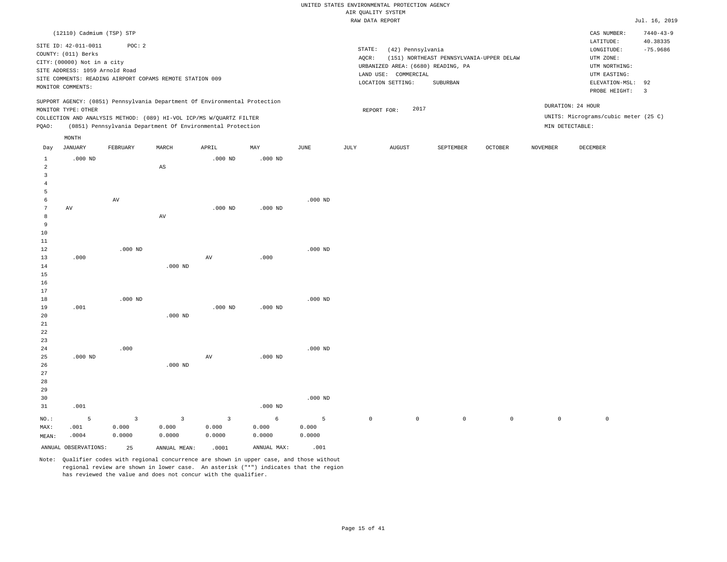UNITED STATES ENVIRONMENTAL PROTECTION AGENCY
AIR QUALITY SYSTEM
RAW DATA REPORT

Jul. 16, 2019

(12110) Cadmium (TSP) STP

SITE ID: 42-011-0011 POC: 2
COUNTY: (011) Berks
CITY: (00000) Not in a city
SITE ADDRESS: 1059 Arnold Road
SITE COMMENTS: READING AIRPORT COPAMS REMOTE STATION 009
MONITOR COMMENTS:

STATE: (42) Pennsylvania
AQCR: (151) NORTHEAST PENNSYLVANIA-UPPER DELAW
URBANIZED AREA: (6680) READING, PA
LAND USE: COMMERCIAL
LOCATION SETTING: SUBURBAN

CAS NUMBER: 7440-43-9
LATITUDE: 40.38335
LONGITUDE: -75.9686
UTM ZONE:
UTM NORTHING:
UTM EASTING:
ELEVATION-MSL: 92
PROBE HEIGHT: 3

SUPPORT AGENCY: (0851) Pennsylvania Department Of Environmental Protection
MONITOR TYPE: OTHER
COLLECTION AND ANALYSIS METHOD: (089) HI-VOL ICP/MS W/QUARTZ FILTER
PQAO: (0851) Pennsylvania Department Of Environmental Protection

REPORT FOR: 2017

DURATION: 24 HOUR
UNITS: Micrograms/cubic meter (25 C)
MIN DETECTABLE:

| Day | JANUARY | FEBRUARY | MARCH | APRIL | MAY | JUNE | JULY | AUGUST | SEPTEMBER | OCTOBER | NOVEMBER | DECEMBER |
|---|---|---|---|---|---|---|---|---|---|---|---|---|
| 1 | .000 ND | | | .000 ND | .000 ND | | | | | | | |
| 2 | | | AS | | | | | | | | | |
| 3 | | | | | | | | | | | | |
| 4 | | | | | | | | | | | | |
| 5 | | | | | | | | | | | | |
| 6 | | AV | | | | .000 ND | | | | | | |
| 7 | AV | | | .000 ND | .000 ND | | | | | | | |
| 8 | | | AV | | | | | | | | | |
| 9 | | | | | | | | | | | | |
| 10 | | | | | | | | | | | | |
| 11 | | | | | | | | | | | | |
| 12 | | .000 ND | | | | .000 ND | | | | | | |
| 13 | .000 | | | AV | .000 | | | | | | | |
| 14 | | | .000 ND | | | | | | | | | |
| 15 | | | | | | | | | | | | |
| 16 | | | | | | | | | | | | |
| 17 | | | | | | | | | | | | |
| 18 | | .000 ND | | | | .000 ND | | | | | | |
| 19 | .001 | | | .000 ND | .000 ND | | | | | | | |
| 20 | | | .000 ND | | | | | | | | | |
| 21 | | | | | | | | | | | | |
| 22 | | | | | | | | | | | | |
| 23 | | | | | | | | | | | | |
| 24 | | .000 | | | | .000 ND | | | | | | |
| 25 | .000 ND | | | AV | .000 ND | | | | | | | |
| 26 | | | .000 ND | | | | | | | | | |
| 27 | | | | | | | | | | | | |
| 28 | | | | | | | | | | | | |
| 29 | | | | | | | | | | | | |
| 30 | | | | | | .000 ND | | | | | | |
| 31 | .001 | | | | .000 ND | | | | | | | |
| NO.: | 5 | 3 | 3 | 3 | 6 | 5 | 0 | 0 | 0 | 0 | 0 | 0 |
| MAX: | .001 | 0.000 | 0.000 | 0.000 | 0.000 | 0.000 | | | | | | |
| MEAN: | .0004 | 0.0000 | 0.0000 | 0.0000 | 0.0000 | 0.0000 | | | | | | |

ANNUAL OBSERVATIONS: 25 ANNUAL MEAN: .0001 ANNUAL MAX: .001

Note: Qualifier codes with regional concurrence are shown in upper case, and those without regional review are shown in lower case. An asterisk ("*") indicates that the region has reviewed the value and does not concur with the qualifier.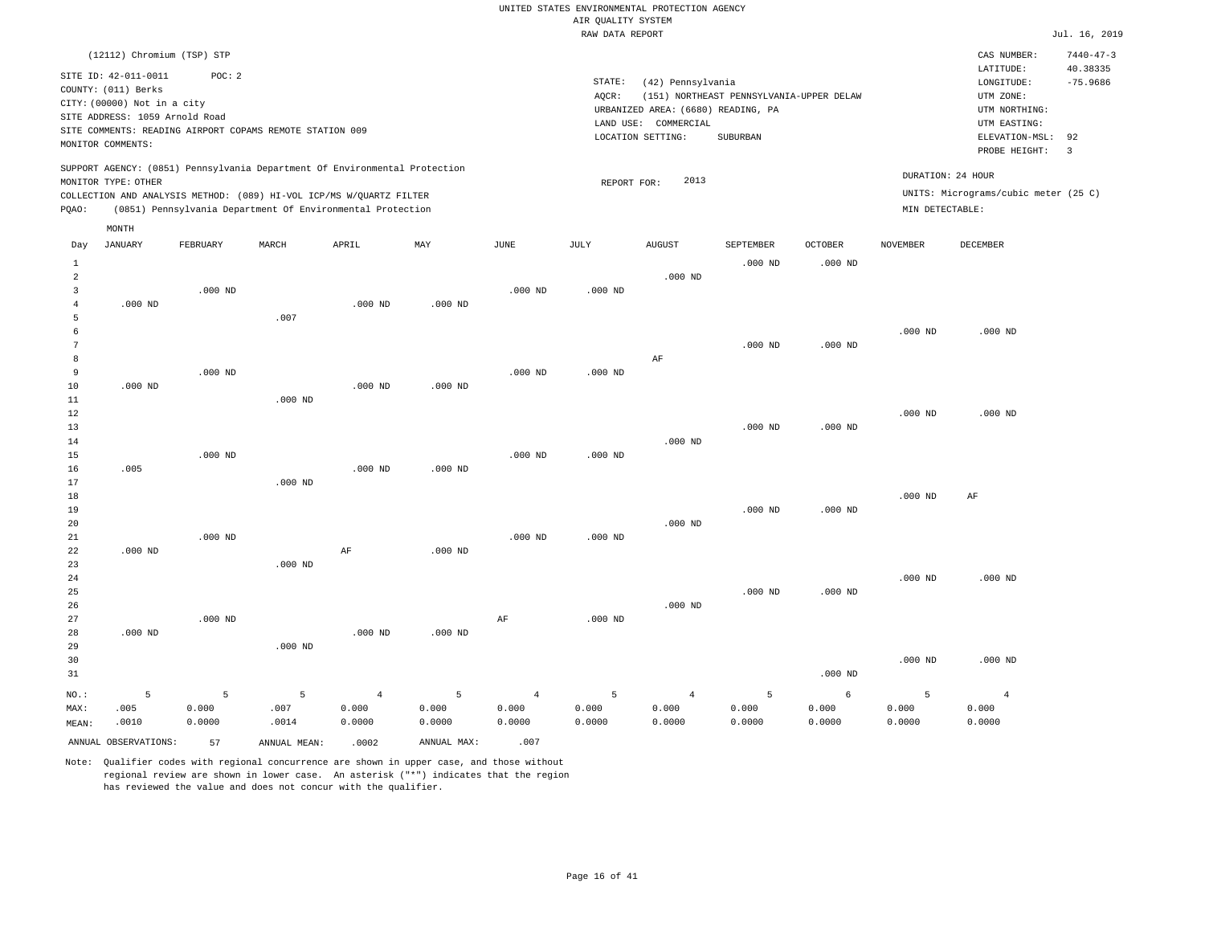UNITED STATES ENVIRONMENTAL PROTECTION AGENCY
AIR QUALITY SYSTEM
RAW DATA REPORT

Jul. 16, 2019

(12112) Chromium (TSP) STP

SITE ID: 42-011-0011 POC: 2
COUNTY: (011) Berks
CITY: (00000) Not in a city
SITE ADDRESS: 1059 Arnold Road
SITE COMMENTS: READING AIRPORT COPAMS REMOTE STATION 009
MONITOR COMMENTS:

STATE: (42) Pennsylvania
AQCR: (151) NORTHEAST PENNSYLVANIA-UPPER DELAW
URBANIZED AREA: (6680) READING, PA
LAND USE: COMMERCIAL
LOCATION SETTING: SUBURBAN

CAS NUMBER: 7440-47-3
LATITUDE: 40.38335
LONGITUDE: -75.9686
UTM ZONE:
UTM NORTHING:
UTM EASTING:
ELEVATION-MSL: 92
PROBE HEIGHT: 3

SUPPORT AGENCY: (0851) Pennsylvania Department Of Environmental Protection
MONITOR TYPE: OTHER
COLLECTION AND ANALYSIS METHOD: (089) HI-VOL ICP/MS W/QUARTZ FILTER
PQAO: (0851) Pennsylvania Department Of Environmental Protection

REPORT FOR: 2013

DURATION: 24 HOUR
UNITS: Micrograms/cubic meter (25 C)
MIN DETECTABLE:

| Day | JANUARY | FEBRUARY | MARCH | APRIL | MAY | JUNE | JULY | AUGUST | SEPTEMBER | OCTOBER | NOVEMBER | DECEMBER |
|---|---|---|---|---|---|---|---|---|---|---|---|---|
| 1 | | | | | | | | | .000 ND | .000 ND | | |
| 2 | | | | | | | | .000 ND | | | | |
| 3 | | .000 ND | | | | .000 ND | .000 ND | | | | | |
| 4 | .000 ND | | | .000 ND | .000 ND | | | | | | | |
| 5 | | | .007 | | | | | | | | | |
| 6 | | | | | | | | | | | .000 ND | .000 ND |
| 7 | | | | | | | | | .000 ND | .000 ND | | |
| 8 | | | | | | | | AF | | | | |
| 9 | | .000 ND | | | | .000 ND | .000 ND | | | | | |
| 10 | .000 ND | | | .000 ND | .000 ND | | | | | | | |
| 11 | | | .000 ND | | | | | | | | | |
| 12 | | | | | | | | | | | .000 ND | .000 ND |
| 13 | | | | | | | | | .000 ND | .000 ND | | |
| 14 | | | | | | | | .000 ND | | | | |
| 15 | | .000 ND | | | | .000 ND | .000 ND | | | | | |
| 16 | .005 | | | .000 ND | .000 ND | | | | | | | |
| 17 | | | .000 ND | | | | | | | | | |
| 18 | | | | | | | | | | | .000 ND | AF |
| 19 | | | | | | | | | .000 ND | .000 ND | | |
| 20 | | | | | | | | .000 ND | | | | |
| 21 | | .000 ND | | | | .000 ND | .000 ND | | | | | |
| 22 | .000 ND | | | AF | .000 ND | | | | | | | |
| 23 | | | .000 ND | | | | | | | | | |
| 24 | | | | | | | | | | | .000 ND | .000 ND |
| 25 | | | | | | | | | .000 ND | .000 ND | | |
| 26 | | | | | | | | .000 ND | | | | |
| 27 | | .000 ND | | | | AF | .000 ND | | | | | |
| 28 | .000 ND | | | .000 ND | .000 ND | | | | | | | |
| 29 | | | .000 ND | | | | | | | | | |
| 30 | | | | | | | | | | | .000 ND | .000 ND |
| 31 | | | | | | | | | | .000 ND | | |
| NO.: | 5 | 5 | 5 | 4 | 5 | 4 | 5 | 4 | 5 | 6 | 5 | 4 |
| MAX: | .005 | 0.000 | .007 | 0.000 | 0.000 | 0.000 | 0.000 | 0.000 | 0.000 | 0.000 | 0.000 | 0.000 |
| MEAN: | .0010 | 0.0000 | .0014 | 0.0000 | 0.0000 | 0.0000 | 0.0000 | 0.0000 | 0.0000 | 0.0000 | 0.0000 | 0.0000 |

ANNUAL OBSERVATIONS: 57 ANNUAL MEAN: .0002 ANNUAL MAX: .007

Note: Qualifier codes with regional concurrence are shown in upper case, and those without regional review are shown in lower case. An asterisk ("*") indicates that the region has reviewed the value and does not concur with the qualifier.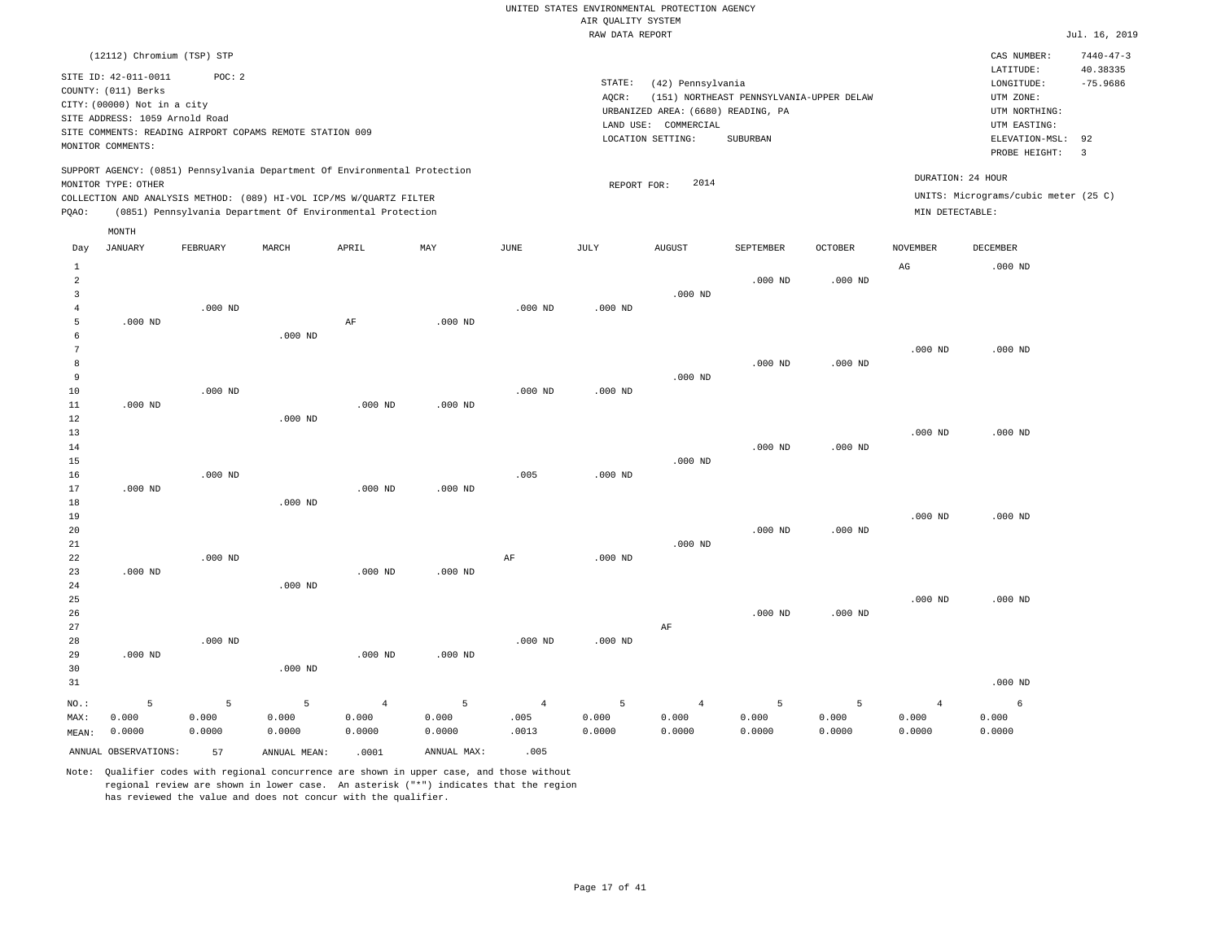UNITED STATES ENVIRONMENTAL PROTECTION AGENCY
AIR QUALITY SYSTEM
RAW DATA REPORT

Jul. 16, 2019

(12112) Chromium (TSP) STP

SITE ID: 42-011-0011 POC: 2
COUNTY: (011) Berks
CITY: (00000) Not in a city
SITE ADDRESS: 1059 Arnold Road
SITE COMMENTS: READING AIRPORT COPAMS REMOTE STATION 009
MONITOR COMMENTS:

STATE: (42) Pennsylvania
AQCR: (151) NORTHEAST PENNSYLVANIA-UPPER DELAW
URBANIZED AREA: (6680) READING, PA
LAND USE: COMMERCIAL
LOCATION SETTING: SUBURBAN

CAS NUMBER: 7440-47-3
LATITUDE: 40.38335
LONGITUDE: -75.9686
UTM ZONE:
UTM NORTHING:
UTM EASTING:
ELEVATION-MSL: 92
PROBE HEIGHT: 3

SUPPORT AGENCY: (0851) Pennsylvania Department Of Environmental Protection
MONITOR TYPE: OTHER
COLLECTION AND ANALYSIS METHOD: (089) HI-VOL ICP/MS W/QUARTZ FILTER
PQAO: (0851) Pennsylvania Department Of Environmental Protection

REPORT FOR: 2014

DURATION: 24 HOUR
UNITS: Micrograms/cubic meter (25 C)
MIN DETECTABLE:

| Day | JANUARY | FEBRUARY | MARCH | APRIL | MAY | JUNE | JULY | AUGUST | SEPTEMBER | OCTOBER | NOVEMBER | DECEMBER |
|---|---|---|---|---|---|---|---|---|---|---|---|---|
| 1 | | | | | | | | | | | AG | .000 ND |
| 2 | | | | | | | | | .000 ND | .000 ND | | |
| 3 | | | | | | | | .000 ND | | | | |
| 4 | | .000 ND | | | | .000 ND | .000 ND | | | | | |
| 5 | .000 ND | | | AF | .000 ND | | | | | | | |
| 6 | | | .000 ND | | | | | | | | | |
| 7 | | | | | | | | | | | .000 ND | .000 ND |
| 8 | | | | | | | | | .000 ND | .000 ND | | |
| 9 | | | | | | | | .000 ND | | | | |
| 10 | | .000 ND | | | | .000 ND | .000 ND | | | | | |
| 11 | .000 ND | | | .000 ND | .000 ND | | | | | | | |
| 12 | | | .000 ND | | | | | | | | | |
| 13 | | | | | | | | | | | .000 ND | .000 ND |
| 14 | | | | | | | | | .000 ND | .000 ND | | |
| 15 | | | | | | | | .000 ND | | | | |
| 16 | | .000 ND | | | | .005 | .000 ND | | | | | |
| 17 | .000 ND | | | .000 ND | .000 ND | | | | | | | |
| 18 | | | .000 ND | | | | | | | | | |
| 19 | | | | | | | | | | | .000 ND | .000 ND |
| 20 | | | | | | | | | .000 ND | .000 ND | | |
| 21 | | | | | | | | .000 ND | | | | |
| 22 | | .000 ND | | | | AF | .000 ND | | | | | |
| 23 | .000 ND | | | .000 ND | .000 ND | | | | | | | |
| 24 | | | .000 ND | | | | | | | | | |
| 25 | | | | | | | | | | | .000 ND | .000 ND |
| 26 | | | | | | | | | .000 ND | .000 ND | | |
| 27 | | | | | | | | AF | | | | |
| 28 | | .000 ND | | | | .000 ND | .000 ND | | | | | |
| 29 | .000 ND | | | .000 ND | .000 ND | | | | | | | |
| 30 | | | .000 ND | | | | | | | | | |
| 31 | | | | | | | | | | | | .000 ND |
| NO.: | 5 | 5 | 5 | 4 | 5 | 4 | 5 | 4 | 5 | 5 | 4 | 6 |
| MAX: | 0.000 | 0.000 | 0.000 | 0.000 | 0.000 | .005 | 0.000 | 0.000 | 0.000 | 0.000 | 0.000 | 0.000 |
| MEAN: | 0.0000 | 0.0000 | 0.0000 | 0.0000 | 0.0000 | .0013 | 0.0000 | 0.0000 | 0.0000 | 0.0000 | 0.0000 | 0.0000 |

ANNUAL OBSERVATIONS: 57 ANNUAL MEAN: .0001 ANNUAL MAX: .005

Note: Qualifier codes with regional concurrence are shown in upper case, and those without regional review are shown in lower case. An asterisk ("*") indicates that the region has reviewed the value and does not concur with the qualifier.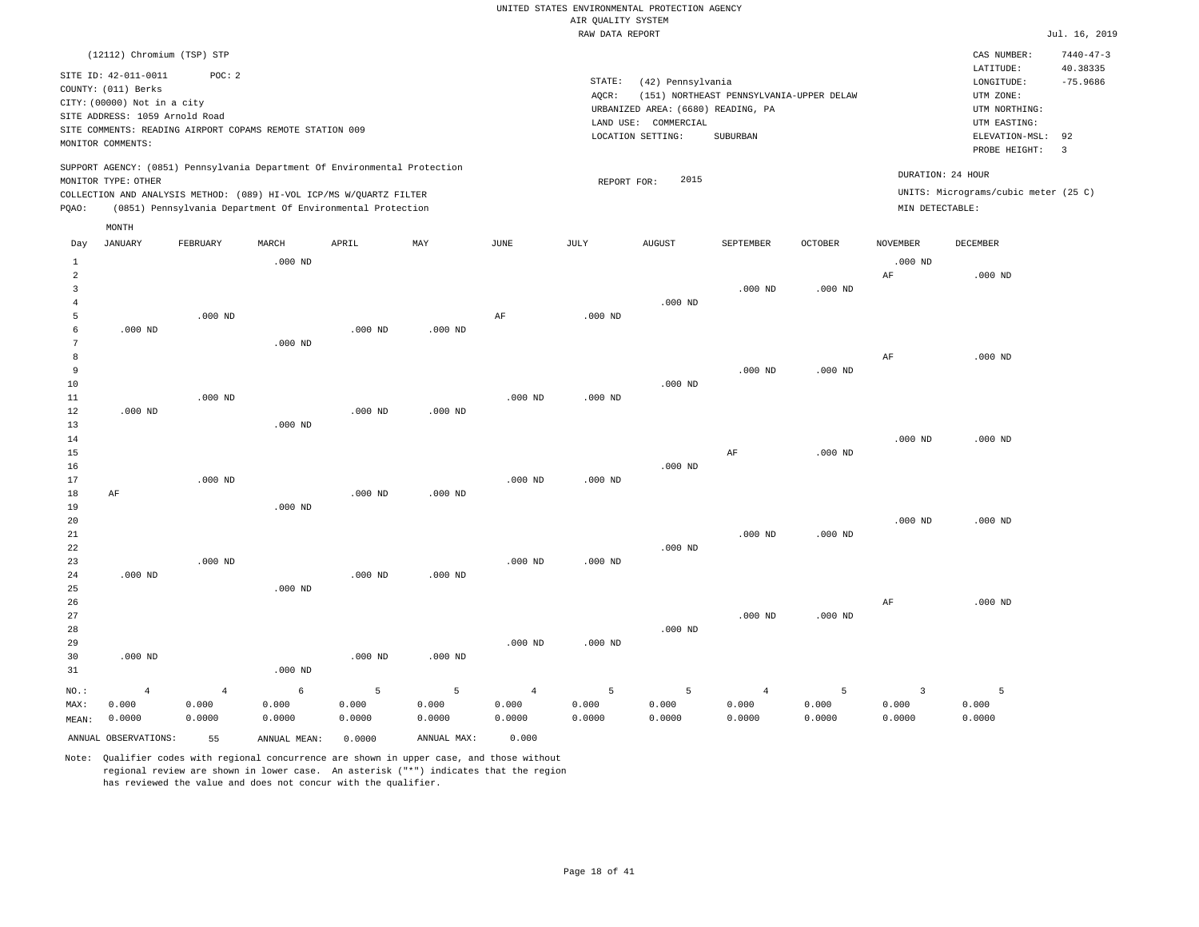UNITED STATES ENVIRONMENTAL PROTECTION AGENCY
AIR QUALITY SYSTEM
RAW DATA REPORT

Jul. 16, 2019

(12112) Chromium (TSP) STP

SITE ID: 42-011-0011 POC: 2
COUNTY: (011) Berks
CITY: (00000) Not in a city
SITE ADDRESS: 1059 Arnold Road
SITE COMMENTS: READING AIRPORT COPAMS REMOTE STATION 009
MONITOR COMMENTS:

STATE: (42) Pennsylvania
AQCR: (151) NORTHEAST PENNSYLVANIA-UPPER DELAW
URBANIZED AREA: (6680) READING, PA
LAND USE: COMMERCIAL
LOCATION SETTING: SUBURBAN

CAS NUMBER: 7440-47-3
LATITUDE: 40.38335
LONGITUDE: -75.9686
UTM ZONE:
UTM NORTHING:
UTM EASTING:
ELEVATION-MSL: 92
PROBE HEIGHT: 3

SUPPORT AGENCY: (0851) Pennsylvania Department Of Environmental Protection
MONITOR TYPE: OTHER
COLLECTION AND ANALYSIS METHOD: (089) HI-VOL ICP/MS W/QUARTZ FILTER
PQAO: (0851) Pennsylvania Department Of Environmental Protection

REPORT FOR: 2015

DURATION: 24 HOUR
UNITS: Micrograms/cubic meter (25 C)
MIN DETECTABLE:

| Day | JANUARY | FEBRUARY | MARCH | APRIL | MAY | JUNE | JULY | AUGUST | SEPTEMBER | OCTOBER | NOVEMBER | DECEMBER |
|---|---|---|---|---|---|---|---|---|---|---|---|---|
| 1 | | | .000 ND | | | | | | | | .000 ND | |
| 2 | | | | | | | | | | | AF | .000 ND |
| 3 | | | | | | | | | .000 ND | .000 ND | | |
| 4 | | | | | | | | .000 ND | | | | |
| 5 | | .000 ND | | | | AF | .000 ND | | | | | |
| 6 | .000 ND | | | .000 ND | .000 ND | | | | | | | |
| 7 | | | .000 ND | | | | | | | | | |
| 8 | | | | | | | | | | | AF | .000 ND |
| 9 | | | | | | | | | .000 ND | .000 ND | | |
| 10 | | | | | | | | .000 ND | | | | |
| 11 | | .000 ND | | | | .000 ND | .000 ND | | | | | |
| 12 | .000 ND | | | .000 ND | .000 ND | | | | | | | |
| 13 | | | .000 ND | | | | | | | | | |
| 14 | | | | | | | | | | | .000 ND | .000 ND |
| 15 | | | | | | | | | AF | .000 ND | | |
| 16 | | | | | | | | .000 ND | | | | |
| 17 | | .000 ND | | | | .000 ND | .000 ND | | | | | |
| 18 | AF | | | .000 ND | .000 ND | | | | | | | |
| 19 | | | .000 ND | | | | | | | | | |
| 20 | | | | | | | | | | | .000 ND | .000 ND |
| 21 | | | | | | | | | .000 ND | .000 ND | | |
| 22 | | | | | | | | .000 ND | | | | |
| 23 | | .000 ND | | | | .000 ND | .000 ND | | | | | |
| 24 | .000 ND | | | .000 ND | .000 ND | | | | | | | |
| 25 | | | .000 ND | | | | | | | | | |
| 26 | | | | | | | | | | | AF | .000 ND |
| 27 | | | | | | | | | .000 ND | .000 ND | | |
| 28 | | | | | | | | .000 ND | | | | |
| 29 | | | | | | .000 ND | .000 ND | | | | | |
| 30 | .000 ND | | | .000 ND | .000 ND | | | | | | | |
| 31 | | | .000 ND | | | | | | | | | |
| NO.: | 4 | 4 | 6 | 5 | 5 | 4 | 5 | 5 | 4 | 5 | 3 | 5 |
| MAX: | 0.000 | 0.000 | 0.000 | 0.000 | 0.000 | 0.000 | 0.000 | 0.000 | 0.000 | 0.000 | 0.000 | 0.000 |
| MEAN: | 0.0000 | 0.0000 | 0.0000 | 0.0000 | 0.0000 | 0.0000 | 0.0000 | 0.0000 | 0.0000 | 0.0000 | 0.0000 | 0.0000 |

ANNUAL OBSERVATIONS: 55 ANNUAL MEAN: 0.0000 ANNUAL MAX: 0.000

Note: Qualifier codes with regional concurrence are shown in upper case, and those without regional review are shown in lower case. An asterisk ("*") indicates that the region has reviewed the value and does not concur with the qualifier.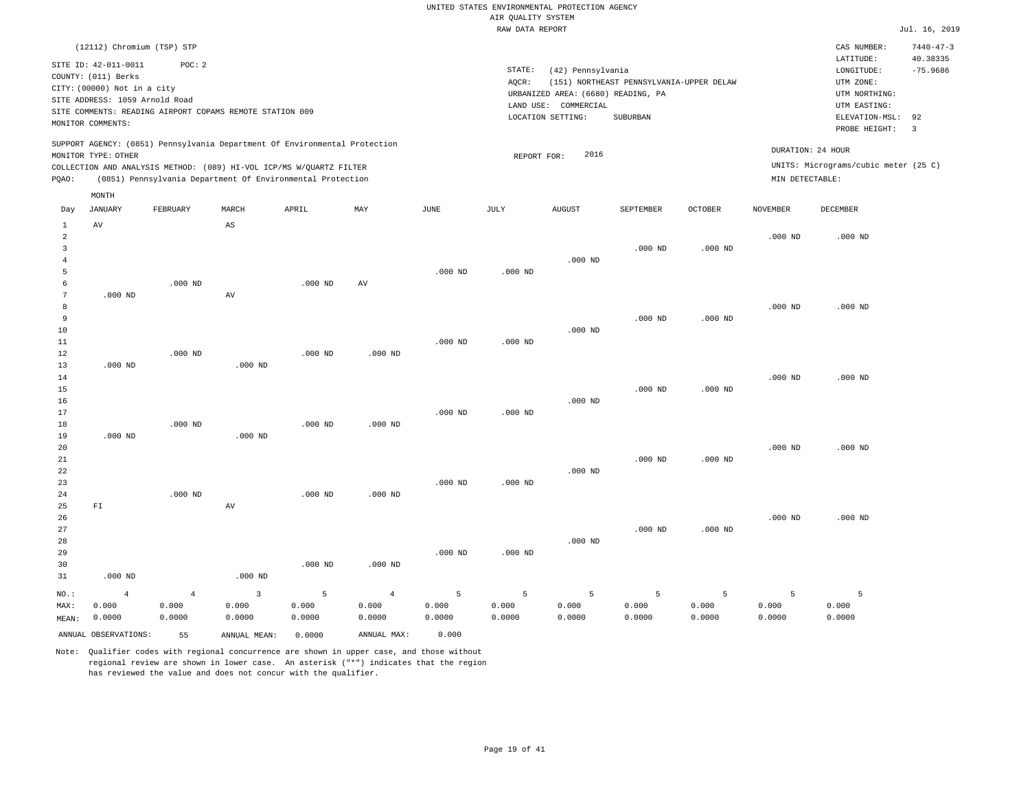UNITED STATES ENVIRONMENTAL PROTECTION AGENCY
AIR QUALITY SYSTEM
RAW DATA REPORT

Jul. 16, 2019

(12112) Chromium (TSP) STP

SITE ID: 42-011-0011 POC: 2
COUNTY: (011) Berks
CITY: (00000) Not in a city
SITE ADDRESS: 1059 Arnold Road
SITE COMMENTS: READING AIRPORT COPAMS REMOTE STATION 009
MONITOR COMMENTS:

STATE: (42) Pennsylvania
AQCR: (151) NORTHEAST PENNSYLVANIA-UPPER DELAW
URBANIZED AREA: (6680) READING, PA
LAND USE: COMMERCIAL
LOCATION SETTING: SUBURBAN

CAS NUMBER: 7440-47-3
LATITUDE: 40.38335
LONGITUDE: -75.9686
UTM ZONE:
UTM NORTHING:
UTM EASTING:
ELEVATION-MSL: 92
PROBE HEIGHT: 3

SUPPORT AGENCY: (0851) Pennsylvania Department Of Environmental Protection
MONITOR TYPE: OTHER
COLLECTION AND ANALYSIS METHOD: (089) HI-VOL ICP/MS W/QUARTZ FILTER
PQAO: (0851) Pennsylvania Department Of Environmental Protection

REPORT FOR: 2016

DURATION: 24 HOUR
UNITS: Micrograms/cubic meter (25 C)
MIN DETECTABLE:

| Day | JANUARY | FEBRUARY | MARCH | APRIL | MAY | JUNE | JULY | AUGUST | SEPTEMBER | OCTOBER | NOVEMBER | DECEMBER |
|---|---|---|---|---|---|---|---|---|---|---|---|---|
| 1 | AV | | AS | | | | | | | | | |
| 2 | | | | | | | | | | | .000 ND | .000 ND |
| 3 | | | | | | | | | .000 ND | .000 ND | | |
| 4 | | | | | | | | .000 ND | | | | |
| 5 | | | | | | .000 ND | .000 ND | | | | | |
| 6 | | .000 ND | | .000 ND | AV | | | | | | | |
| 7 | .000 ND | | AV | | | | | | | | | |
| 8 | | | | | | | | | | | .000 ND | .000 ND |
| 9 | | | | | | | | | .000 ND | .000 ND | | |
| 10 | | | | | | | | .000 ND | | | | |
| 11 | | | | | | .000 ND | .000 ND | | | | | |
| 12 | | .000 ND | | .000 ND | .000 ND | | | | | | | |
| 13 | .000 ND | | .000 ND | | | | | | | | | |
| 14 | | | | | | | | | | | .000 ND | .000 ND |
| 15 | | | | | | | | | .000 ND | .000 ND | | |
| 16 | | | | | | | | .000 ND | | | | |
| 17 | | | | | | .000 ND | .000 ND | | | | | |
| 18 | | .000 ND | | .000 ND | .000 ND | | | | | | | |
| 19 | .000 ND | | .000 ND | | | | | | | | | |
| 20 | | | | | | | | | | | .000 ND | .000 ND |
| 21 | | | | | | | | | .000 ND | .000 ND | | |
| 22 | | | | | | | | .000 ND | | | | |
| 23 | | | | | | .000 ND | .000 ND | | | | | |
| 24 | | .000 ND | | .000 ND | .000 ND | | | | | | | |
| 25 | FI | | AV | | | | | | | | | |
| 26 | | | | | | | | | | | .000 ND | .000 ND |
| 27 | | | | | | | | | .000 ND | .000 ND | | |
| 28 | | | | | | | | .000 ND | | | | |
| 29 | | | | | | .000 ND | .000 ND | | | | | |
| 30 | | | | .000 ND | .000 ND | | | | | | | |
| 31 | .000 ND | | .000 ND | | | | | | | | | |
| NO.: | 4 | 4 | 3 | 5 | 4 | 5 | 5 | 5 | 5 | 5 | 5 | 5 |
| MAX: | 0.000 | 0.000 | 0.000 | 0.000 | 0.000 | 0.000 | 0.000 | 0.000 | 0.000 | 0.000 | 0.000 | 0.000 |
| MEAN: | 0.0000 | 0.0000 | 0.0000 | 0.0000 | 0.0000 | 0.0000 | 0.0000 | 0.0000 | 0.0000 | 0.0000 | 0.0000 | 0.0000 |

ANNUAL OBSERVATIONS: 55 ANNUAL MEAN: 0.0000 ANNUAL MAX: 0.000

Note: Qualifier codes with regional concurrence are shown in upper case, and those without regional review are shown in lower case. An asterisk ("*") indicates that the region has reviewed the value and does not concur with the qualifier.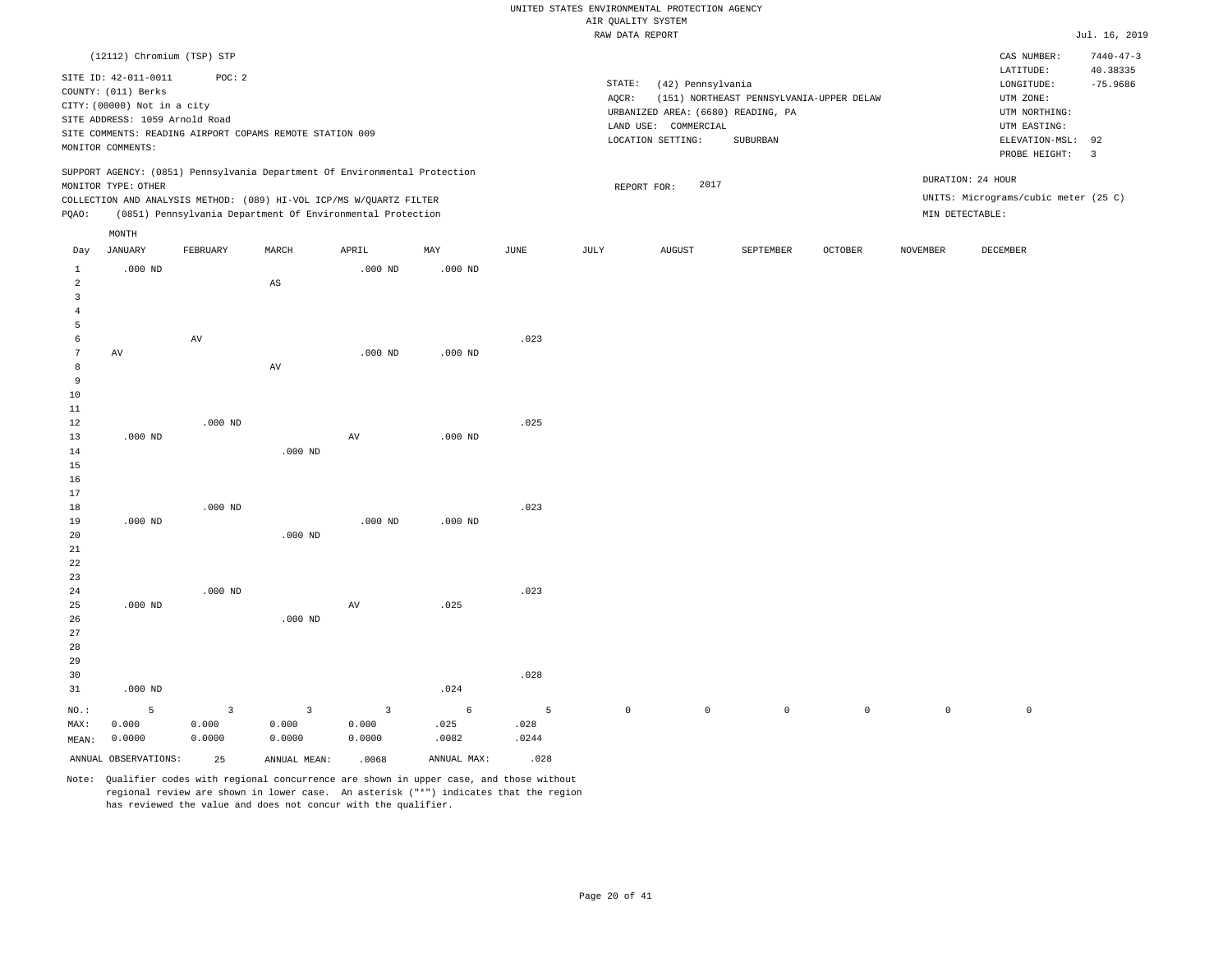UNITED STATES ENVIRONMENTAL PROTECTION AGENCY
AIR QUALITY SYSTEM
RAW DATA REPORT

Jul. 16, 2019

(12112) Chromium (TSP) STP

SITE ID: 42-011-0011 POC: 2
COUNTY: (011) Berks
CITY: (00000) Not in a city
SITE ADDRESS: 1059 Arnold Road
SITE COMMENTS: READING AIRPORT COPAMS REMOTE STATION 009
MONITOR COMMENTS:

STATE: (42) Pennsylvania
AQCR: (151) NORTHEAST PENNSYLVANIA-UPPER DELAW
URBANIZED AREA: (6680) READING, PA
LAND USE: COMMERCIAL
LOCATION SETTING: SUBURBAN

CAS NUMBER: 7440-47-3
LATITUDE: 40.38335
LONGITUDE: -75.9686
UTM ZONE:
UTM NORTHING:
UTM EASTING:
ELEVATION-MSL: 92
PROBE HEIGHT: 3

SUPPORT AGENCY: (0851) Pennsylvania Department Of Environmental Protection
MONITOR TYPE: OTHER
COLLECTION AND ANALYSIS METHOD: (089) HI-VOL ICP/MS W/QUARTZ FILTER
PQAO: (0851) Pennsylvania Department Of Environmental Protection

REPORT FOR: 2017

DURATION: 24 HOUR
UNITS: Micrograms/cubic meter (25 C)
MIN DETECTABLE:

| Day | JANUARY | FEBRUARY | MARCH | APRIL | MAY | JUNE | JULY | AUGUST | SEPTEMBER | OCTOBER | NOVEMBER | DECEMBER |
|---|---|---|---|---|---|---|---|---|---|---|---|---|
| 1 | .000 ND | | | .000 ND | .000 ND | | | | | | | |
| 2 | | | AS | | | | | | | | | |
| 3 | | | | | | | | | | | | |
| 4 | | | | | | | | | | | | |
| 5 | | | | | | | | | | | | |
| 6 | | AV | | | | .023 | | | | | | |
| 7 | AV | | | .000 ND | .000 ND | | | | | | | |
| 8 | | | AV | | | | | | | | | |
| 9 | | | | | | | | | | | | |
| 10 | | | | | | | | | | | | |
| 11 | | | | | | | | | | | | |
| 12 | | .000 ND | | | | .025 | | | | | | |
| 13 | .000 ND | | | AV | .000 ND | | | | | | | |
| 14 | | | .000 ND | | | | | | | | | |
| 15 | | | | | | | | | | | | |
| 16 | | | | | | | | | | | | |
| 17 | | | | | | | | | | | | |
| 18 | | .000 ND | | | | .023 | | | | | | |
| 19 | .000 ND | | | .000 ND | .000 ND | | | | | | | |
| 20 | | | .000 ND | | | | | | | | | |
| 21 | | | | | | | | | | | | |
| 22 | | | | | | | | | | | | |
| 23 | | | | | | | | | | | | |
| 24 | | .000 ND | | | | .023 | | | | | | |
| 25 | .000 ND | | | AV | .025 | | | | | | | |
| 26 | | | .000 ND | | | | | | | | | |
| 27 | | | | | | | | | | | | |
| 28 | | | | | | | | | | | | |
| 29 | | | | | | | | | | | | |
| 30 | | | | | | .028 | | | | | | |
| 31 | .000 ND | | | | .024 | | | | | | | |
| NO.: | 5 | 3 | 3 | 3 | 6 | 5 | 0 | 0 | 0 | 0 | 0 | 0 |
| MAX: | 0.000 | 0.000 | 0.000 | 0.000 | .025 | .028 | | | | | | |
| MEAN: | 0.0000 | 0.0000 | 0.0000 | 0.0000 | .0082 | .0244 | | | | | | |

ANNUAL OBSERVATIONS: 25 ANNUAL MEAN: .0068 ANNUAL MAX: .028

Note: Qualifier codes with regional concurrence are shown in upper case, and those without regional review are shown in lower case. An asterisk ("*") indicates that the region has reviewed the value and does not concur with the qualifier.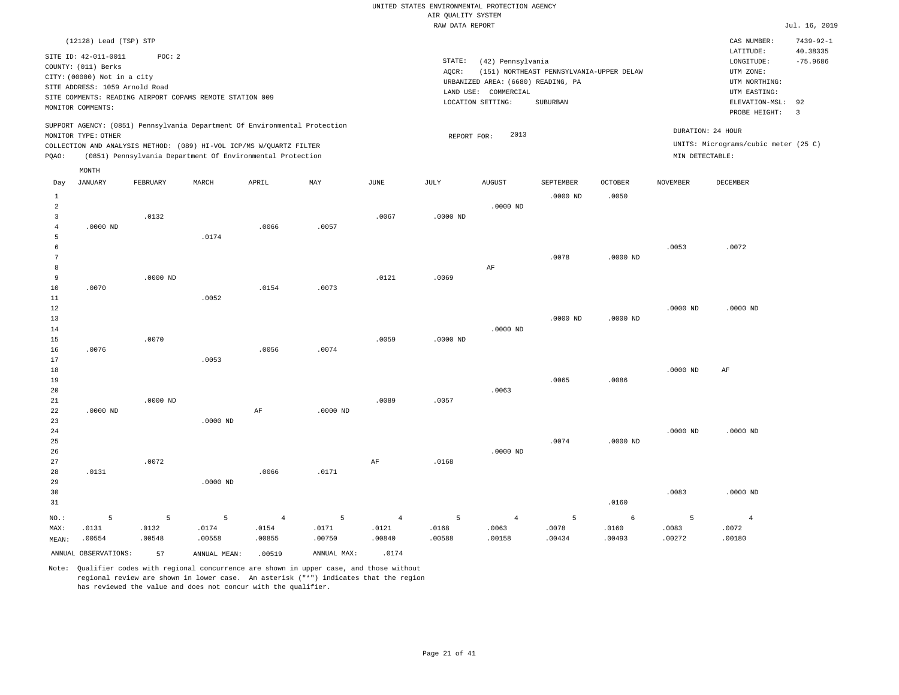UNITED STATES ENVIRONMENTAL PROTECTION AGENCY
AIR QUALITY SYSTEM
RAW DATA REPORT

Jul. 16, 2019

(12128) Lead (TSP) STP

SITE ID: 42-011-0011 POC: 2
COUNTY: (011) Berks
CITY: (00000) Not in a city
SITE ADDRESS: 1059 Arnold Road
SITE COMMENTS: READING AIRPORT COPAMS REMOTE STATION 009
MONITOR COMMENTS:

STATE: (42) Pennsylvania
AQCR: (151) NORTHEAST PENNSYLVANIA-UPPER DELAW
URBANIZED AREA: (6680) READING, PA
LAND USE: COMMERCIAL
LOCATION SETTING: SUBURBAN

CAS NUMBER: 7439-92-1
LATITUDE: 40.38335
LONGITUDE: -75.9686
UTM ZONE:
UTM NORTHING:
UTM EASTING:
ELEVATION-MSL: 92
PROBE HEIGHT: 3

SUPPORT AGENCY: (0851) Pennsylvania Department Of Environmental Protection
MONITOR TYPE: OTHER
COLLECTION AND ANALYSIS METHOD: (089) HI-VOL ICP/MS W/QUARTZ FILTER
PQAO: (0851) Pennsylvania Department Of Environmental Protection

REPORT FOR: 2013

DURATION: 24 HOUR
UNITS: Micrograms/cubic meter (25 C)
MIN DETECTABLE:

| Day | JANUARY | FEBRUARY | MARCH | APRIL | MAY | JUNE | JULY | AUGUST | SEPTEMBER | OCTOBER | NOVEMBER | DECEMBER |
|---|---|---|---|---|---|---|---|---|---|---|---|---|
| 1 | | | | | | | | | .0000 ND | .0050 | | |
| 2 | | | | | | | | .0000 ND | | | | |
| 3 | | .0132 | | | | .0067 | .0000 ND | | | | | |
| 4 | .0000 ND | | | .0066 | .0057 | | | | | | | |
| 5 | | | .0174 | | | | | | | | | |
| 6 | | | | | | | | | | | .0053 | .0072 |
| 7 | | | | | | | | | .0078 | .0000 ND | | |
| 8 | | | | | | | | AF | | | | |
| 9 | | .0000 ND | | | | .0121 | .0069 | | | | | |
| 10 | .0070 | | | .0154 | .0073 | | | | | | | |
| 11 | | | .0052 | | | | | | | | | |
| 12 | | | | | | | | | | | .0000 ND | .0000 ND |
| 13 | | | | | | | | | .0000 ND | .0000 ND | | |
| 14 | | | | | | | | .0000 ND | | | | |
| 15 | | .0070 | | | | .0059 | .0000 ND | | | | | |
| 16 | .0076 | | | .0056 | .0074 | | | | | | | |
| 17 | | | .0053 | | | | | | | | | |
| 18 | | | | | | | | | | | .0000 ND | AF |
| 19 | | | | | | | | | .0065 | .0086 | | |
| 20 | | | | | | | | .0063 | | | | |
| 21 | | .0000 ND | | | | .0089 | .0057 | | | | | |
| 22 | .0000 ND | | | AF | .0000 ND | | | | | | | |
| 23 | | | .0000 ND | | | | | | | | | |
| 24 | | | | | | | | | | | .0000 ND | .0000 ND |
| 25 | | | | | | | | | .0074 | .0000 ND | | |
| 26 | | | | | | | | .0000 ND | | | | |
| 27 | | .0072 | | | | AF | .0168 | | | | | |
| 28 | .0131 | | | .0066 | .0171 | | | | | | | |
| 29 | | | .0000 ND | | | | | | | | | |
| 30 | | | | | | | | | | | .0083 | .0000 ND |
| 31 | | | | | | | | | | .0160 | | |
| NO.: | 5 | 5 | 5 | 4 | 5 | 4 | 5 | 4 | 5 | 6 | 5 | 4 |
| MAX: | .0131 | .0132 | .0174 | .0154 | .0171 | .0121 | .0168 | .0063 | .0078 | .0160 | .0083 | .0072 |
| MEAN: | .00554 | .00548 | .00558 | .00855 | .00750 | .00840 | .00588 | .00158 | .00434 | .00493 | .00272 | .00180 |

ANNUAL OBSERVATIONS: 57 ANNUAL MEAN: .00519 ANNUAL MAX: .0174

Note: Qualifier codes with regional concurrence are shown in upper case, and those without regional review are shown in lower case. An asterisk ("*") indicates that the region has reviewed the value and does not concur with the qualifier.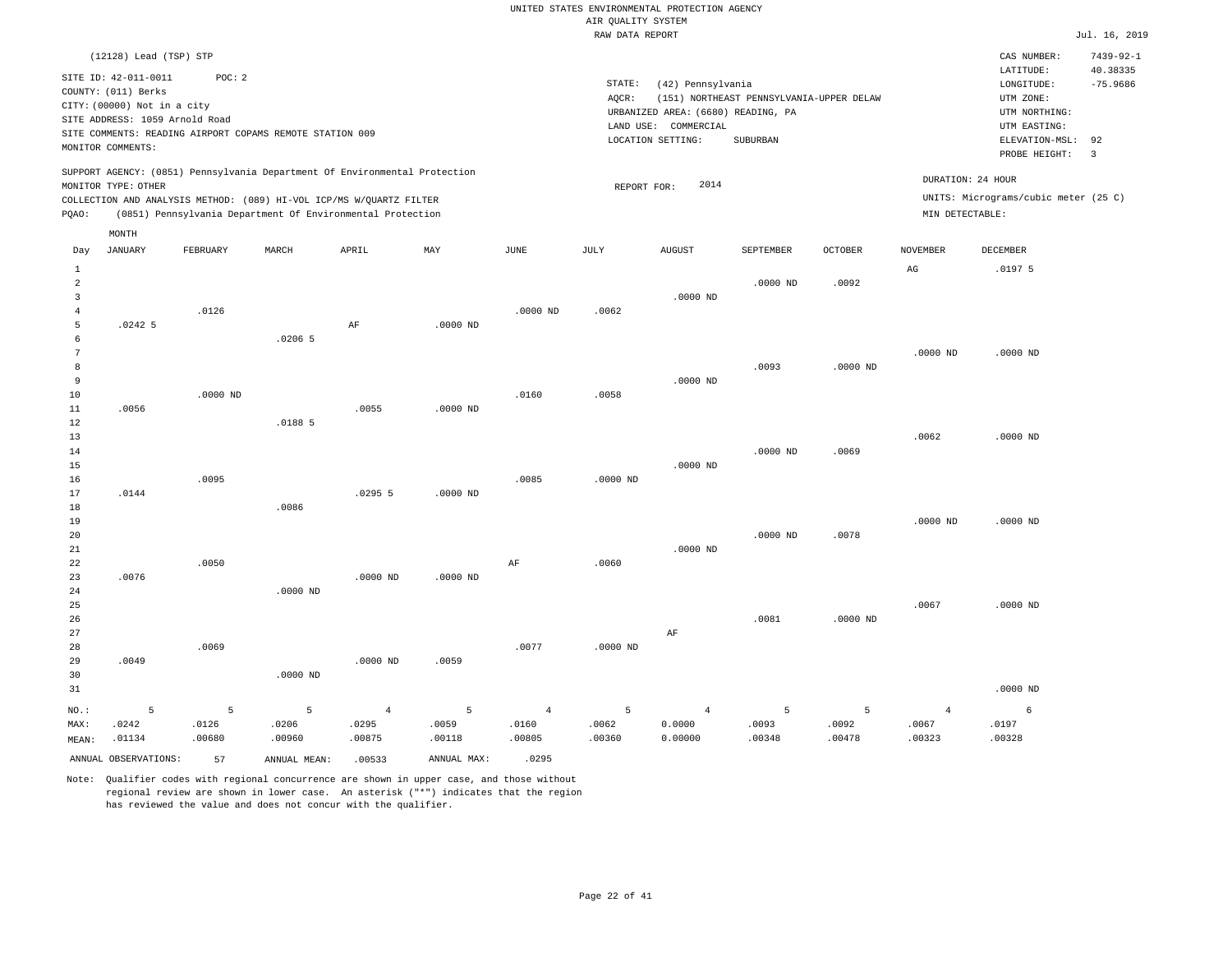UNITED STATES ENVIRONMENTAL PROTECTION AGENCY
AIR QUALITY SYSTEM
RAW DATA REPORT

Jul. 16, 2019

(12128) Lead (TSP) STP

SITE ID: 42-011-0011 POC: 2
COUNTY: (011) Berks
CITY: (00000) Not in a city
SITE ADDRESS: 1059 Arnold Road
SITE COMMENTS: READING AIRPORT COPAMS REMOTE STATION 009
MONITOR COMMENTS:

STATE: (42) Pennsylvania
AQCR: (151) NORTHEAST PENNSYLVANIA-UPPER DELAW
URBANIZED AREA: (6680) READING, PA
LAND USE: COMMERCIAL
LOCATION SETTING: SUBURBAN

CAS NUMBER: 7439-92-1
LATITUDE: 40.38335
LONGITUDE: -75.9686
UTM ZONE:
UTM NORTHING:
UTM EASTING:
ELEVATION-MSL: 92
PROBE HEIGHT: 3

SUPPORT AGENCY: (0851) Pennsylvania Department Of Environmental Protection
MONITOR TYPE: OTHER
COLLECTION AND ANALYSIS METHOD: (089) HI-VOL ICP/MS W/QUARTZ FILTER
PQAO: (0851) Pennsylvania Department Of Environmental Protection

REPORT FOR: 2014

DURATION: 24 HOUR
UNITS: Micrograms/cubic meter (25 C)
MIN DETECTABLE:

| Day | JANUARY | FEBRUARY | MARCH | APRIL | MAY | JUNE | JULY | AUGUST | SEPTEMBER | OCTOBER | NOVEMBER | DECEMBER |
|---|---|---|---|---|---|---|---|---|---|---|---|---|
| 1 | | | | | | | | | | | AG | .0197 5 |
| 2 | | | | | | | | | .0000 ND | .0092 | | |
| 3 | | | | | | | | .0000 ND | | | | |
| 4 | | .0126 | | | | .0000 ND | .0062 | | | | | |
| 5 | .0242 5 | | | AF | .0000 ND | | | | | | | |
| 6 | | | .0206 5 | | | | | | | | | |
| 7 | | | | | | | | | | | .0000 ND | .0000 ND |
| 8 | | | | | | | | | .0093 | .0000 ND | | |
| 9 | | | | | | | | .0000 ND | | | | |
| 10 | | .0000 ND | | | | .0160 | .0058 | | | | | |
| 11 | .0056 | | | .0055 | .0000 ND | | | | | | | |
| 12 | | | .0188 5 | | | | | | | | | |
| 13 | | | | | | | | | | | .0062 | .0000 ND |
| 14 | | | | | | | | | .0000 ND | .0069 | | |
| 15 | | | | | | | | .0000 ND | | | | |
| 16 | | .0095 | | | | .0085 | .0000 ND | | | | | |
| 17 | .0144 | | | .0295 5 | .0000 ND | | | | | | | |
| 18 | | | .0086 | | | | | | | | | |
| 19 | | | | | | | | | | | .0000 ND | .0000 ND |
| 20 | | | | | | | | | .0000 ND | .0078 | | |
| 21 | | | | | | | | .0000 ND | | | | |
| 22 | | .0050 | | | | AF | .0060 | | | | | |
| 23 | .0076 | | | .0000 ND | .0000 ND | | | | | | | |
| 24 | | | .0000 ND | | | | | | | | | |
| 25 | | | | | | | | | | | .0067 | .0000 ND |
| 26 | | | | | | | | | .0081 | .0000 ND | | |
| 27 | | | | | | | | AF | | | | |
| 28 | | .0069 | | | | .0077 | .0000 ND | | | | | |
| 29 | .0049 | | | .0000 ND | .0059 | | | | | | | |
| 30 | | | .0000 ND | | | | | | | | | |
| 31 | | | | | | | | | | | | .0000 ND |
| NO.: | 5 | 5 | 5 | 4 | 5 | 4 | 5 | 4 | 5 | 5 | 4 | 6 |
| MAX: | .0242 | .0126 | .0206 | .0295 | .0059 | .0160 | .0062 | 0.0000 | .0093 | .0092 | .0067 | .0197 |
| MEAN: | .01134 | .00680 | .00960 | .00875 | .00118 | .00805 | .00360 | 0.00000 | .00348 | .00478 | .00323 | .00328 |

ANNUAL OBSERVATIONS: 57 ANNUAL MEAN: .00533 ANNUAL MAX: .0295

Note: Qualifier codes with regional concurrence are shown in upper case, and those without regional review are shown in lower case. An asterisk ("*") indicates that the region has reviewed the value and does not concur with the qualifier.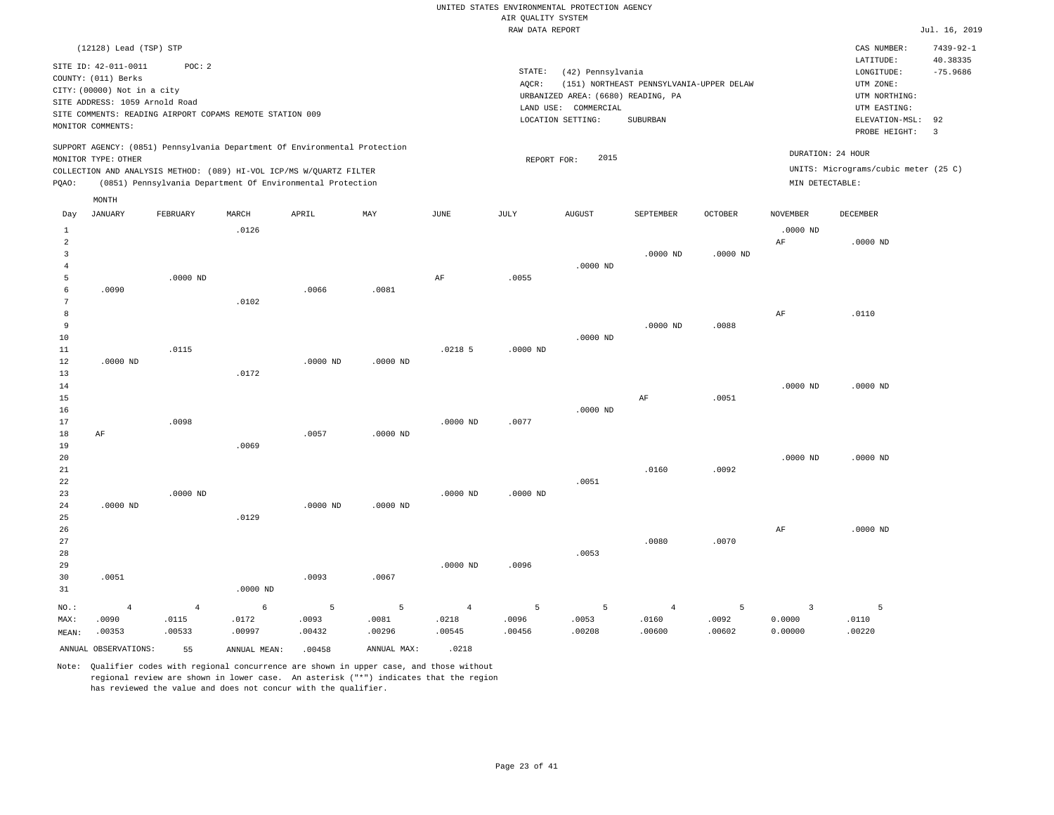UNITED STATES ENVIRONMENTAL PROTECTION AGENCY
AIR QUALITY SYSTEM
RAW DATA REPORT

Jul. 16, 2019

(12128) Lead (TSP) STP

SITE ID: 42-011-0011 POC: 2
COUNTY: (011) Berks
CITY: (00000) Not in a city
SITE ADDRESS: 1059 Arnold Road
SITE COMMENTS: READING AIRPORT COPAMS REMOTE STATION 009
MONITOR COMMENTS:

STATE: (42) Pennsylvania
AQCR: (151) NORTHEAST PENNSYLVANIA-UPPER DELAW
URBANIZED AREA: (6680) READING, PA
LAND USE: COMMERCIAL
LOCATION SETTING: SUBURBAN

CAS NUMBER: 7439-92-1
LATITUDE: 40.38335
LONGITUDE: -75.9686
UTM ZONE:
UTM NORTHING:
UTM EASTING:
ELEVATION-MSL: 92
PROBE HEIGHT: 3

SUPPORT AGENCY: (0851) Pennsylvania Department Of Environmental Protection
MONITOR TYPE: OTHER
COLLECTION AND ANALYSIS METHOD: (089) HI-VOL ICP/MS W/QUARTZ FILTER
PQAO: (0851) Pennsylvania Department Of Environmental Protection

REPORT FOR: 2015

DURATION: 24 HOUR
UNITS: Micrograms/cubic meter (25 C)
MIN DETECTABLE:

| Day | JANUARY | FEBRUARY | MARCH | APRIL | MAY | JUNE | JULY | AUGUST | SEPTEMBER | OCTOBER | NOVEMBER | DECEMBER |
|---|---|---|---|---|---|---|---|---|---|---|---|---|
| 1 | | | .0126 | | | | | | | | .0000 ND | |
| 2 | | | | | | | | | | | AF | .0000 ND |
| 3 | | | | | | | | | .0000 ND | .0000 ND | | |
| 4 | | | | | | | | .0000 ND | | | | |
| 5 | | .0000 ND | | | | AF | .0055 | | | | | |
| 6 | .0090 | | | .0066 | .0081 | | | | | | | |
| 7 | | | .0102 | | | | | | | | | |
| 8 | | | | | | | | | | | AF | .0110 |
| 9 | | | | | | | | | .0000 ND | .0088 | | |
| 10 | | | | | | | | .0000 ND | | | | |
| 11 | | .0115 | | | | .0218 5 | .0000 ND | | | | | |
| 12 | .0000 ND | | | .0000 ND | .0000 ND | | | | | | | |
| 13 | | | .0172 | | | | | | | | | |
| 14 | | | | | | | | | | | .0000 ND | .0000 ND |
| 15 | | | | | | | | | AF | .0051 | | |
| 16 | | | | | | | | .0000 ND | | | | |
| 17 | | .0098 | | | | .0000 ND | .0077 | | | | | |
| 18 | AF | | | .0057 | .0000 ND | | | | | | | |
| 19 | | | .0069 | | | | | | | | | |
| 20 | | | | | | | | | | | .0000 ND | .0000 ND |
| 21 | | | | | | | | | .0160 | .0092 | | |
| 22 | | | | | | | | .0051 | | | | |
| 23 | | .0000 ND | | | | .0000 ND | .0000 ND | | | | | |
| 24 | .0000 ND | | | .0000 ND | .0000 ND | | | | | | | |
| 25 | | | .0129 | | | | | | | | | |
| 26 | | | | | | | | | | | AF | .0000 ND |
| 27 | | | | | | | | | .0080 | .0070 | | |
| 28 | | | | | | | | .0053 | | | | |
| 29 | | | | | | .0000 ND | .0096 | | | | | |
| 30 | .0051 | | | .0093 | .0067 | | | | | | | |
| 31 | | | .0000 ND | | | | | | | | | |
| NO.: | 4 | 4 | 6 | 5 | 5 | 4 | 5 | 5 | 4 | 5 | 3 | 5 |
| MAX: | .0090 | .0115 | .0172 | .0093 | .0081 | .0218 | .0096 | .0053 | .0160 | .0092 | 0.0000 | .0110 |
| MEAN: | .00353 | .00533 | .00997 | .00432 | .00296 | .00545 | .00456 | .00208 | .00600 | .00602 | 0.00000 | .00220 |

ANNUAL OBSERVATIONS: 55 ANNUAL MEAN: .00458 ANNUAL MAX: .0218

Note: Qualifier codes with regional concurrence are shown in upper case, and those without regional review are shown in lower case. An asterisk ("*") indicates that the region has reviewed the value and does not concur with the qualifier.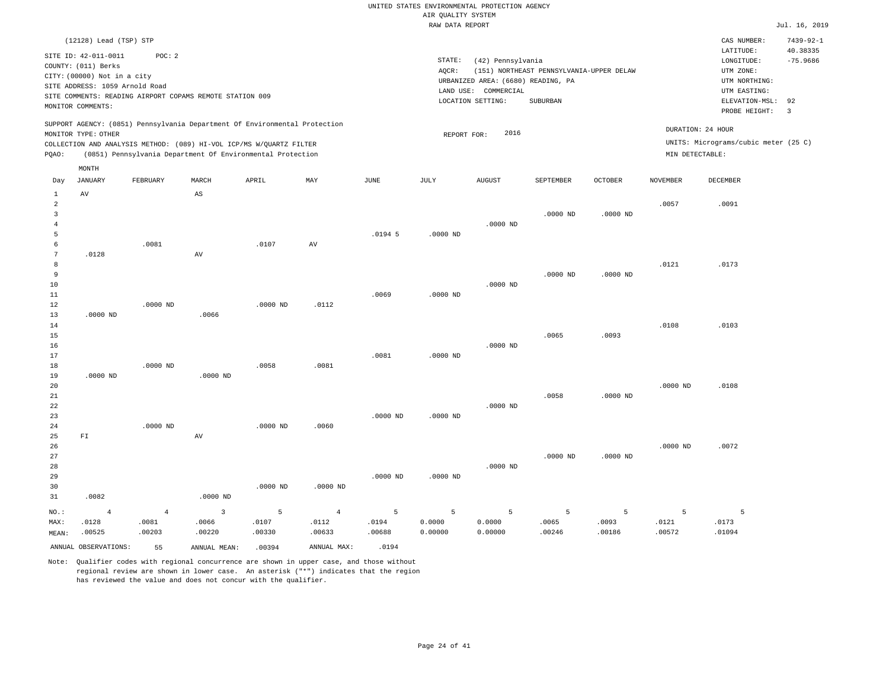UNITED STATES ENVIRONMENTAL PROTECTION AGENCY
AIR QUALITY SYSTEM
RAW DATA REPORT

Jul. 16, 2019

(12128) Lead (TSP) STP

SITE ID: 42-011-0011 POC: 2
COUNTY: (011) Berks
CITY: (00000) Not in a city
SITE ADDRESS: 1059 Arnold Road
SITE COMMENTS: READING AIRPORT COPAMS REMOTE STATION 009
MONITOR COMMENTS:

STATE: (42) Pennsylvania
AQCR: (151) NORTHEAST PENNSYLVANIA-UPPER DELAW
URBANIZED AREA: (6680) READING, PA
LAND USE: COMMERCIAL
LOCATION SETTING: SUBURBAN

CAS NUMBER: 7439-92-1
LATITUDE: 40.38335
LONGITUDE: -75.9686
UTM ZONE:
UTM NORTHING:
UTM EASTING:
ELEVATION-MSL: 92
PROBE HEIGHT: 3

SUPPORT AGENCY: (0851) Pennsylvania Department Of Environmental Protection
MONITOR TYPE: OTHER
COLLECTION AND ANALYSIS METHOD: (089) HI-VOL ICP/MS W/QUARTZ FILTER
PQAO: (0851) Pennsylvania Department Of Environmental Protection

REPORT FOR: 2016

DURATION: 24 HOUR
UNITS: Micrograms/cubic meter (25 C)
MIN DETECTABLE:

| Day | JANUARY | FEBRUARY | MARCH | APRIL | MAY | JUNE | JULY | AUGUST | SEPTEMBER | OCTOBER | NOVEMBER | DECEMBER |
|---|---|---|---|---|---|---|---|---|---|---|---|---|
| 1 | AV | | AS | | | | | | | | | |
| 2 | | | | | | | | | | | .0057 | .0091 |
| 3 | | | | | | | | | .0000 ND | .0000 ND | | |
| 4 | | | | | | | | .0000 ND | | | | |
| 5 | | | | | | .0194 5 | .0000 ND | | | | | |
| 6 | | .0081 | | .0107 | AV | | | | | | | |
| 7 | .0128 | | AV | | | | | | | | | |
| 8 | | | | | | | | | | | .0121 | .0173 |
| 9 | | | | | | | | | .0000 ND | .0000 ND | | |
| 10 | | | | | | | | .0000 ND | | | | |
| 11 | | | | | | .0069 | .0000 ND | | | | | |
| 12 | | .0000 ND | | .0000 ND | .0112 | | | | | | | |
| 13 | .0000 ND | | .0066 | | | | | | | | | |
| 14 | | | | | | | | | | | .0108 | .0103 |
| 15 | | | | | | | | | .0065 | .0093 | | |
| 16 | | | | | | | | .0000 ND | | | | |
| 17 | | | | | | .0081 | .0000 ND | | | | | |
| 18 | | .0000 ND | | .0058 | .0081 | | | | | | | |
| 19 | .0000 ND | | .0000 ND | | | | | | | | | |
| 20 | | | | | | | | | | | .0000 ND | .0108 |
| 21 | | | | | | | | | .0058 | .0000 ND | | |
| 22 | | | | | | | | .0000 ND | | | | |
| 23 | | | | | | .0000 ND | .0000 ND | | | | | |
| 24 | | .0000 ND | | .0000 ND | .0060 | | | | | | | |
| 25 | FI | | AV | | | | | | | | | |
| 26 | | | | | | | | | | | .0000 ND | .0072 |
| 27 | | | | | | | | | .0000 ND | .0000 ND | | |
| 28 | | | | | | | | .0000 ND | | | | |
| 29 | | | | | | .0000 ND | .0000 ND | | | | | |
| 30 | | | | .0000 ND | .0000 ND | | | | | | | |
| 31 | .0082 | | .0000 ND | | | | | | | | | |
| NO.: | 4 | 4 | 3 | 5 | 4 | 5 | 5 | 5 | 5 | 5 | 5 | 5 |
| MAX: | .0128 | .0081 | .0066 | .0107 | .0112 | .0194 | 0.0000 | 0.0000 | .0065 | .0093 | .0121 | .0173 |
| MEAN: | .00525 | .00203 | .00220 | .00330 | .00633 | .00688 | 0.00000 | 0.00000 | .00246 | .00186 | .00572 | .01094 |

ANNUAL OBSERVATIONS: 55 ANNUAL MEAN: .00394 ANNUAL MAX: .0194

Note: Qualifier codes with regional concurrence are shown in upper case, and those without regional review are shown in lower case. An asterisk ("*") indicates that the region has reviewed the value and does not concur with the qualifier.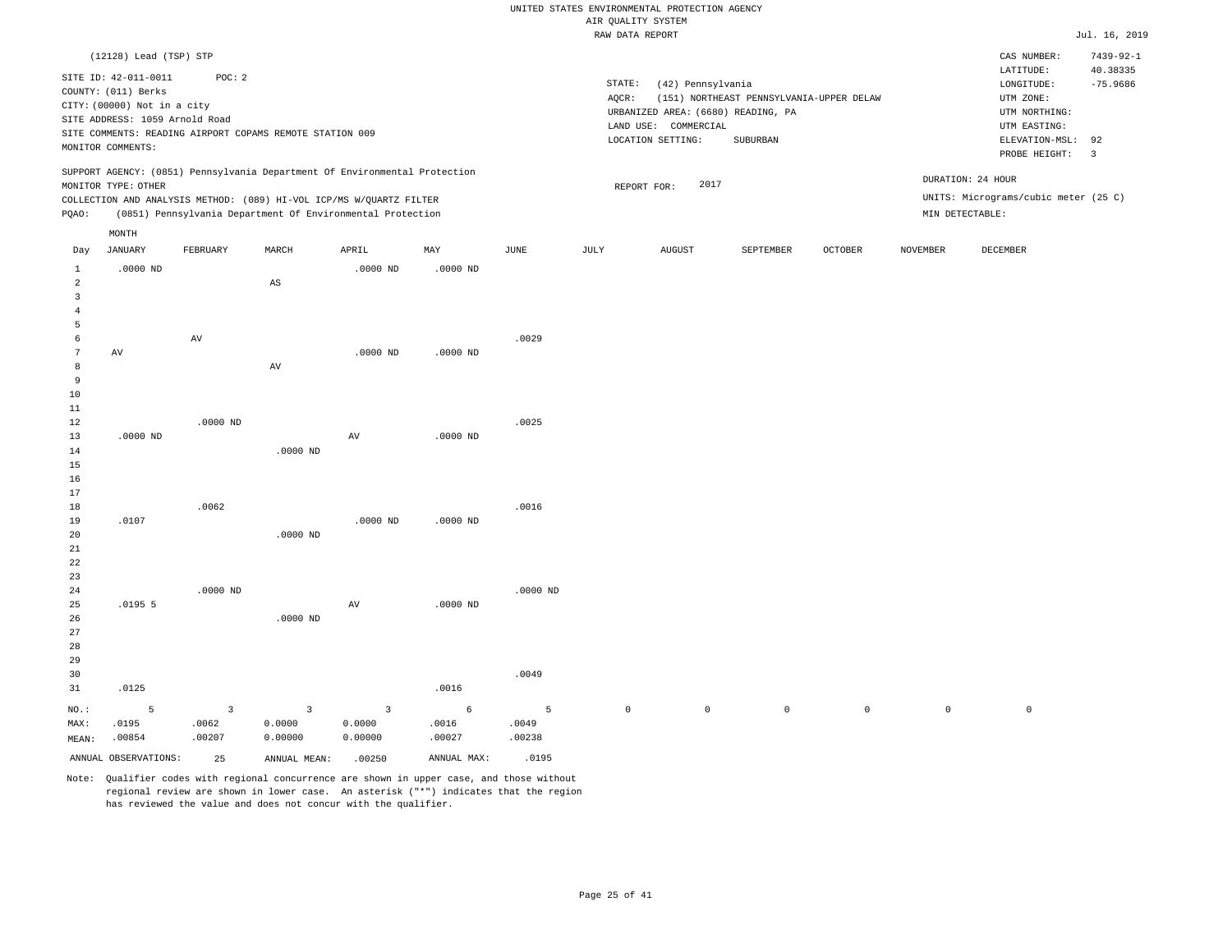UNITED STATES ENVIRONMENTAL PROTECTION AGENCY
AIR QUALITY SYSTEM
RAW DATA REPORT

Jul. 16, 2019

(12128) Lead (TSP) STP

SITE ID: 42-011-0011 POC: 2
COUNTY: (011) Berks
CITY: (00000) Not in a city
SITE ADDRESS: 1059 Arnold Road
SITE COMMENTS: READING AIRPORT COPAMS REMOTE STATION 009
MONITOR COMMENTS:

STATE: (42) Pennsylvania
AQCR: (151) NORTHEAST PENNSYLVANIA-UPPER DELAW
URBANIZED AREA: (6680) READING, PA
LAND USE: COMMERCIAL
LOCATION SETTING: SUBURBAN

CAS NUMBER: 7439-92-1
LATITUDE: 40.38335
LONGITUDE: -75.9686
UTM ZONE:
UTM NORTHING:
UTM EASTING:
ELEVATION-MSL: 92
PROBE HEIGHT: 3

SUPPORT AGENCY: (0851) Pennsylvania Department Of Environmental Protection
MONITOR TYPE: OTHER
COLLECTION AND ANALYSIS METHOD: (089) HI-VOL ICP/MS W/QUARTZ FILTER
PQAO: (0851) Pennsylvania Department Of Environmental Protection

REPORT FOR: 2017

DURATION: 24 HOUR
UNITS: Micrograms/cubic meter (25 C)
MIN DETECTABLE:

| Day | JANUARY | FEBRUARY | MARCH | APRIL | MAY | JUNE | JULY | AUGUST | SEPTEMBER | OCTOBER | NOVEMBER | DECEMBER |
|---|---|---|---|---|---|---|---|---|---|---|---|---|
| 1 | .0000 ND | | | .0000 ND | .0000 ND | | | | | | | |
| 2 | | | AS | | | | | | | | | |
| 3 | | | | | | | | | | | | |
| 4 | | | | | | | | | | | | |
| 5 | | | | | | | | | | | | |
| 6 | | AV | | | | .0029 | | | | | | |
| 7 | AV | | | .0000 ND | .0000 ND | | | | | | | |
| 8 | | | AV | | | | | | | | | |
| 9 | | | | | | | | | | | | |
| 10 | | | | | | | | | | | | |
| 11 | | | | | | | | | | | | |
| 12 | | .0000 ND | | | | .0025 | | | | | | |
| 13 | .0000 ND | | | AV | .0000 ND | | | | | | | |
| 14 | | | .0000 ND | | | | | | | | | |
| 15 | | | | | | | | | | | | |
| 16 | | | | | | | | | | | | |
| 17 | | | | | | | | | | | | |
| 18 | | .0062 | | | | .0016 | | | | | | |
| 19 | .0107 | | | .0000 ND | .0000 ND | | | | | | | |
| 20 | | | .0000 ND | | | | | | | | | |
| 21 | | | | | | | | | | | | |
| 22 | | | | | | | | | | | | |
| 23 | | | | | | | | | | | | |
| 24 | | .0000 ND | | | | .0000 ND | | | | | | |
| 25 | .0195 5 | | | AV | .0000 ND | | | | | | | |
| 26 | | | .0000 ND | | | | | | | | | |
| 27 | | | | | | | | | | | | |
| 28 | | | | | | | | | | | | |
| 29 | | | | | | | | | | | | |
| 30 | | | | | | .0049 | | | | | | |
| 31 | .0125 | | | | .0016 | | | | | | | |
| NO.: | 5 | 3 | 3 | 3 | 6 | 5 | 0 | 0 | 0 | 0 | 0 | 0 |
| MAX: | .0195 | .0062 | 0.0000 | 0.0000 | .0016 | .0049 | | | | | | |
| MEAN: | .00854 | .00207 | 0.00000 | 0.00000 | .00027 | .00238 | | | | | | |

ANNUAL OBSERVATIONS: 25 ANNUAL MEAN: .00250 ANNUAL MAX: .0195

Note: Qualifier codes with regional concurrence are shown in upper case, and those without regional review are shown in lower case. An asterisk ("*") indicates that the region has reviewed the value and does not concur with the qualifier.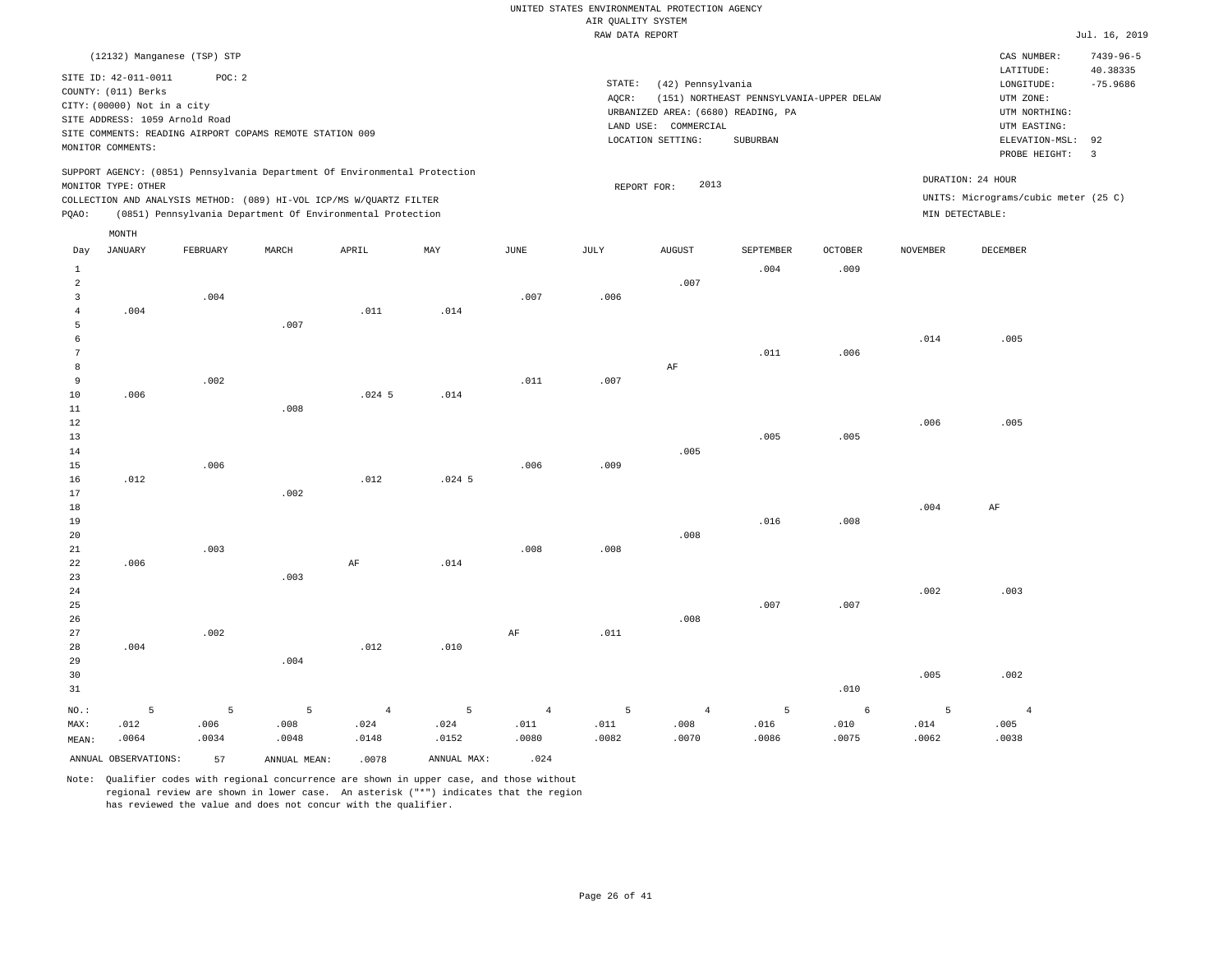UNITED STATES ENVIRONMENTAL PROTECTION AGENCY
AIR QUALITY SYSTEM
RAW DATA REPORT

Jul. 16, 2019

(12132) Manganese (TSP) STP

SITE ID: 42-011-0011 POC: 2
COUNTY: (011) Berks
CITY: (00000) Not in a city
SITE ADDRESS: 1059 Arnold Road
SITE COMMENTS: READING AIRPORT COPAMS REMOTE STATION 009
MONITOR COMMENTS:

STATE: (42) Pennsylvania
AQCR: (151) NORTHEAST PENNSYLVANIA-UPPER DELAW
URBANIZED AREA: (6680) READING, PA
LAND USE: COMMERCIAL
LOCATION SETTING: SUBURBAN

CAS NUMBER: 7439-96-5
LATITUDE: 40.38335
LONGITUDE: -75.9686
UTM ZONE:
UTM NORTHING:
UTM EASTING:
ELEVATION-MSL: 92
PROBE HEIGHT: 3

SUPPORT AGENCY: (0851) Pennsylvania Department Of Environmental Protection
MONITOR TYPE: OTHER
COLLECTION AND ANALYSIS METHOD: (089) HI-VOL ICP/MS W/QUARTZ FILTER
PQAO: (0851) Pennsylvania Department Of Environmental Protection

REPORT FOR: 2013

DURATION: 24 HOUR
UNITS: Micrograms/cubic meter (25 C)
MIN DETECTABLE:

| Day | JANUARY | FEBRUARY | MARCH | APRIL | MAY | JUNE | JULY | AUGUST | SEPTEMBER | OCTOBER | NOVEMBER | DECEMBER |
|---|---|---|---|---|---|---|---|---|---|---|---|---|
| 1 | | | | | | | | | .004 | .009 | | |
| 2 | | | | | | | | .007 | | | | |
| 3 | | .004 | | | | .007 | .006 | | | | | |
| 4 | .004 | | | .011 | .014 | | | | | | | |
| 5 | | | .007 | | | | | | | | | |
| 6 | | | | | | | | | | | .014 | .005 |
| 7 | | | | | | | | | .011 | .006 | | |
| 8 | | | | | | | | AF | | | | |
| 9 | | .002 | | | | .011 | .007 | | | | | |
| 10 | .006 | | | .024 5 | .014 | | | | | | | |
| 11 | | | .008 | | | | | | | | | |
| 12 | | | | | | | | | | | .006 | .005 |
| 13 | | | | | | | | | .005 | .005 | | |
| 14 | | | | | | | | .005 | | | | |
| 15 | | .006 | | | | .006 | .009 | | | | | |
| 16 | .012 | | | .012 | .024 5 | | | | | | | |
| 17 | | | .002 | | | | | | | | | |
| 18 | | | | | | | | | | | .004 | AF |
| 19 | | | | | | | | | .016 | .008 | | |
| 20 | | | | | | | | .008 | | | | |
| 21 | | .003 | | | | .008 | .008 | | | | | |
| 22 | .006 | | | AF | .014 | | | | | | | |
| 23 | | | .003 | | | | | | | | | |
| 24 | | | | | | | | | | | .002 | .003 |
| 25 | | | | | | | | | .007 | .007 | | |
| 26 | | | | | | | | .008 | | | | |
| 27 | | .002 | | | | AF | .011 | | | | | |
| 28 | .004 | | | .012 | .010 | | | | | | | |
| 29 | | | .004 | | | | | | | | | |
| 30 | | | | | | | | | | | .005 | .002 |
| 31 | | | | | | | | | | .010 | | |
| NO.: | 5 | 5 | 5 | 4 | 5 | 4 | 5 | 4 | 5 | 6 | 5 | 4 |
| MAX: | .012 | .006 | .008 | .024 | .024 | .011 | .011 | .008 | .016 | .010 | .014 | .005 |
| MEAN: | .0064 | .0034 | .0048 | .0148 | .0152 | .0080 | .0082 | .0070 | .0086 | .0075 | .0062 | .0038 |

ANNUAL OBSERVATIONS: 57 ANNUAL MEAN: .0078 ANNUAL MAX: .024

Note: Qualifier codes with regional concurrence are shown in upper case, and those without regional review are shown in lower case. An asterisk ("*") indicates that the region has reviewed the value and does not concur with the qualifier.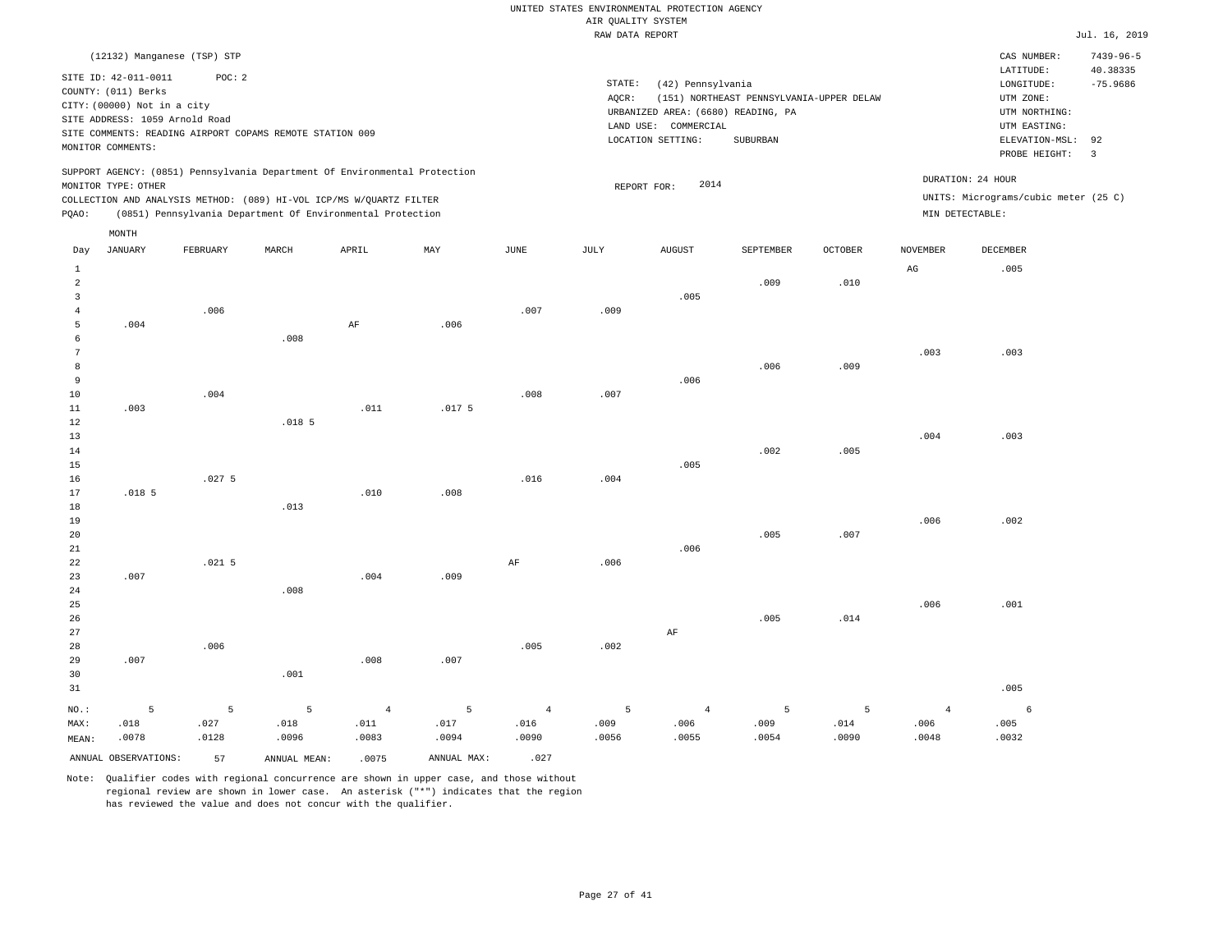UNITED STATES ENVIRONMENTAL PROTECTION AGENCY
AIR QUALITY SYSTEM
RAW DATA REPORT

Jul. 16, 2019

(12132) Manganese (TSP) STP

SITE ID: 42-011-0011 POC: 2
COUNTY: (011) Berks
CITY: (00000) Not in a city
SITE ADDRESS: 1059 Arnold Road
SITE COMMENTS: READING AIRPORT COPAMS REMOTE STATION 009
MONITOR COMMENTS:

STATE: (42) Pennsylvania
AQCR: (151) NORTHEAST PENNSYLVANIA-UPPER DELAW
URBANIZED AREA: (6680) READING, PA
LAND USE: COMMERCIAL
LOCATION SETTING: SUBURBAN

CAS NUMBER: 7439-96-5
LATITUDE: 40.38335
LONGITUDE: -75.9686
UTM ZONE:
UTM NORTHING:
UTM EASTING:
ELEVATION-MSL: 92
PROBE HEIGHT: 3

SUPPORT AGENCY: (0851) Pennsylvania Department Of Environmental Protection
MONITOR TYPE: OTHER
COLLECTION AND ANALYSIS METHOD: (089) HI-VOL ICP/MS W/QUARTZ FILTER
PQAO: (0851) Pennsylvania Department Of Environmental Protection

REPORT FOR: 2014

DURATION: 24 HOUR
UNITS: Micrograms/cubic meter (25 C)
MIN DETECTABLE:

| Day | JANUARY | FEBRUARY | MARCH | APRIL | MAY | JUNE | JULY | AUGUST | SEPTEMBER | OCTOBER | NOVEMBER | DECEMBER |
|---|---|---|---|---|---|---|---|---|---|---|---|---|
| 1 | | | | | | | | | | | AG | .005 |
| 2 | | | | | | | | | .009 | .010 | | |
| 3 | | | | | | | | .005 | | | | |
| 4 | | .006 | | | | .007 | .009 | | | | | |
| 5 | .004 | | | AF | .006 | | | | | | | |
| 6 | | | .008 | | | | | | | | | |
| 7 | | | | | | | | | | | .003 | .003 |
| 8 | | | | | | | | | .006 | .009 | | |
| 9 | | | | | | | | .006 | | | | |
| 10 | | .004 | | | | .008 | .007 | | | | | |
| 11 | .003 | | | .011 | .017 5 | | | | | | | |
| 12 | | | .018 5 | | | | | | | | | |
| 13 | | | | | | | | | | | .004 | .003 |
| 14 | | | | | | | | | .002 | .005 | | |
| 15 | | | | | | | | .005 | | | | |
| 16 | | .027 5 | | | | .016 | .004 | | | | | |
| 17 | .018 5 | | | .010 | .008 | | | | | | | |
| 18 | | | .013 | | | | | | | | | |
| 19 | | | | | | | | | | | .006 | .002 |
| 20 | | | | | | | | | .005 | .007 | | |
| 21 | | | | | | | | .006 | | | | |
| 22 | | .021 5 | | | | AF | .006 | | | | | |
| 23 | .007 | | | .004 | .009 | | | | | | | |
| 24 | | | .008 | | | | | | | | | |
| 25 | | | | | | | | | | | .006 | .001 |
| 26 | | | | | | | | | .005 | .014 | | |
| 27 | | | | | | | | AF | | | | |
| 28 | | .006 | | | | .005 | .002 | | | | | |
| 29 | .007 | | | .008 | .007 | | | | | | | |
| 30 | | | .001 | | | | | | | | | |
| 31 | | | | | | | | | | | | .005 |
| NO.: | 5 | 5 | 5 | 4 | 5 | 4 | 5 | 4 | 5 | 5 | 4 | 6 |
| MAX: | .018 | .027 | .018 | .011 | .017 | .016 | .009 | .006 | .009 | .014 | .006 | .005 |
| MEAN: | .0078 | .0128 | .0096 | .0083 | .0094 | .0090 | .0056 | .0055 | .0054 | .0090 | .0048 | .0032 |

ANNUAL OBSERVATIONS: 57 ANNUAL MEAN: .0075 ANNUAL MAX: .027

Note: Qualifier codes with regional concurrence are shown in upper case, and those without regional review are shown in lower case. An asterisk ("*") indicates that the region has reviewed the value and does not concur with the qualifier.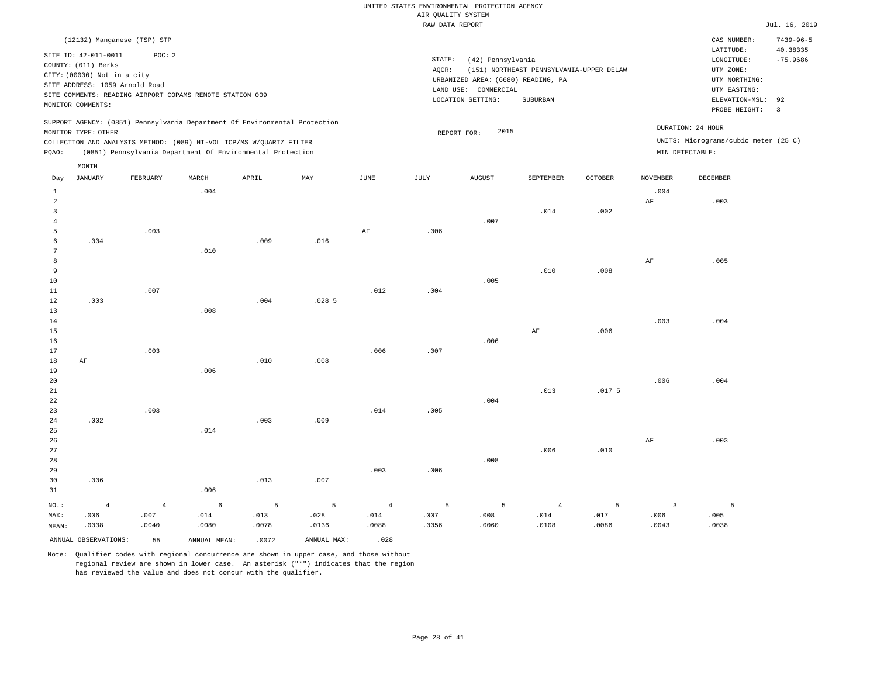UNITED STATES ENVIRONMENTAL PROTECTION AGENCY
AIR QUALITY SYSTEM
RAW DATA REPORT

Jul. 16, 2019

(12132) Manganese (TSP) STP

SITE ID: 42-011-0011    POC: 2
COUNTY: (011) Berks
CITY: (00000) Not in a city
SITE ADDRESS: 1059 Arnold Road
SITE COMMENTS: READING AIRPORT COPAMS REMOTE STATION 009
MONITOR COMMENTS:

STATE: (42) Pennsylvania
AQCR: (151) NORTHEAST PENNSYLVANIA-UPPER DELAW
URBANIZED AREA: (6680) READING, PA
LAND USE: COMMERCIAL
LOCATION SETTING: SUBURBAN

CAS NUMBER: 7439-96-5
LATITUDE: 40.38335
LONGITUDE: -75.9686
UTM ZONE:
UTM NORTHING:
UTM EASTING:
ELEVATION-MSL: 92
PROBE HEIGHT: 3

SUPPORT AGENCY: (0851) Pennsylvania Department Of Environmental Protection
MONITOR TYPE: OTHER
COLLECTION AND ANALYSIS METHOD: (089) HI-VOL ICP/MS W/QUARTZ FILTER
PQAO: (0851) Pennsylvania Department Of Environmental Protection

REPORT FOR: 2015

DURATION: 24 HOUR
UNITS: Micrograms/cubic meter (25 C)
MIN DETECTABLE:

| Day | JANUARY | FEBRUARY | MARCH | APRIL | MAY | JUNE | JULY | AUGUST | SEPTEMBER | OCTOBER | NOVEMBER | DECEMBER |
|---|---|---|---|---|---|---|---|---|---|---|---|---|
| 1 | | | .004 | | | | | | | | .004 | |
| 2 | | | | | | | | | | | AF | .003 |
| 3 | | | | | | | | | .014 | .002 | | |
| 4 | | | | | | | | .007 | | | | |
| 5 | | .003 | | | | AF | .006 | | | | | |
| 6 | .004 | | | .009 | .016 | | | | | | | |
| 7 | | | .010 | | | | | | | | | |
| 8 | | | | | | | | | | | AF | .005 |
| 9 | | | | | | | | | .010 | .008 | | |
| 10 | | | | | | | | .005 | | | | |
| 11 | | .007 | | | | .012 | .004 | | | | | |
| 12 | .003 | | | .004 | .028 5 | | | | | | | |
| 13 | | | .008 | | | | | | | | | |
| 14 | | | | | | | | | | | .003 | .004 |
| 15 | | | | | | | | | AF | .006 | | |
| 16 | | | | | | | | .006 | | | | |
| 17 | | .003 | | | | .006 | .007 | | | | | |
| 18 | AF | | | .010 | .008 | | | | | | | |
| 19 | | | .006 | | | | | | | | | |
| 20 | | | | | | | | | | | .006 | .004 |
| 21 | | | | | | | | | .013 | .017 5 | | |
| 22 | | | | | | | | .004 | | | | |
| 23 | | .003 | | | | .014 | .005 | | | | | |
| 24 | .002 | | | .003 | .009 | | | | | | | |
| 25 | | | .014 | | | | | | | | | |
| 26 | | | | | | | | | | | AF | .003 |
| 27 | | | | | | | | | .006 | .010 | | |
| 28 | | | | | | | | .008 | | | | |
| 29 | | | | | | .003 | .006 | | | | | |
| 30 | .006 | | | .013 | .007 | | | | | | | |
| 31 | | | .006 | | | | | | | | | |
| NO.: | 4 | 4 | 6 | 5 | 5 | 4 | 5 | 5 | 4 | 5 | 3 | 5 |
| MAX: | .006 | .007 | .014 | .013 | .028 | .014 | .007 | .008 | .014 | .017 | .006 | .005 |
| MEAN: | .0038 | .0040 | .0080 | .0078 | .0136 | .0088 | .0056 | .0060 | .0108 | .0086 | .0043 | .0038 |

ANNUAL OBSERVATIONS: 55    ANNUAL MEAN: .0072    ANNUAL MAX: .028

Note: Qualifier codes with regional concurrence are shown in upper case, and those without regional review are shown in lower case. An asterisk ("*") indicates that the region has reviewed the value and does not concur with the qualifier.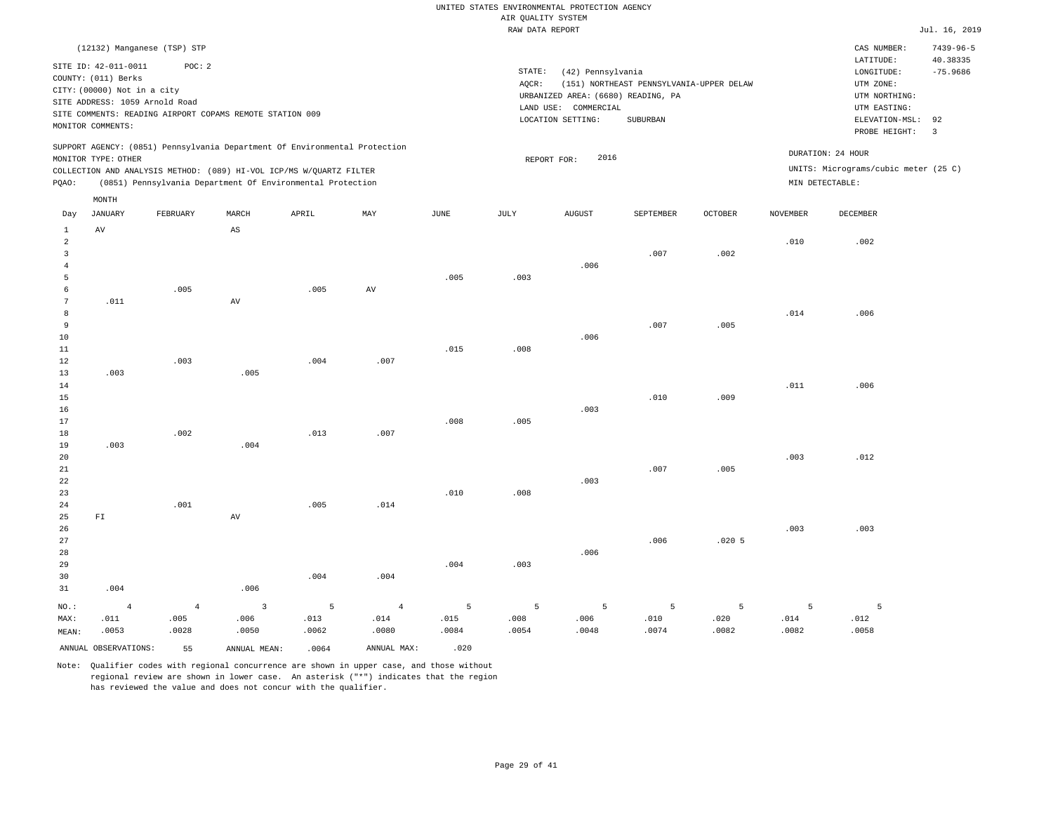UNITED STATES ENVIRONMENTAL PROTECTION AGENCY
AIR QUALITY SYSTEM
RAW DATA REPORT

Jul. 16, 2019

(12132) Manganese (TSP) STP

SITE ID: 42-011-0011 POC: 2
COUNTY: (011) Berks
CITY: (00000) Not in a city
SITE ADDRESS: 1059 Arnold Road
SITE COMMENTS: READING AIRPORT COPAMS REMOTE STATION 009
MONITOR COMMENTS:

STATE: (42) Pennsylvania
AQCR: (151) NORTHEAST PENNSYLVANIA-UPPER DELAW
URBANIZED AREA: (6680) READING, PA
LAND USE: COMMERCIAL
LOCATION SETTING: SUBURBAN

CAS NUMBER: 7439-96-5
LATITUDE: 40.38335
LONGITUDE: -75.9686
UTM ZONE:
UTM NORTHING:
UTM EASTING:
ELEVATION-MSL: 92
PROBE HEIGHT: 3

SUPPORT AGENCY: (0851) Pennsylvania Department Of Environmental Protection
MONITOR TYPE: OTHER
COLLECTION AND ANALYSIS METHOD: (089) HI-VOL ICP/MS W/QUARTZ FILTER
PQAO: (0851) Pennsylvania Department Of Environmental Protection

REPORT FOR: 2016

DURATION: 24 HOUR
UNITS: Micrograms/cubic meter (25 C)
MIN DETECTABLE:

| Day | JANUARY | FEBRUARY | MARCH | APRIL | MAY | JUNE | JULY | AUGUST | SEPTEMBER | OCTOBER | NOVEMBER | DECEMBER |
|---|---|---|---|---|---|---|---|---|---|---|---|---|
| 1 | AV | | AS | | | | | | | | | |
| 2 | | | | | | | | | | | .010 | .002 |
| 3 | | | | | | | | | .007 | .002 | | |
| 4 | | | | | | | | .006 | | | | |
| 5 | | | | | | .005 | .003 | | | | | |
| 6 | | .005 | | .005 | AV | | | | | | | |
| 7 | .011 | | AV | | | | | | | | | |
| 8 | | | | | | | | | | | .014 | .006 |
| 9 | | | | | | | | | .007 | .005 | | |
| 10 | | | | | | | | .006 | | | | |
| 11 | | | | | | .015 | .008 | | | | | |
| 12 | | .003 | | .004 | .007 | | | | | | | |
| 13 | .003 | | .005 | | | | | | | | | |
| 14 | | | | | | | | | | | .011 | .006 |
| 15 | | | | | | | | | .010 | .009 | | |
| 16 | | | | | | | | .003 | | | | |
| 17 | | | | | | .008 | .005 | | | | | |
| 18 | | .002 | | .013 | .007 | | | | | | | |
| 19 | .003 | | .004 | | | | | | | | | |
| 20 | | | | | | | | | | | .003 | .012 |
| 21 | | | | | | | | | .007 | .005 | | |
| 22 | | | | | | | | .003 | | | | |
| 23 | | | | | | .010 | .008 | | | | | |
| 24 | | .001 | | .005 | .014 | | | | | | | |
| 25 | FI | | AV | | | | | | | | | |
| 26 | | | | | | | | | | | .003 | .003 |
| 27 | | | | | | | | | .006 | .020 5 | | |
| 28 | | | | | | | | .006 | | | | |
| 29 | | | | | | .004 | .003 | | | | | |
| 30 | | | | .004 | .004 | | | | | | | |
| 31 | .004 | | .006 | | | | | | | | | |
| NO.: | 4 | 4 | 3 | 5 | 4 | 5 | 5 | 5 | 5 | 5 | 5 | 5 |
| MAX: | .011 | .005 | .006 | .013 | .014 | .015 | .008 | .006 | .010 | .020 | .014 | .012 |
| MEAN: | .0053 | .0028 | .0050 | .0062 | .0080 | .0084 | .0054 | .0048 | .0074 | .0082 | .0082 | .0058 |

ANNUAL OBSERVATIONS: 55 ANNUAL MEAN: .0064 ANNUAL MAX: .020

Note: Qualifier codes with regional concurrence are shown in upper case, and those without regional review are shown in lower case. An asterisk ("*") indicates that the region has reviewed the value and does not concur with the qualifier.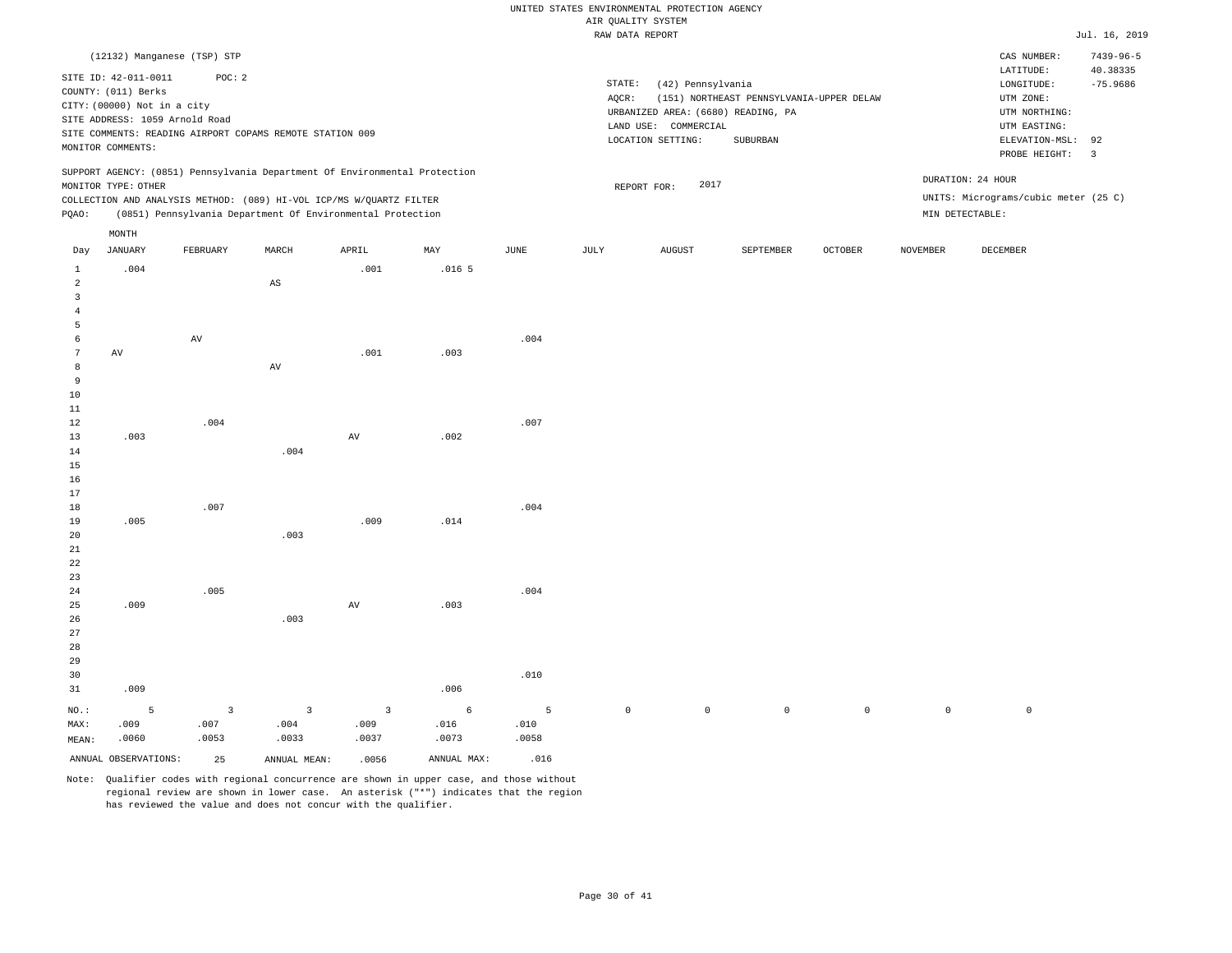UNITED STATES ENVIRONMENTAL PROTECTION AGENCY
AIR QUALITY SYSTEM
RAW DATA REPORT

Jul. 16, 2019

(12132) Manganese (TSP) STP

SITE ID: 42-011-0011 POC: 2
COUNTY: (011) Berks
CITY: (00000) Not in a city
SITE ADDRESS: 1059 Arnold Road
SITE COMMENTS: READING AIRPORT COPAMS REMOTE STATION 009
MONITOR COMMENTS:

STATE: (42) Pennsylvania
AQCR: (151) NORTHEAST PENNSYLVANIA-UPPER DELAW
URBANIZED AREA: (6680) READING, PA
LAND USE: COMMERCIAL
LOCATION SETTING: SUBURBAN

CAS NUMBER: 7439-96-5
LATITUDE: 40.38335
LONGITUDE: -75.9686
UTM ZONE:
UTM NORTHING:
UTM EASTING:
ELEVATION-MSL: 92
PROBE HEIGHT: 3

SUPPORT AGENCY: (0851) Pennsylvania Department Of Environmental Protection
MONITOR TYPE: OTHER
COLLECTION AND ANALYSIS METHOD: (089) HI-VOL ICP/MS W/QUARTZ FILTER
PQAO: (0851) Pennsylvania Department Of Environmental Protection

REPORT FOR: 2017

DURATION: 24 HOUR
UNITS: Micrograms/cubic meter (25 C)
MIN DETECTABLE:

| Day | JANUARY | FEBRUARY | MARCH | APRIL | MAY | JUNE | JULY | AUGUST | SEPTEMBER | OCTOBER | NOVEMBER | DECEMBER |
|---|---|---|---|---|---|---|---|---|---|---|---|---|
| 1 | .004 | | | .001 | .016 5 | | | | | | | |
| 2 | | | AS | | | | | | | | | |
| 3 | | | | | | | | | | | | |
| 4 | | | | | | | | | | | | |
| 5 | | | | | | | | | | | | |
| 6 | | AV | | | | .004 | | | | | | |
| 7 | AV | | | .001 | .003 | | | | | | | |
| 8 | | | AV | | | | | | | | | |
| 9 | | | | | | | | | | | | |
| 10 | | | | | | | | | | | | |
| 11 | | | | | | | | | | | | |
| 12 | | .004 | | | | .007 | | | | | | |
| 13 | .003 | | | AV | .002 | | | | | | | |
| 14 | | | .004 | | | | | | | | | |
| 15 | | | | | | | | | | | | |
| 16 | | | | | | | | | | | | |
| 17 | | | | | | | | | | | | |
| 18 | | .007 | | | | .004 | | | | | | |
| 19 | .005 | | | .009 | .014 | | | | | | | |
| 20 | | | .003 | | | | | | | | | |
| 21 | | | | | | | | | | | | |
| 22 | | | | | | | | | | | | |
| 23 | | | | | | | | | | | | |
| 24 | | .005 | | | | .004 | | | | | | |
| 25 | .009 | | | AV | .003 | | | | | | | |
| 26 | | | .003 | | | | | | | | | |
| 27 | | | | | | | | | | | | |
| 28 | | | | | | | | | | | | |
| 29 | | | | | | | | | | | | |
| 30 | | | | | | .010 | | | | | | |
| 31 | .009 | | | | .006 | | | | | | | |
| NO.: | 5 | 3 | 3 | 3 | 6 | 5 | 0 | 0 | 0 | 0 | 0 | 0 |
| MAX: | .009 | .007 | .004 | .009 | .016 | .010 | | | | | | |
| MEAN: | .0060 | .0053 | .0033 | .0037 | .0073 | .0058 | | | | | | |

ANNUAL OBSERVATIONS: 25 ANNUAL MEAN: .0056 ANNUAL MAX: .016

Note: Qualifier codes with regional concurrence are shown in upper case, and those without regional review are shown in lower case. An asterisk ("*") indicates that the region has reviewed the value and does not concur with the qualifier.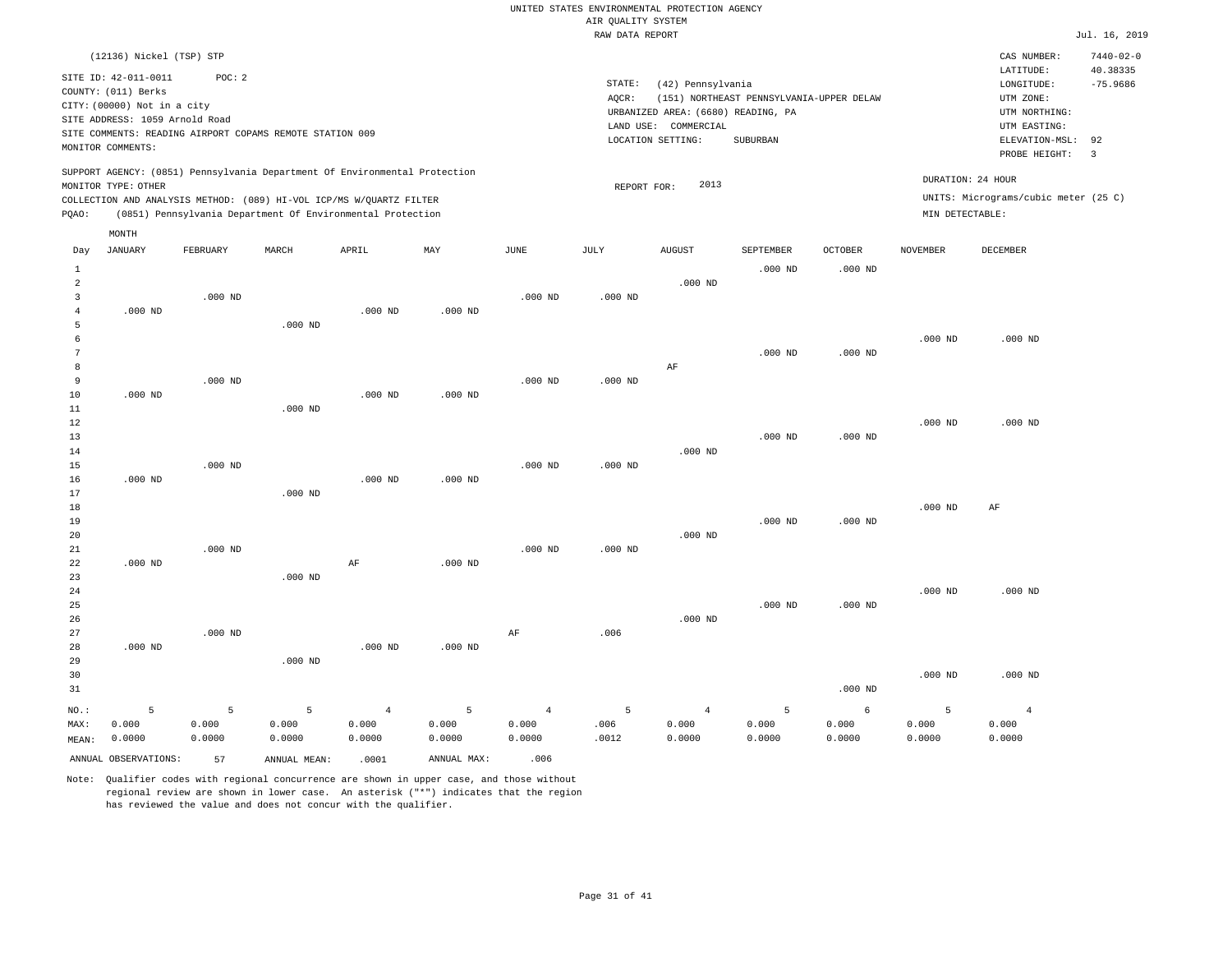UNITED STATES ENVIRONMENTAL PROTECTION AGENCY
AIR QUALITY SYSTEM
RAW DATA REPORT

Jul. 16, 2019

(12136) Nickel (TSP) STP

SITE ID: 42-011-0011    POC: 2
COUNTY: (011) Berks
CITY: (00000) Not in a city
SITE ADDRESS: 1059 Arnold Road
SITE COMMENTS: READING AIRPORT COPAMS REMOTE STATION 009
MONITOR COMMENTS:

STATE: (42) Pennsylvania
AQCR: (151) NORTHEAST PENNSYLVANIA-UPPER DELAW
URBANIZED AREA: (6680) READING, PA
LAND USE: COMMERCIAL
LOCATION SETTING: SUBURBAN

CAS NUMBER: 7440-02-0
LATITUDE: 40.38335
LONGITUDE: -75.9686
UTM ZONE:
UTM NORTHING:
UTM EASTING:
ELEVATION-MSL: 92
PROBE HEIGHT: 3

SUPPORT AGENCY: (0851) Pennsylvania Department Of Environmental Protection
MONITOR TYPE: OTHER
COLLECTION AND ANALYSIS METHOD: (089) HI-VOL ICP/MS W/QUARTZ FILTER
PQAO: (0851) Pennsylvania Department Of Environmental Protection

REPORT FOR: 2013

DURATION: 24 HOUR
UNITS: Micrograms/cubic meter (25 C)
MIN DETECTABLE:

| Day | JANUARY | FEBRUARY | MARCH | APRIL | MAY | JUNE | JULY | AUGUST | SEPTEMBER | OCTOBER | NOVEMBER | DECEMBER |
|---|---|---|---|---|---|---|---|---|---|---|---|---|
| 1 | | | | | | | | | .000 ND | .000 ND | | |
| 2 | | | | | | | | .000 ND | | | | |
| 3 | | .000 ND | | | | .000 ND | .000 ND | | | | | |
| 4 | .000 ND | | | .000 ND | .000 ND | | | | | | | |
| 5 | | | .000 ND | | | | | | | | | |
| 6 | | | | | | | | | | | .000 ND | .000 ND |
| 7 | | | | | | | | | .000 ND | .000 ND | | |
| 8 | | | | | | | | AF | | | | |
| 9 | | .000 ND | | | | .000 ND | .000 ND | | | | | |
| 10 | .000 ND | | | .000 ND | .000 ND | | | | | | | |
| 11 | | | .000 ND | | | | | | | | | |
| 12 | | | | | | | | | | | .000 ND | .000 ND |
| 13 | | | | | | | | | .000 ND | .000 ND | | |
| 14 | | | | | | | | .000 ND | | | | |
| 15 | | .000 ND | | | | .000 ND | .000 ND | | | | | |
| 16 | .000 ND | | | .000 ND | .000 ND | | | | | | | |
| 17 | | | .000 ND | | | | | | | | | |
| 18 | | | | | | | | | | | .000 ND | AF |
| 19 | | | | | | | | | .000 ND | .000 ND | | |
| 20 | | | | | | | | .000 ND | | | | |
| 21 | | .000 ND | | | | .000 ND | .000 ND | | | | | |
| 22 | .000 ND | | | AF | .000 ND | | | | | | | |
| 23 | | | .000 ND | | | | | | | | | |
| 24 | | | | | | | | | | | .000 ND | .000 ND |
| 25 | | | | | | | | | .000 ND | .000 ND | | |
| 26 | | | | | | | | .000 ND | | | | |
| 27 | | .000 ND | | | | AF | .006 | | | | | |
| 28 | .000 ND | | | .000 ND | .000 ND | | | | | | | |
| 29 | | | .000 ND | | | | | | | | | |
| 30 | | | | | | | | | | | .000 ND | .000 ND |
| 31 | | | | | | | | | | .000 ND | | |
| NO.: | 5 | 5 | 5 | 4 | 5 | 4 | 5 | 4 | 5 | 6 | 5 | 4 |
| MAX: | 0.000 | 0.000 | 0.000 | 0.000 | 0.000 | 0.000 | .006 | 0.000 | 0.000 | 0.000 | 0.000 | 0.000 |
| MEAN: | 0.0000 | 0.0000 | 0.0000 | 0.0000 | 0.0000 | 0.0000 | .0012 | 0.0000 | 0.0000 | 0.0000 | 0.0000 | 0.0000 |

ANNUAL OBSERVATIONS: 57    ANNUAL MEAN: .0001    ANNUAL MAX: .006

Note: Qualifier codes with regional concurrence are shown in upper case, and those without regional review are shown in lower case. An asterisk ("*") indicates that the region has reviewed the value and does not concur with the qualifier.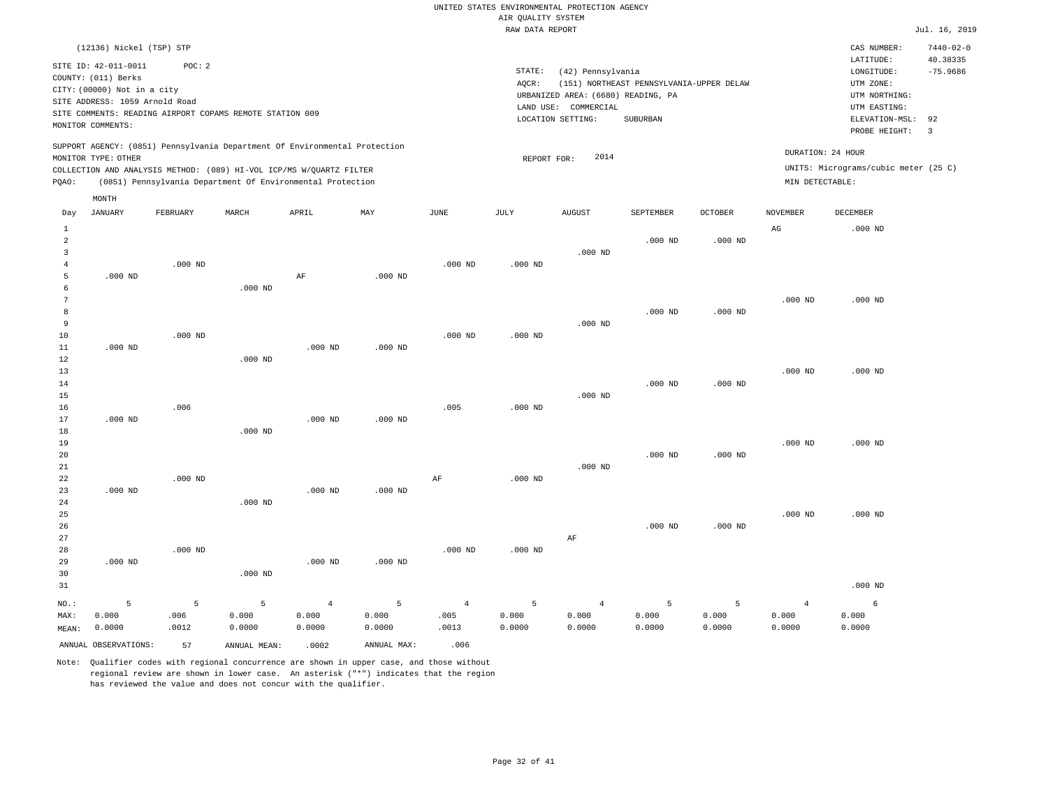UNITED STATES ENVIRONMENTAL PROTECTION AGENCY
AIR QUALITY SYSTEM
RAW DATA REPORT

Jul. 16, 2019

(12136) Nickel (TSP) STP

SITE ID: 42-011-0011  POC: 2
COUNTY: (011) Berks
CITY: (00000) Not in a city
SITE ADDRESS: 1059 Arnold Road
SITE COMMENTS: READING AIRPORT COPAMS REMOTE STATION 009
MONITOR COMMENTS:

STATE: (42) Pennsylvania
AQCR: (151) NORTHEAST PENNSYLVANIA-UPPER DELAW
URBANIZED AREA: (6680) READING, PA
LAND USE: COMMERCIAL
LOCATION SETTING: SUBURBAN

CAS NUMBER: 7440-02-0
LATITUDE: 40.38335
LONGITUDE: -75.9686
UTM ZONE:
UTM NORTHING:
UTM EASTING:
ELEVATION-MSL: 92
PROBE HEIGHT: 3

SUPPORT AGENCY: (0851) Pennsylvania Department Of Environmental Protection
MONITOR TYPE: OTHER
COLLECTION AND ANALYSIS METHOD: (089) HI-VOL ICP/MS W/QUARTZ FILTER
PQAO: (0851) Pennsylvania Department Of Environmental Protection

REPORT FOR: 2014

DURATION: 24 HOUR
UNITS: Micrograms/cubic meter (25 C)
MIN DETECTABLE:

| Day | JANUARY | FEBRUARY | MARCH | APRIL | MAY | JUNE | JULY | AUGUST | SEPTEMBER | OCTOBER | NOVEMBER | DECEMBER |
|---|---|---|---|---|---|---|---|---|---|---|---|---|
| 1 | | | | | | | | | | | AG | .000 ND |
| 2 | | | | | | | | | .000 ND | .000 ND | | |
| 3 | | | | | | | | .000 ND | | | | |
| 4 | | .000 ND | | | | .000 ND | .000 ND | | | | | |
| 5 | .000 ND | | | AF | .000 ND | | | | | | | |
| 6 | | | .000 ND | | | | | | | | | |
| 7 | | | | | | | | | | | .000 ND | .000 ND |
| 8 | | | | | | | | | .000 ND | .000 ND | | |
| 9 | | | | | | | | .000 ND | | | | |
| 10 | | .000 ND | | | | .000 ND | .000 ND | | | | | |
| 11 | .000 ND | | | .000 ND | .000 ND | | | | | | | |
| 12 | | | .000 ND | | | | | | | | | |
| 13 | | | | | | | | | | | .000 ND | .000 ND |
| 14 | | | | | | | | | .000 ND | .000 ND | | |
| 15 | | | | | | | | .000 ND | | | | |
| 16 | | .006 | | | | .005 | .000 ND | | | | | |
| 17 | .000 ND | | | .000 ND | .000 ND | | | | | | | |
| 18 | | | .000 ND | | | | | | | | | |
| 19 | | | | | | | | | | | .000 ND | .000 ND |
| 20 | | | | | | | | | .000 ND | .000 ND | | |
| 21 | | | | | | | | .000 ND | | | | |
| 22 | | .000 ND | | | | AF | .000 ND | | | | | |
| 23 | .000 ND | | | .000 ND | .000 ND | | | | | | | |
| 24 | | | .000 ND | | | | | | | | | |
| 25 | | | | | | | | | | | .000 ND | .000 ND |
| 26 | | | | | | | | | .000 ND | .000 ND | | |
| 27 | | | | | | | | AF | | | | |
| 28 | | .000 ND | | | | .000 ND | .000 ND | | | | | |
| 29 | .000 ND | | | .000 ND | .000 ND | | | | | | | |
| 30 | | | .000 ND | | | | | | | | | |
| 31 | | | | | | | | | | | | .000 ND |
| NO.: | 5 | 5 | 5 | 4 | 5 | 4 | 5 | 4 | 5 | 5 | 4 | 6 |
| MAX: | 0.000 | .006 | 0.000 | 0.000 | 0.000 | .005 | 0.000 | 0.000 | 0.000 | 0.000 | 0.000 | 0.000 |
| MEAN: | 0.0000 | .0012 | 0.0000 | 0.0000 | 0.0000 | .0013 | 0.0000 | 0.0000 | 0.0000 | 0.0000 | 0.0000 | 0.0000 |

ANNUAL OBSERVATIONS: 57  ANNUAL MEAN: .0002  ANNUAL MAX: .006

Note: Qualifier codes with regional concurrence are shown in upper case, and those without regional review are shown in lower case. An asterisk ("*") indicates that the region has reviewed the value and does not concur with the qualifier.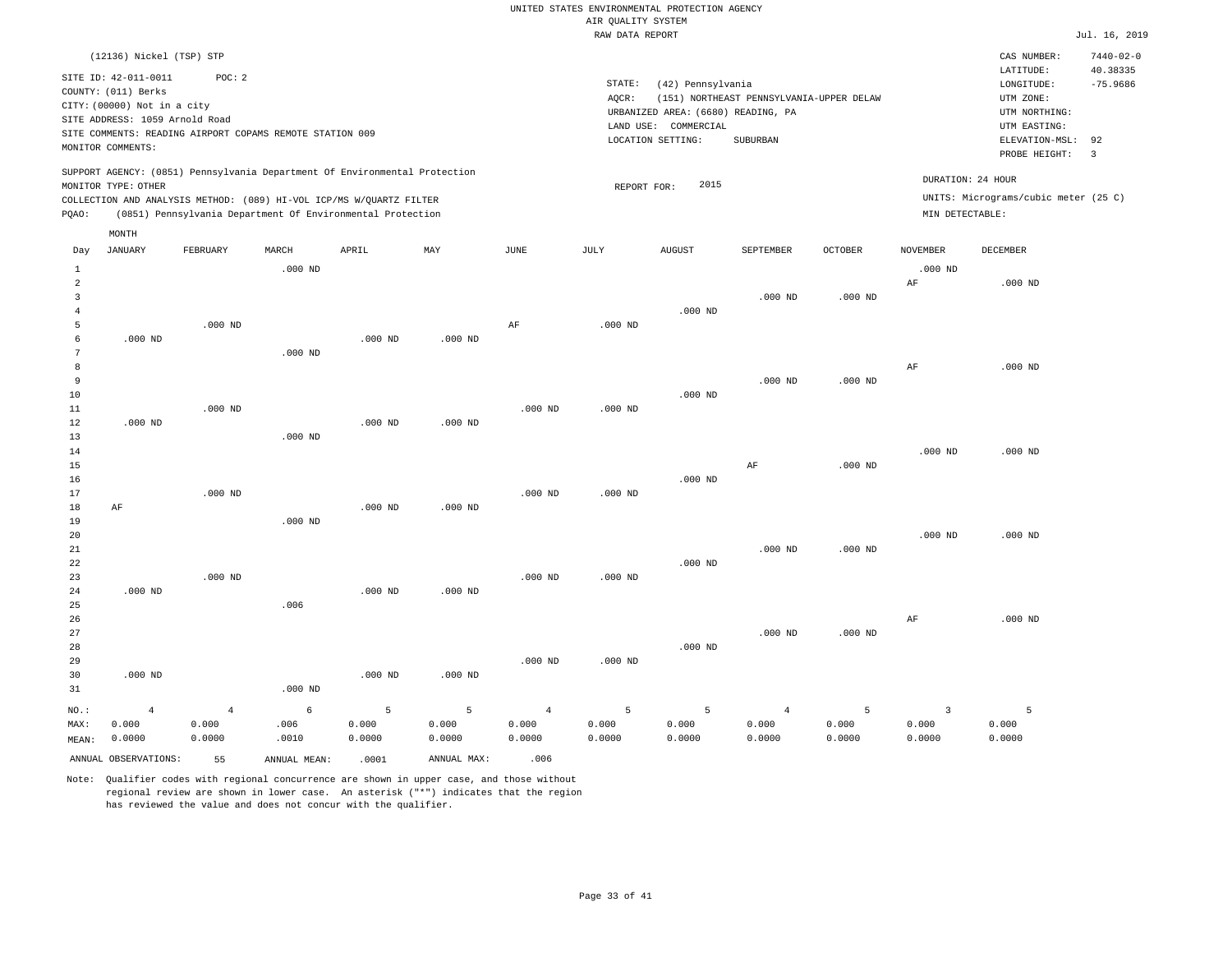UNITED STATES ENVIRONMENTAL PROTECTION AGENCY
AIR QUALITY SYSTEM
RAW DATA REPORT

Jul. 16, 2019

(12136) Nickel (TSP) STP

SITE ID: 42-011-0011 POC: 2
COUNTY: (011) Berks
CITY: (00000) Not in a city
SITE ADDRESS: 1059 Arnold Road
SITE COMMENTS: READING AIRPORT COPAMS REMOTE STATION 009
MONITOR COMMENTS:

STATE: (42) Pennsylvania
AQCR: (151) NORTHEAST PENNSYLVANIA-UPPER DELAW
URBANIZED AREA: (6680) READING, PA
LAND USE: COMMERCIAL
LOCATION SETTING: SUBURBAN

CAS NUMBER: 7440-02-0
LATITUDE: 40.38335
LONGITUDE: -75.9686
UTM ZONE:
UTM NORTHING:
UTM EASTING:
ELEVATION-MSL: 92
PROBE HEIGHT: 3

SUPPORT AGENCY: (0851) Pennsylvania Department Of Environmental Protection
MONITOR TYPE: OTHER
COLLECTION AND ANALYSIS METHOD: (089) HI-VOL ICP/MS W/QUARTZ FILTER
PQAO: (0851) Pennsylvania Department Of Environmental Protection

REPORT FOR: 2015

DURATION: 24 HOUR
UNITS: Micrograms/cubic meter (25 C)
MIN DETECTABLE:

| Day | JANUARY | FEBRUARY | MARCH | APRIL | MAY | JUNE | JULY | AUGUST | SEPTEMBER | OCTOBER | NOVEMBER | DECEMBER |
|---|---|---|---|---|---|---|---|---|---|---|---|---|
| 1 | | | .000 ND | | | | | | | | .000 ND | |
| 2 | | | | | | | | | | | AF | .000 ND |
| 3 | | | | | | | | | .000 ND | .000 ND | | |
| 4 | | | | | | | | .000 ND | | | | |
| 5 | | .000 ND | | | | AF | .000 ND | | | | | |
| 6 | .000 ND | | | .000 ND | .000 ND | | | | | | | |
| 7 | | | .000 ND | | | | | | | | | |
| 8 | | | | | | | | | | | AF | .000 ND |
| 9 | | | | | | | | | .000 ND | .000 ND | | |
| 10 | | | | | | | | .000 ND | | | | |
| 11 | | .000 ND | | | | .000 ND | .000 ND | | | | | |
| 12 | .000 ND | | | .000 ND | .000 ND | | | | | | | |
| 13 | | | .000 ND | | | | | | | | | |
| 14 | | | | | | | | | | | .000 ND | .000 ND |
| 15 | | | | | | | | | AF | .000 ND | | |
| 16 | | | | | | | | .000 ND | | | | |
| 17 | | .000 ND | | | | .000 ND | .000 ND | | | | | |
| 18 | AF | | | .000 ND | .000 ND | | | | | | | |
| 19 | | | .000 ND | | | | | | | | | |
| 20 | | | | | | | | | | | .000 ND | .000 ND |
| 21 | | | | | | | | | .000 ND | .000 ND | | |
| 22 | | | | | | | | .000 ND | | | | |
| 23 | | .000 ND | | | | .000 ND | .000 ND | | | | | |
| 24 | .000 ND | | | .000 ND | .000 ND | | | | | | | |
| 25 | | | .006 | | | | | | | | | |
| 26 | | | | | | | | | | | AF | .000 ND |
| 27 | | | | | | | | | .000 ND | .000 ND | | |
| 28 | | | | | | | | .000 ND | | | | |
| 29 | | | | | | .000 ND | .000 ND | | | | | |
| 30 | .000 ND | | | .000 ND | .000 ND | | | | | | | |
| 31 | | | .000 ND | | | | | | | | | |
| NO.: | 4 | 4 | 6 | 5 | 5 | 4 | 5 | 5 | 4 | 5 | 3 | 5 |
| MAX: | 0.000 | 0.000 | .006 | 0.000 | 0.000 | 0.000 | 0.000 | 0.000 | 0.000 | 0.000 | 0.000 | 0.000 |
| MEAN: | 0.0000 | 0.0000 | .0010 | 0.0000 | 0.0000 | 0.0000 | 0.0000 | 0.0000 | 0.0000 | 0.0000 | 0.0000 | 0.0000 |

ANNUAL OBSERVATIONS: 55 ANNUAL MEAN: .0001 ANNUAL MAX: .006

Note: Qualifier codes with regional concurrence are shown in upper case, and those without regional review are shown in lower case. An asterisk ("*") indicates that the region has reviewed the value and does not concur with the qualifier.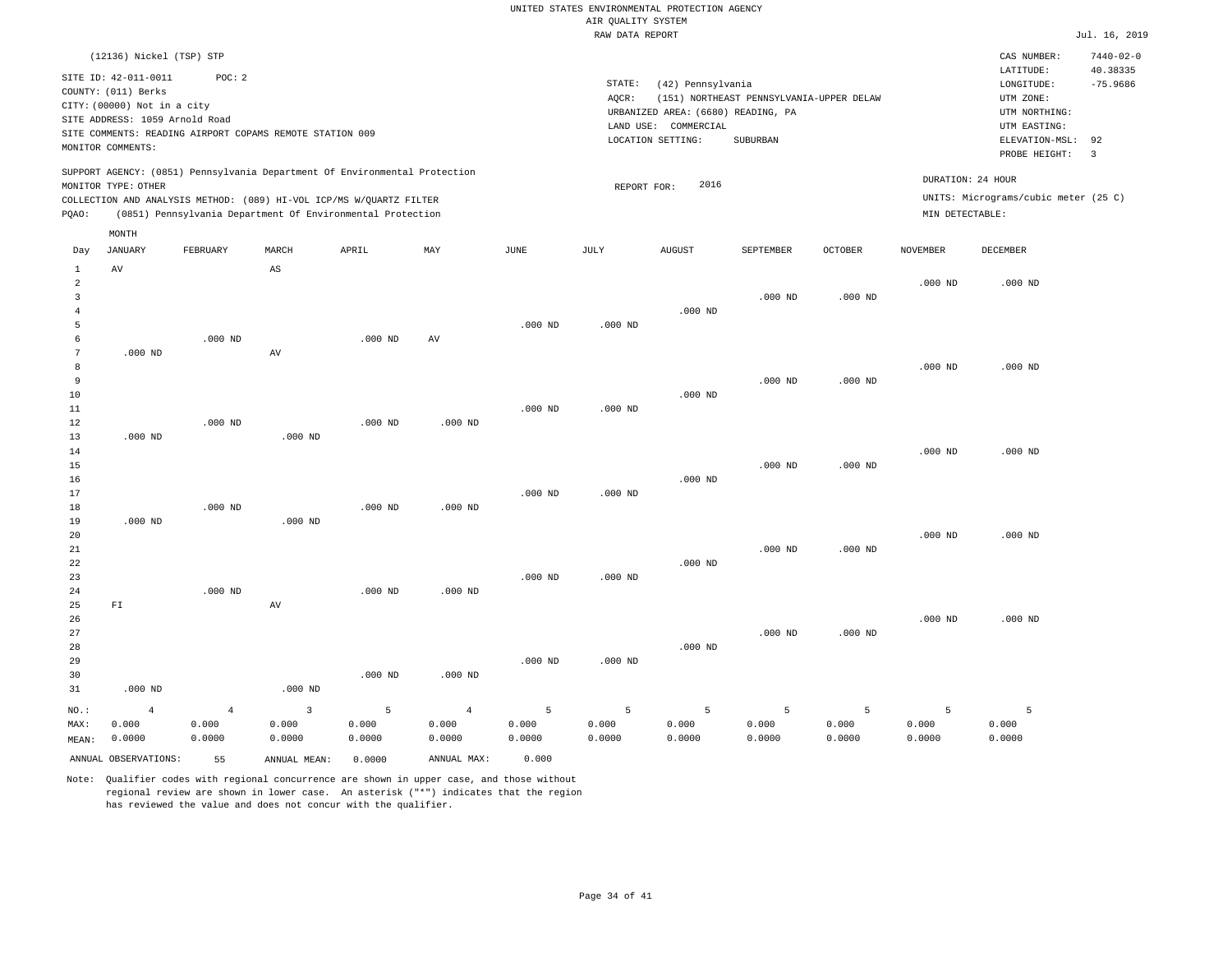UNITED STATES ENVIRONMENTAL PROTECTION AGENCY
AIR QUALITY SYSTEM
RAW DATA REPORT

Jul. 16, 2019

(12136) Nickel (TSP) STP

SITE ID: 42-011-0011 POC: 2
COUNTY: (011) Berks
CITY: (00000) Not in a city
SITE ADDRESS: 1059 Arnold Road
SITE COMMENTS: READING AIRPORT COPAMS REMOTE STATION 009
MONITOR COMMENTS:

STATE: (42) Pennsylvania
AQCR: (151) NORTHEAST PENNSYLVANIA-UPPER DELAW
URBANIZED AREA: (6680) READING, PA
LAND USE: COMMERCIAL
LOCATION SETTING: SUBURBAN

CAS NUMBER: 7440-02-0
LATITUDE: 40.38335
LONGITUDE: -75.9686
UTM ZONE:
UTM NORTHING:
UTM EASTING:
ELEVATION-MSL: 92
PROBE HEIGHT: 3

SUPPORT AGENCY: (0851) Pennsylvania Department Of Environmental Protection
MONITOR TYPE: OTHER
COLLECTION AND ANALYSIS METHOD: (089) HI-VOL ICP/MS W/QUARTZ FILTER
PQAO: (0851) Pennsylvania Department Of Environmental Protection

REPORT FOR: 2016

DURATION: 24 HOUR
UNITS: Micrograms/cubic meter (25 C)
MIN DETECTABLE:

| Day | JANUARY | FEBRUARY | MARCH | APRIL | MAY | JUNE | JULY | AUGUST | SEPTEMBER | OCTOBER | NOVEMBER | DECEMBER |
|---|---|---|---|---|---|---|---|---|---|---|---|---|
| 1 | AV | | AS | | | | | | | | | |
| 2 | | | | | | | | | | | .000 ND | .000 ND |
| 3 | | | | | | | | | .000 ND | .000 ND | | |
| 4 | | | | | | | | .000 ND | | | | |
| 5 | | | | | | .000 ND | .000 ND | | | | | |
| 6 | | .000 ND | | .000 ND | AV | | | | | | | |
| 7 | .000 ND | | AV | | | | | | | | | |
| 8 | | | | | | | | | | | .000 ND | .000 ND |
| 9 | | | | | | | | | .000 ND | .000 ND | | |
| 10 | | | | | | | | .000 ND | | | | |
| 11 | | | | | | .000 ND | .000 ND | | | | | |
| 12 | | .000 ND | | .000 ND | .000 ND | | | | | | | |
| 13 | .000 ND | | .000 ND | | | | | | | | | |
| 14 | | | | | | | | | | | .000 ND | .000 ND |
| 15 | | | | | | | | | .000 ND | .000 ND | | |
| 16 | | | | | | | | .000 ND | | | | |
| 17 | | | | | | .000 ND | .000 ND | | | | | |
| 18 | | .000 ND | | .000 ND | .000 ND | | | | | | | |
| 19 | .000 ND | | .000 ND | | | | | | | | | |
| 20 | | | | | | | | | | | .000 ND | .000 ND |
| 21 | | | | | | | | | .000 ND | .000 ND | | |
| 22 | | | | | | | | .000 ND | | | | |
| 23 | | | | | | .000 ND | .000 ND | | | | | |
| 24 | | .000 ND | | .000 ND | .000 ND | | | | | | | |
| 25 | FI | | AV | | | | | | | | | |
| 26 | | | | | | | | | | | .000 ND | .000 ND |
| 27 | | | | | | | | | .000 ND | .000 ND | | |
| 28 | | | | | | | | .000 ND | | | | |
| 29 | | | | | | .000 ND | .000 ND | | | | | |
| 30 | | | | .000 ND | .000 ND | | | | | | | |
| 31 | .000 ND | | .000 ND | | | | | | | | | |
| NO.: | 4 | 4 | 3 | 5 | 4 | 5 | 5 | 5 | 5 | 5 | 5 | 5 |
| MAX: | 0.000 | 0.000 | 0.000 | 0.000 | 0.000 | 0.000 | 0.000 | 0.000 | 0.000 | 0.000 | 0.000 | 0.000 |
| MEAN: | 0.0000 | 0.0000 | 0.0000 | 0.0000 | 0.0000 | 0.0000 | 0.0000 | 0.0000 | 0.0000 | 0.0000 | 0.0000 | 0.0000 |

ANNUAL OBSERVATIONS: 55 ANNUAL MEAN: 0.0000 ANNUAL MAX: 0.000

Note: Qualifier codes with regional concurrence are shown in upper case, and those without regional review are shown in lower case. An asterisk ("*") indicates that the region has reviewed the value and does not concur with the qualifier.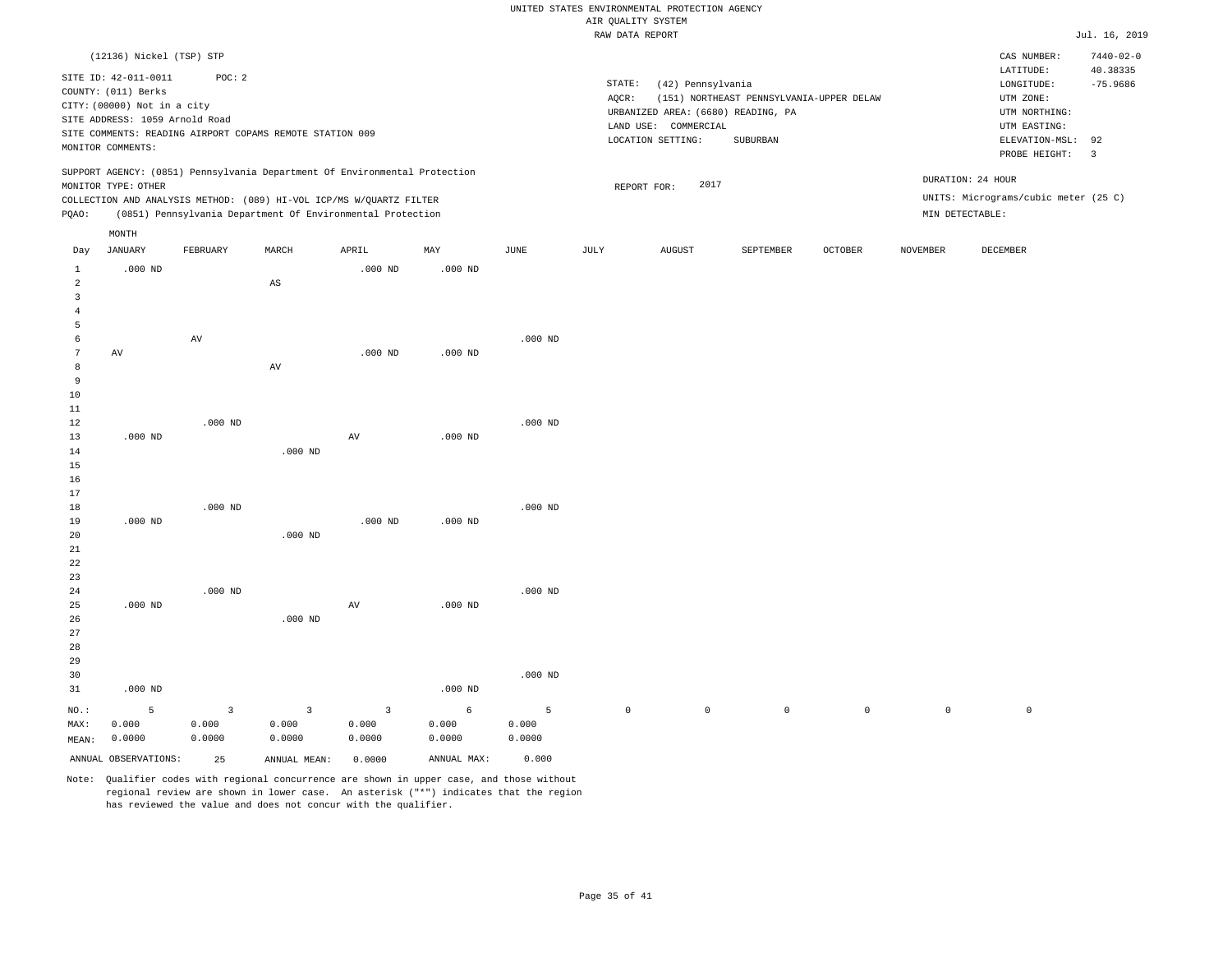UNITED STATES ENVIRONMENTAL PROTECTION AGENCY
AIR QUALITY SYSTEM
RAW DATA REPORT

Jul. 16, 2019

(12136) Nickel (TSP) STP

SITE ID: 42-011-0011 POC: 2
COUNTY: (011) Berks
CITY: (00000) Not in a city
SITE ADDRESS: 1059 Arnold Road
SITE COMMENTS: READING AIRPORT COPAMS REMOTE STATION 009
MONITOR COMMENTS:

STATE: (42) Pennsylvania
AQCR: (151) NORTHEAST PENNSYLVANIA-UPPER DELAW
URBANIZED AREA: (6680) READING, PA
LAND USE: COMMERCIAL
LOCATION SETTING: SUBURBAN

CAS NUMBER: 7440-02-0
LATITUDE: 40.38335
LONGITUDE: -75.9686
UTM ZONE:
UTM NORTHING:
UTM EASTING:
ELEVATION-MSL: 92
PROBE HEIGHT: 3

SUPPORT AGENCY: (0851) Pennsylvania Department Of Environmental Protection
MONITOR TYPE: OTHER
COLLECTION AND ANALYSIS METHOD: (089) HI-VOL ICP/MS W/QUARTZ FILTER
PQAO: (0851) Pennsylvania Department Of Environmental Protection

REPORT FOR: 2017

DURATION: 24 HOUR
UNITS: Micrograms/cubic meter (25 C)
MIN DETECTABLE:

| Day | JANUARY | FEBRUARY | MARCH | APRIL | MAY | JUNE | JULY | AUGUST | SEPTEMBER | OCTOBER | NOVEMBER | DECEMBER |
|---|---|---|---|---|---|---|---|---|---|---|---|---|
| 1 | .000 ND | | | .000 ND | .000 ND | | | | | | | |
| 2 | | | AS | | | | | | | | | |
| 3 | | | | | | | | | | | | |
| 4 | | | | | | | | | | | | |
| 5 | | | | | | | | | | | | |
| 6 | | AV | | | | .000 ND | | | | | | |
| 7 | AV | | | .000 ND | .000 ND | | | | | | | |
| 8 | | | AV | | | | | | | | | |
| 9 | | | | | | | | | | | | |
| 10 | | | | | | | | | | | | |
| 11 | | | | | | | | | | | | |
| 12 | | .000 ND | | | | .000 ND | | | | | | |
| 13 | .000 ND | | | AV | .000 ND | | | | | | | |
| 14 | | | .000 ND | | | | | | | | | |
| 15 | | | | | | | | | | | | |
| 16 | | | | | | | | | | | | |
| 17 | | | | | | | | | | | | |
| 18 | | .000 ND | | | | .000 ND | | | | | | |
| 19 | .000 ND | | | .000 ND | .000 ND | | | | | | | |
| 20 | | | .000 ND | | | | | | | | | |
| 21 | | | | | | | | | | | | |
| 22 | | | | | | | | | | | | |
| 23 | | | | | | | | | | | | |
| 24 | | .000 ND | | | | .000 ND | | | | | | |
| 25 | .000 ND | | | AV | .000 ND | | | | | | | |
| 26 | | | .000 ND | | | | | | | | | |
| 27 | | | | | | | | | | | | |
| 28 | | | | | | | | | | | | |
| 29 | | | | | | | | | | | | |
| 30 | | | | | | .000 ND | | | | | | |
| 31 | .000 ND | | | | .000 ND | | | | | | | |
| NO.: | 5 | 3 | 3 | 3 | 6 | 5 | 0 | 0 | 0 | 0 | 0 | 0 |
| MAX: | 0.000 | 0.000 | 0.000 | 0.000 | 0.000 | 0.000 | | | | | | |
| MEAN: | 0.0000 | 0.0000 | 0.0000 | 0.0000 | 0.0000 | 0.0000 | | | | | | |

ANNUAL OBSERVATIONS: 25 ANNUAL MEAN: 0.0000 ANNUAL MAX: 0.000

Note: Qualifier codes with regional concurrence are shown in upper case, and those without regional review are shown in lower case. An asterisk ("*") indicates that the region has reviewed the value and does not concur with the qualifier.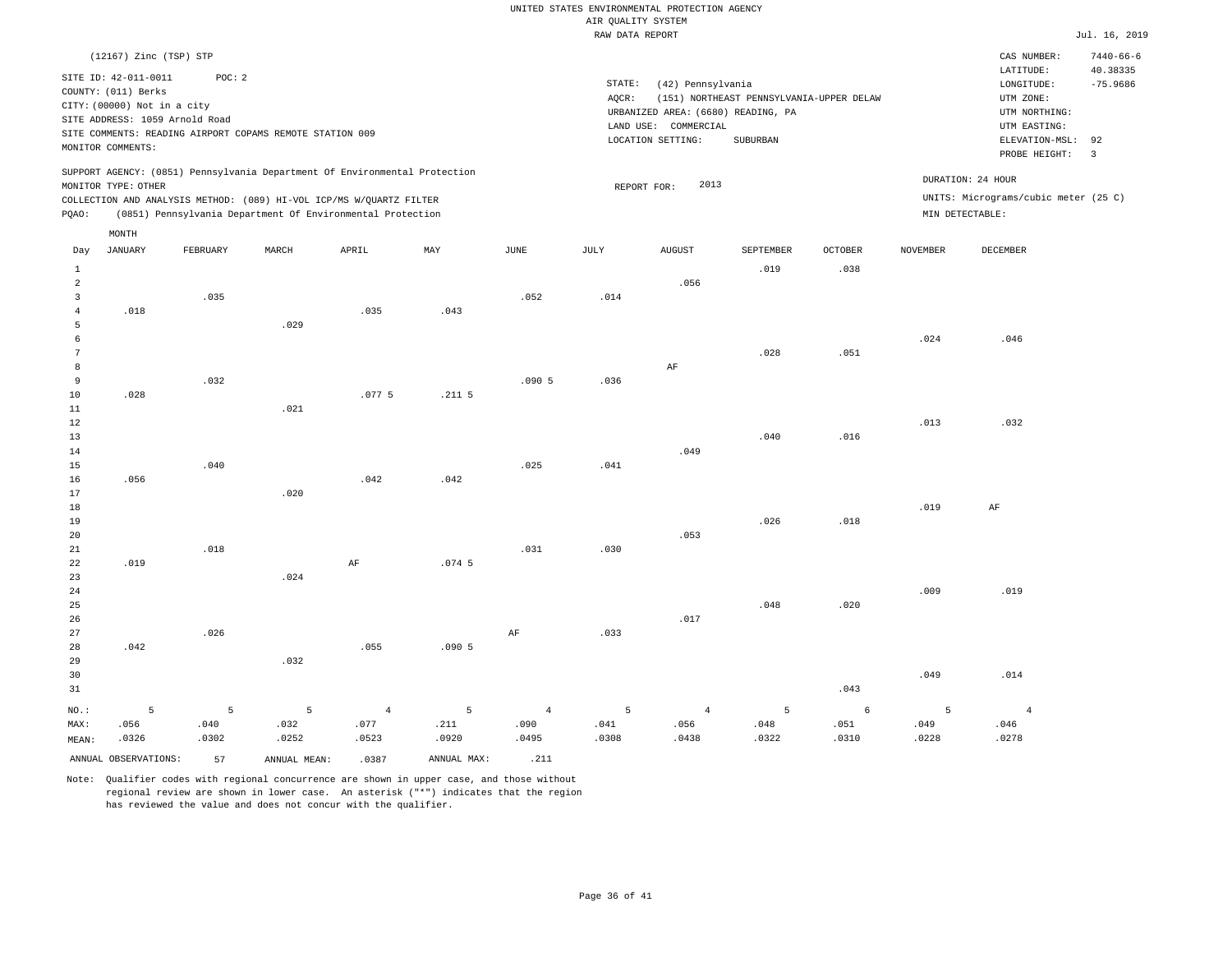UNITED STATES ENVIRONMENTAL PROTECTION AGENCY
AIR QUALITY SYSTEM
RAW DATA REPORT

Jul. 16, 2019

(12167) Zinc (TSP) STP

SITE ID: 42-011-0011 POC: 2
COUNTY: (011) Berks
CITY: (00000) Not in a city
SITE ADDRESS: 1059 Arnold Road
SITE COMMENTS: READING AIRPORT COPAMS REMOTE STATION 009
MONITOR COMMENTS:

STATE: (42) Pennsylvania
AQCR: (151) NORTHEAST PENNSYLVANIA-UPPER DELAW
URBANIZED AREA: (6680) READING, PA
LAND USE: COMMERCIAL
LOCATION SETTING: SUBURBAN

CAS NUMBER: 7440-66-6
LATITUDE: 40.38335
LONGITUDE: -75.9686
UTM ZONE:
UTM NORTHING:
UTM EASTING:
ELEVATION-MSL: 92
PROBE HEIGHT: 3

SUPPORT AGENCY: (0851) Pennsylvania Department Of Environmental Protection
MONITOR TYPE: OTHER
COLLECTION AND ANALYSIS METHOD: (089) HI-VOL ICP/MS W/QUARTZ FILTER
PQAO: (0851) Pennsylvania Department Of Environmental Protection

REPORT FOR: 2013

DURATION: 24 HOUR
UNITS: Micrograms/cubic meter (25 C)
MIN DETECTABLE:

| Day | JANUARY | FEBRUARY | MARCH | APRIL | MAY | JUNE | JULY | AUGUST | SEPTEMBER | OCTOBER | NOVEMBER | DECEMBER |
|---|---|---|---|---|---|---|---|---|---|---|---|---|
| 1 | | | | | | | | | .019 | .038 | | |
| 2 | | | | | | | | .056 | | | | |
| 3 | | .035 | | | | .052 | .014 | | | | | |
| 4 | .018 | | | .035 | .043 | | | | | | | |
| 5 | | | .029 | | | | | | | | | |
| 6 | | | | | | | | | | | .024 | .046 |
| 7 | | | | | | | | | .028 | .051 | | |
| 8 | | | | | | | | AF | | | | |
| 9 | | .032 | | | | .090 5 | .036 | | | | | |
| 10 | .028 | | | .077 5 | .211 5 | | | | | | | |
| 11 | | | .021 | | | | | | | | | |
| 12 | | | | | | | | | | | .013 | .032 |
| 13 | | | | | | | | | .040 | .016 | | |
| 14 | | | | | | | | .049 | | | | |
| 15 | | .040 | | | | .025 | .041 | | | | | |
| 16 | .056 | | | .042 | .042 | | | | | | | |
| 17 | | | .020 | | | | | | | | | |
| 18 | | | | | | | | | | | .019 | AF |
| 19 | | | | | | | | | .026 | .018 | | |
| 20 | | | | | | | | .053 | | | | |
| 21 | | .018 | | | | .031 | .030 | | | | | |
| 22 | .019 | | | AF | .074 5 | | | | | | | |
| 23 | | | .024 | | | | | | | | | |
| 24 | | | | | | | | | | | .009 | .019 |
| 25 | | | | | | | | | .048 | .020 | | |
| 26 | | | | | | | | .017 | | | | |
| 27 | | .026 | | | | AF | .033 | | | | | |
| 28 | .042 | | | .055 | .090 5 | | | | | | | |
| 29 | | | .032 | | | | | | | | | |
| 30 | | | | | | | | | | | .049 | .014 |
| 31 | | | | | | | | | | .043 | | |
| NO.: | 5 | 5 | 5 | 4 | 5 | 4 | 5 | 4 | 5 | 6 | 5 | 4 |
| MAX: | .056 | .040 | .032 | .077 | .211 | .090 | .041 | .056 | .048 | .051 | .049 | .046 |
| MEAN: | .0326 | .0302 | .0252 | .0523 | .0920 | .0495 | .0308 | .0438 | .0322 | .0310 | .0228 | .0278 |

ANNUAL OBSERVATIONS: 57 ANNUAL MEAN: .0387 ANNUAL MAX: .211

Note: Qualifier codes with regional concurrence are shown in upper case, and those without regional review are shown in lower case. An asterisk ("*") indicates that the region has reviewed the value and does not concur with the qualifier.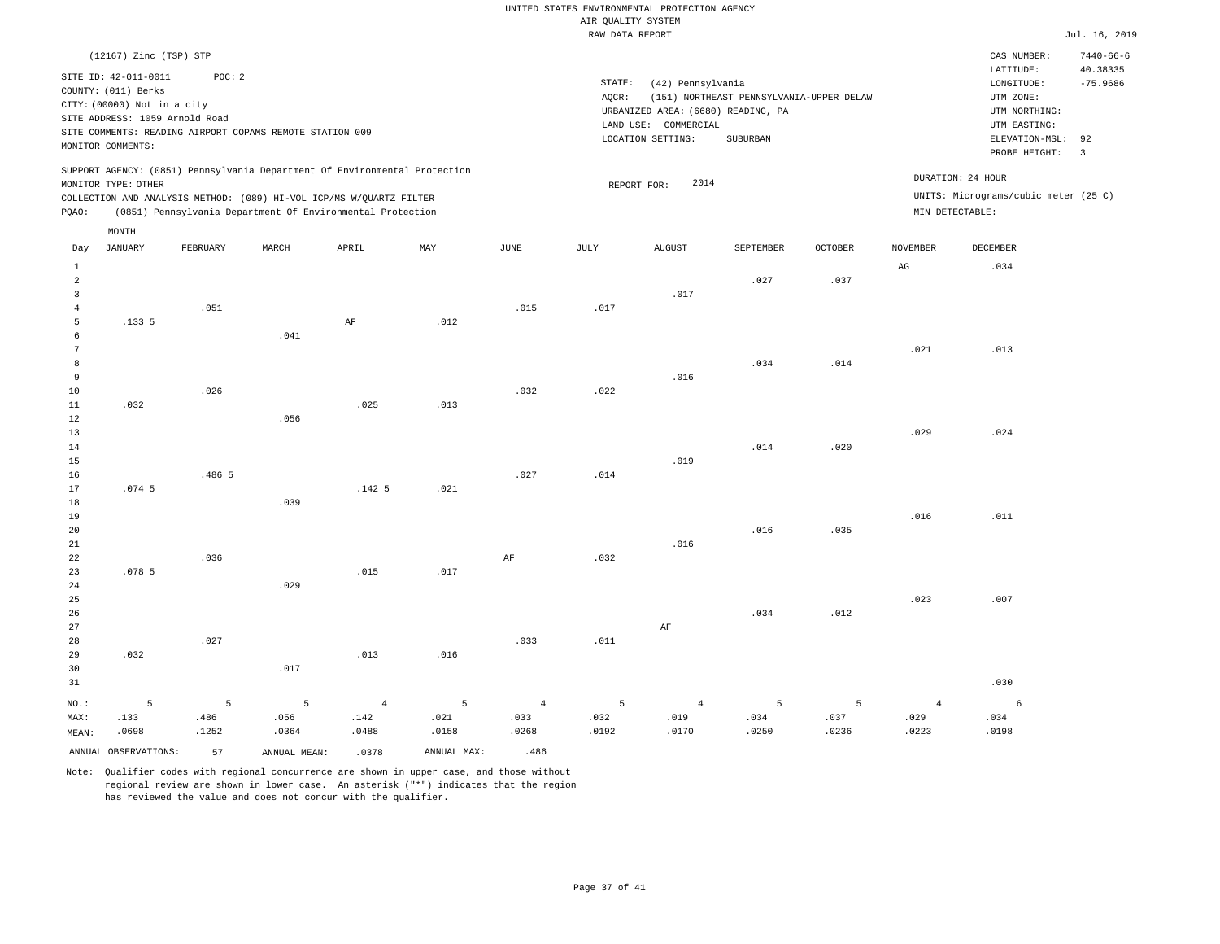UNITED STATES ENVIRONMENTAL PROTECTION AGENCY
AIR QUALITY SYSTEM
RAW DATA REPORT

Jul. 16, 2019

(12167) Zinc (TSP) STP

SITE ID: 42-011-0011 POC: 2
COUNTY: (011) Berks
CITY: (00000) Not in a city
SITE ADDRESS: 1059 Arnold Road
SITE COMMENTS: READING AIRPORT COPAMS REMOTE STATION 009
MONITOR COMMENTS:

STATE: (42) Pennsylvania
AQCR: (151) NORTHEAST PENNSYLVANIA-UPPER DELAW
URBANIZED AREA: (6680) READING, PA
LAND USE: COMMERCIAL
LOCATION SETTING: SUBURBAN

CAS NUMBER: 7440-66-6
LATITUDE: 40.38335
LONGITUDE: -75.9686
UTM ZONE:
UTM NORTHING:
UTM EASTING:
ELEVATION-MSL: 92
PROBE HEIGHT: 3

SUPPORT AGENCY: (0851) Pennsylvania Department Of Environmental Protection
MONITOR TYPE: OTHER
COLLECTION AND ANALYSIS METHOD: (089) HI-VOL ICP/MS W/QUARTZ FILTER
PQAO: (0851) Pennsylvania Department Of Environmental Protection

REPORT FOR: 2014

DURATION: 24 HOUR
UNITS: Micrograms/cubic meter (25 C)
MIN DETECTABLE:

| Day | JANUARY | FEBRUARY | MARCH | APRIL | MAY | JUNE | JULY | AUGUST | SEPTEMBER | OCTOBER | NOVEMBER | DECEMBER |
|---|---|---|---|---|---|---|---|---|---|---|---|---|
| 1 | | | | | | | | | | | AG | .034 |
| 2 | | | | | | | | | .027 | .037 | | |
| 3 | | | | | | | | .017 | | | | |
| 4 | | .051 | | | | .015 | .017 | | | | | |
| 5 | .133 5 | | | AF | .012 | | | | | | | |
| 6 | | | .041 | | | | | | | | | |
| 7 | | | | | | | | | | | .021 | .013 |
| 8 | | | | | | | | | .034 | .014 | | |
| 9 | | | | | | | | .016 | | | | |
| 10 | | .026 | | | | .032 | .022 | | | | | |
| 11 | .032 | | | .025 | .013 | | | | | | | |
| 12 | | | .056 | | | | | | | | | |
| 13 | | | | | | | | | | | .029 | .024 |
| 14 | | | | | | | | | .014 | .020 | | |
| 15 | | | | | | | | .019 | | | | |
| 16 | | .486 5 | | | | .027 | .014 | | | | | |
| 17 | .074 5 | | | .142 5 | .021 | | | | | | | |
| 18 | | | .039 | | | | | | | | | |
| 19 | | | | | | | | | | | .016 | .011 |
| 20 | | | | | | | | | .016 | .035 | | |
| 21 | | | | | | | | .016 | | | | |
| 22 | | .036 | | | | AF | .032 | | | | | |
| 23 | .078 5 | | | .015 | .017 | | | | | | | |
| 24 | | | .029 | | | | | | | | | |
| 25 | | | | | | | | | | | .023 | .007 |
| 26 | | | | | | | | | .034 | .012 | | |
| 27 | | | | | | | | AF | | | | |
| 28 | | .027 | | | | .033 | .011 | | | | | |
| 29 | .032 | | | .013 | .016 | | | | | | | |
| 30 | | | .017 | | | | | | | | | |
| 31 | | | | | | | | | | | | .030 |
| NO.: | 5 | 5 | 5 | 4 | 5 | 4 | 5 | 4 | 5 | 5 | 4 | 6 |
| MAX: | .133 | .486 | .056 | .142 | .021 | .033 | .032 | .019 | .034 | .037 | .029 | .034 |
| MEAN: | .0698 | .1252 | .0364 | .0488 | .0158 | .0268 | .0192 | .0170 | .0250 | .0236 | .0223 | .0198 |

ANNUAL OBSERVATIONS: 57 ANNUAL MEAN: .0378 ANNUAL MAX: .486

Note: Qualifier codes with regional concurrence are shown in upper case, and those without regional review are shown in lower case. An asterisk ("*") indicates that the region has reviewed the value and does not concur with the qualifier.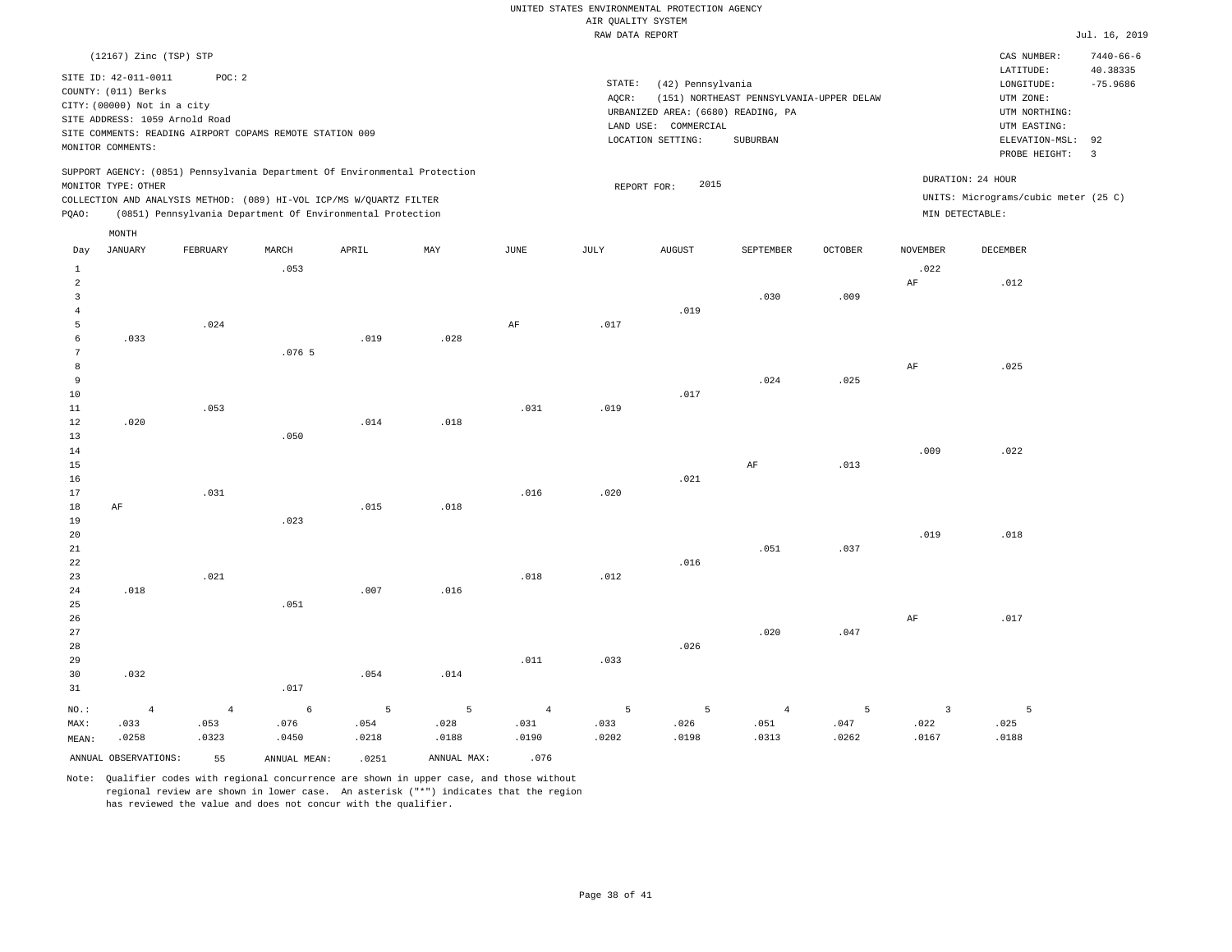UNITED STATES ENVIRONMENTAL PROTECTION AGENCY
AIR QUALITY SYSTEM
RAW DATA REPORT

Jul. 16, 2019

(12167) Zinc (TSP) STP

SITE ID: 42-011-0011 POC: 2
COUNTY: (011) Berks
CITY: (00000) Not in a city
SITE ADDRESS: 1059 Arnold Road
SITE COMMENTS: READING AIRPORT COPAMS REMOTE STATION 009
MONITOR COMMENTS:

STATE: (42) Pennsylvania
AQCR: (151) NORTHEAST PENNSYLVANIA-UPPER DELAW
URBANIZED AREA: (6680) READING, PA
LAND USE: COMMERCIAL
LOCATION SETTING: SUBURBAN

CAS NUMBER: 7440-66-6
LATITUDE: 40.38335
LONGITUDE: -75.9686
UTM ZONE:
UTM NORTHING:
UTM EASTING:
ELEVATION-MSL: 92
PROBE HEIGHT: 3

SUPPORT AGENCY: (0851) Pennsylvania Department Of Environmental Protection
MONITOR TYPE: OTHER
COLLECTION AND ANALYSIS METHOD: (089) HI-VOL ICP/MS W/QUARTZ FILTER
PQAO: (0851) Pennsylvania Department Of Environmental Protection

REPORT FOR: 2015

DURATION: 24 HOUR
UNITS: Micrograms/cubic meter (25 C)
MIN DETECTABLE:

| Day | JANUARY | FEBRUARY | MARCH | APRIL | MAY | JUNE | JULY | AUGUST | SEPTEMBER | OCTOBER | NOVEMBER | DECEMBER |
|---|---|---|---|---|---|---|---|---|---|---|---|---|
| 1 | | | .053 | | | | | | | | .022 | |
| 2 | | | | | | | | | | | AF | .012 |
| 3 | | | | | | | | | .030 | .009 | | |
| 4 | | | | | | | | .019 | | | | |
| 5 | | .024 | | | | AF | .017 | | | | | |
| 6 | .033 | | | .019 | .028 | | | | | | | |
| 7 | | | .076 5 | | | | | | | | | |
| 8 | | | | | | | | | | | AF | .025 |
| 9 | | | | | | | | | .024 | .025 | | |
| 10 | | | | | | | | .017 | | | | |
| 11 | | .053 | | | | .031 | .019 | | | | | |
| 12 | .020 | | | .014 | .018 | | | | | | | |
| 13 | | | .050 | | | | | | | | | |
| 14 | | | | | | | | | | | .009 | .022 |
| 15 | | | | | | | | | AF | .013 | | |
| 16 | | | | | | | | .021 | | | | |
| 17 | | .031 | | | | .016 | .020 | | | | | |
| 18 | AF | | | .015 | .018 | | | | | | | |
| 19 | | | .023 | | | | | | | | | |
| 20 | | | | | | | | | | | .019 | .018 |
| 21 | | | | | | | | | .051 | .037 | | |
| 22 | | | | | | | | .016 | | | | |
| 23 | | .021 | | | | .018 | .012 | | | | | |
| 24 | .018 | | | .007 | .016 | | | | | | | |
| 25 | | | .051 | | | | | | | | | |
| 26 | | | | | | | | | | | AF | .017 |
| 27 | | | | | | | | | .020 | .047 | | |
| 28 | | | | | | | | .026 | | | | |
| 29 | | | | | | .011 | .033 | | | | | |
| 30 | .032 | | | .054 | .014 | | | | | | | |
| 31 | | | .017 | | | | | | | | | |
| NO.: | 4 | 4 | 6 | 5 | 5 | 4 | 5 | 5 | 4 | 5 | 3 | 5 |
| MAX: | .033 | .053 | .076 | .054 | .028 | .031 | .033 | .026 | .051 | .047 | .022 | .025 |
| MEAN: | .0258 | .0323 | .0450 | .0218 | .0188 | .0190 | .0202 | .0198 | .0313 | .0262 | .0167 | .0188 |

ANNUAL OBSERVATIONS: 55 ANNUAL MEAN: .0251 ANNUAL MAX: .076

Note: Qualifier codes with regional concurrence are shown in upper case, and those without regional review are shown in lower case. An asterisk ("*") indicates that the region has reviewed the value and does not concur with the qualifier.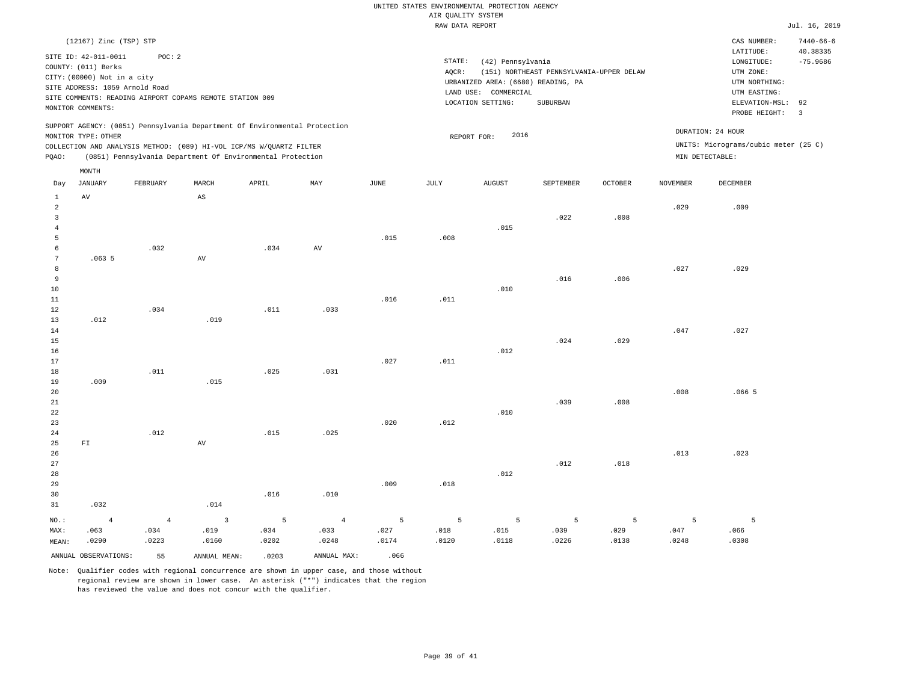UNITED STATES ENVIRONMENTAL PROTECTION AGENCY
AIR QUALITY SYSTEM
RAW DATA REPORT

Jul. 16, 2019

(12167) Zinc (TSP) STP

SITE ID: 42-011-0011    POC: 2
COUNTY: (011) Berks
CITY: (00000) Not in a city
SITE ADDRESS: 1059 Arnold Road
SITE COMMENTS: READING AIRPORT COPAMS REMOTE STATION 009
MONITOR COMMENTS:

STATE: (42) Pennsylvania
AQCR: (151) NORTHEAST PENNSYLVANIA-UPPER DELAW
URBANIZED AREA: (6680) READING, PA
LAND USE: COMMERCIAL
LOCATION SETTING: SUBURBAN

CAS NUMBER: 7440-66-6
LATITUDE: 40.38335
LONGITUDE: -75.9686
UTM ZONE:
UTM NORTHING:
UTM EASTING:
ELEVATION-MSL: 92
PROBE HEIGHT: 3

SUPPORT AGENCY: (0851) Pennsylvania Department Of Environmental Protection
MONITOR TYPE: OTHER
COLLECTION AND ANALYSIS METHOD: (089) HI-VOL ICP/MS W/QUARTZ FILTER
PQAO: (0851) Pennsylvania Department Of Environmental Protection

REPORT FOR: 2016

DURATION: 24 HOUR
UNITS: Micrograms/cubic meter (25 C)
MIN DETECTABLE:

| Day | JANUARY | FEBRUARY | MARCH | APRIL | MAY | JUNE | JULY | AUGUST | SEPTEMBER | OCTOBER | NOVEMBER | DECEMBER |
|---|---|---|---|---|---|---|---|---|---|---|---|---|
| 1 | AV | | AS | | | | | | | | | |
| 2 | | | | | | | | | | | .029 | .009 |
| 3 | | | | | | | | | .022 | .008 | | |
| 4 | | | | | | | | .015 | | | | |
| 5 | | | | | | .015 | .008 | | | | | |
| 6 | | .032 | | .034 | AV | | | | | | | |
| 7 | .063 5 | | AV | | | | | | | | | |
| 8 | | | | | | | | | | | .027 | .029 |
| 9 | | | | | | | | | .016 | .006 | | |
| 10 | | | | | | | | .010 | | | | |
| 11 | | | | | | .016 | .011 | | | | | |
| 12 | | .034 | | .011 | .033 | | | | | | | |
| 13 | .012 | | .019 | | | | | | | | | |
| 14 | | | | | | | | | | | .047 | .027 |
| 15 | | | | | | | | | .024 | .029 | | |
| 16 | | | | | | | | .012 | | | | |
| 17 | | | | | | .027 | .011 | | | | | |
| 18 | | .011 | | .025 | .031 | | | | | | | |
| 19 | .009 | | .015 | | | | | | | | | |
| 20 | | | | | | | | | | | .008 | .066 5 |
| 21 | | | | | | | | | .039 | .008 | | |
| 22 | | | | | | | | .010 | | | | |
| 23 | | | | | | .020 | .012 | | | | | |
| 24 | | .012 | | .015 | .025 | | | | | | | |
| 25 | FI | | AV | | | | | | | | | |
| 26 | | | | | | | | | | | .013 | .023 |
| 27 | | | | | | | | | .012 | .018 | | |
| 28 | | | | | | | | .012 | | | | |
| 29 | | | | | | .009 | .018 | | | | | |
| 30 | | | | .016 | .010 | | | | | | | |
| 31 | .032 | | .014 | | | | | | | | | |
| NO.: | 4 | 4 | 3 | 5 | 4 | 5 | 5 | 5 | 5 | 5 | 5 | 5 |
| MAX: | .063 | .034 | .019 | .034 | .033 | .027 | .018 | .015 | .039 | .029 | .047 | .066 |
| MEAN: | .0290 | .0223 | .0160 | .0202 | .0248 | .0174 | .0120 | .0118 | .0226 | .0138 | .0248 | .0308 |

ANNUAL OBSERVATIONS: 55    ANNUAL MEAN: .0203    ANNUAL MAX: .066

Note: Qualifier codes with regional concurrence are shown in upper case, and those without regional review are shown in lower case. An asterisk ("*") indicates that the region has reviewed the value and does not concur with the qualifier.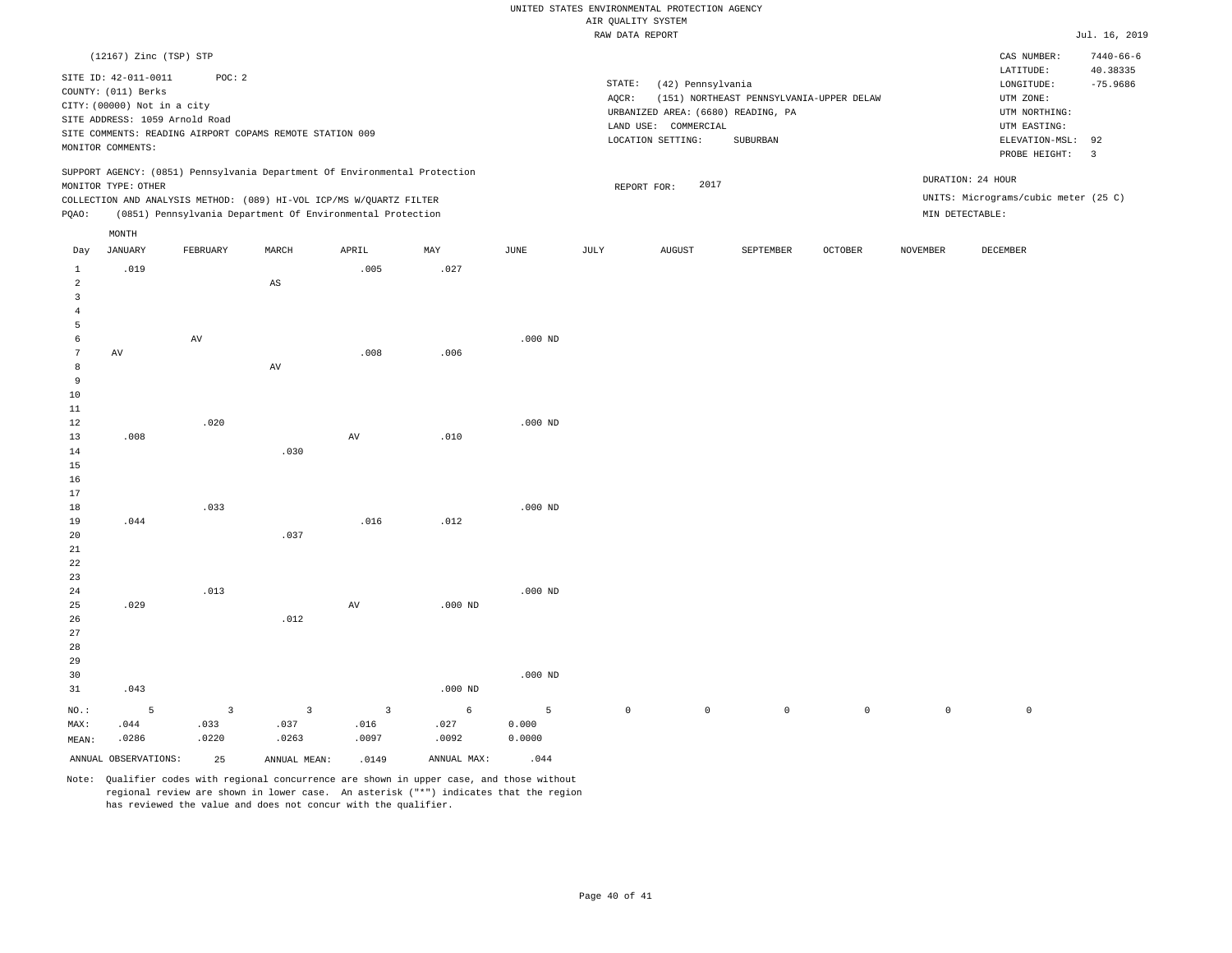UNITED STATES ENVIRONMENTAL PROTECTION AGENCY
AIR QUALITY SYSTEM
RAW DATA REPORT

Jul. 16, 2019

(12167) Zinc (TSP) STP

SITE ID: 42-011-0011 POC: 2
COUNTY: (011) Berks
CITY: (00000) Not in a city
SITE ADDRESS: 1059 Arnold Road
SITE COMMENTS: READING AIRPORT COPAMS REMOTE STATION 009
MONITOR COMMENTS:

STATE: (42) Pennsylvania
AQCR: (151) NORTHEAST PENNSYLVANIA-UPPER DELAW
URBANIZED AREA: (6680) READING, PA
LAND USE: COMMERCIAL
LOCATION SETTING: SUBURBAN

CAS NUMBER: 7440-66-6
LATITUDE: 40.38335
LONGITUDE: -75.9686
UTM ZONE:
UTM NORTHING:
UTM EASTING:
ELEVATION-MSL: 92
PROBE HEIGHT: 3

SUPPORT AGENCY: (0851) Pennsylvania Department Of Environmental Protection
MONITOR TYPE: OTHER
COLLECTION AND ANALYSIS METHOD: (089) HI-VOL ICP/MS W/QUARTZ FILTER
PQAO: (0851) Pennsylvania Department Of Environmental Protection

REPORT FOR: 2017

DURATION: 24 HOUR
UNITS: Micrograms/cubic meter (25 C)
MIN DETECTABLE:

| Day | JANUARY | FEBRUARY | MARCH | APRIL | MAY | JUNE | JULY | AUGUST | SEPTEMBER | OCTOBER | NOVEMBER | DECEMBER |
|---|---|---|---|---|---|---|---|---|---|---|---|---|
| 1 | .019 | | | .005 | .027 | | | | | | | |
| 2 | | | AS | | | | | | | | | |
| 3 | | | | | | | | | | | | |
| 4 | | | | | | | | | | | | |
| 5 | | | | | | | | | | | | |
| 6 | | AV | | | | .000 ND | | | | | | |
| 7 | AV | | | .008 | .006 | | | | | | | |
| 8 | | | AV | | | | | | | | | |
| 9 | | | | | | | | | | | | |
| 10 | | | | | | | | | | | | |
| 11 | | | | | | | | | | | | |
| 12 | | .020 | | | | .000 ND | | | | | | |
| 13 | .008 | | | AV | .010 | | | | | | | |
| 14 | | | .030 | | | | | | | | | |
| 15 | | | | | | | | | | | | |
| 16 | | | | | | | | | | | | |
| 17 | | | | | | | | | | | | |
| 18 | | .033 | | | | .000 ND | | | | | | |
| 19 | .044 | | | .016 | .012 | | | | | | | |
| 20 | | | .037 | | | | | | | | | |
| 21 | | | | | | | | | | | | |
| 22 | | | | | | | | | | | | |
| 23 | | | | | | | | | | | | |
| 24 | | .013 | | | | .000 ND | | | | | | |
| 25 | .029 | | | AV | .000 ND | | | | | | | |
| 26 | | | .012 | | | | | | | | | |
| 27 | | | | | | | | | | | | |
| 28 | | | | | | | | | | | | |
| 29 | | | | | | | | | | | | |
| 30 | | | | | | .000 ND | | | | | | |
| 31 | .043 | | | | .000 ND | | | | | | | |
| NO.: | 5 | 3 | 3 | 3 | 6 | 5 | 0 | 0 | 0 | 0 | 0 | 0 |
| MAX: | .044 | .033 | .037 | .016 | .027 | 0.000 | | | | | | |
| MEAN: | .0286 | .0220 | .0263 | .0097 | .0092 | 0.0000 | | | | | | |

ANNUAL OBSERVATIONS: 25 ANNUAL MEAN: .0149 ANNUAL MAX: .044

Note: Qualifier codes with regional concurrence are shown in upper case, and those without regional review are shown in lower case. An asterisk ("*") indicates that the region has reviewed the value and does not concur with the qualifier.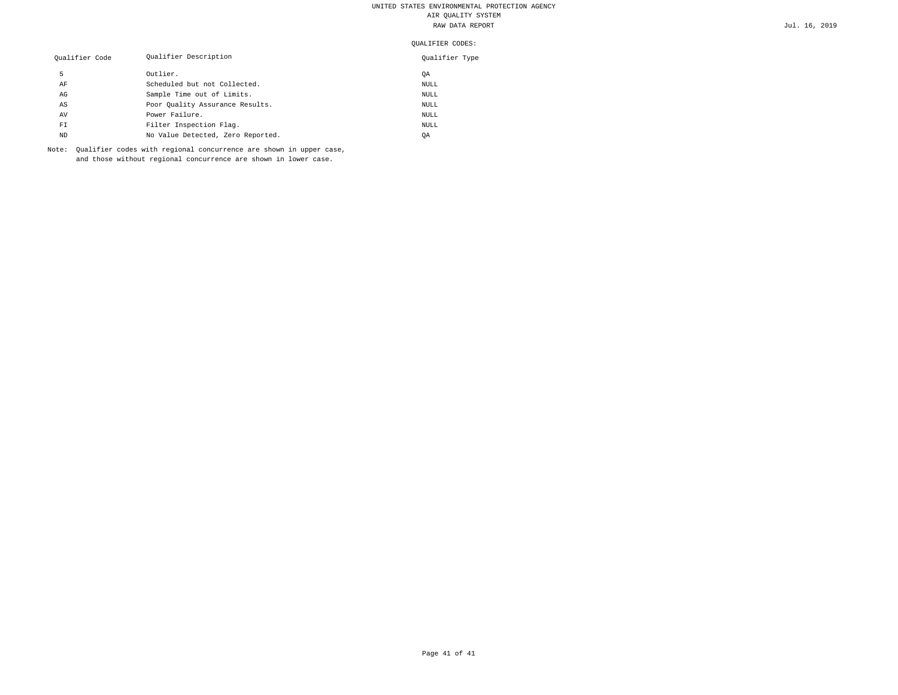UNITED STATES ENVIRONMENTAL PROTECTION AGENCY
AIR QUALITY SYSTEM
RAW DATA REPORT

Jul. 16, 2019

QUALIFIER CODES:

| Qualifier Code | Qualifier Description | Qualifier Type |
|---|---|---|
| 5 | Outlier. | QA |
| AF | Scheduled but not Collected. | NULL |
| AG | Sample Time out of Limits. | NULL |
| AS | Poor Quality Assurance Results. | NULL |
| AV | Power Failure. | NULL |
| FI | Filter Inspection Flag. | NULL |
| ND | No Value Detected, Zero Reported. | QA |

Note: Qualifier codes with regional concurrence are shown in upper case, and those without regional concurrence are shown in lower case.